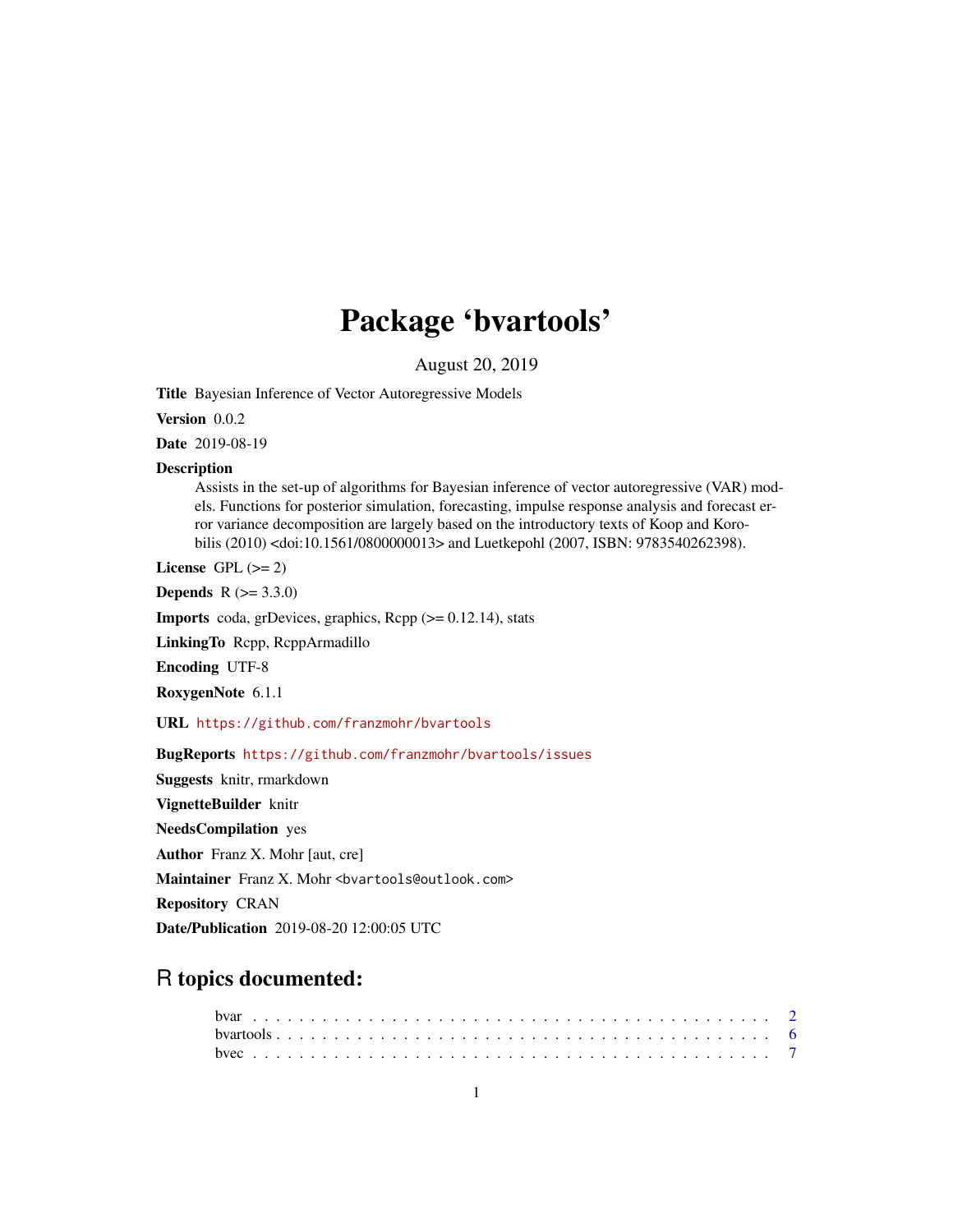# Package 'bvartools'

August 20, 2019

**Title** Bayesian Inference of Vector Autoregressive Models

**Version** 0.0.2

**Date** 2019-08-19

**Description**
Assists in the set-up of algorithms for Bayesian inference of vector autoregressive (VAR) models. Functions for posterior simulation, forecasting, impulse response analysis and forecast error variance decomposition are largely based on the introductory texts of Koop and Korobilis (2010) <doi:10.1561/0800000013> and Luetkepohl (2007, ISBN: 9783540262398).

**License** GPL (>= 2)

**Depends** R (>= 3.3.0)

**Imports** coda, grDevices, graphics, Rcpp (>= 0.12.14), stats

**LinkingTo** Rcpp, RcppArmadillo

**Encoding** UTF-8

**RoxygenNote** 6.1.1

**URL** https://github.com/franzmohr/bvartools

**BugReports** https://github.com/franzmohr/bvartools/issues

**Suggests** knitr, rmarkdown

**VignetteBuilder** knitr

**NeedsCompilation** yes

**Author** Franz X. Mohr [aut, cre]

**Maintainer** Franz X. Mohr <bvartools@outlook.com>

**Repository** CRAN

**Date/Publication** 2019-08-20 12:00:05 UTC

## R topics documented:

bvar . . . . . . . . . . . . . . . . . . . . . . . . . . . . . . . . . . . . . . . . . . . 2
bvartools . . . . . . . . . . . . . . . . . . . . . . . . . . . . . . . . . . . . . . . . . 6
bvec . . . . . . . . . . . . . . . . . . . . . . . . . . . . . . . . . . . . . . . . . . . 7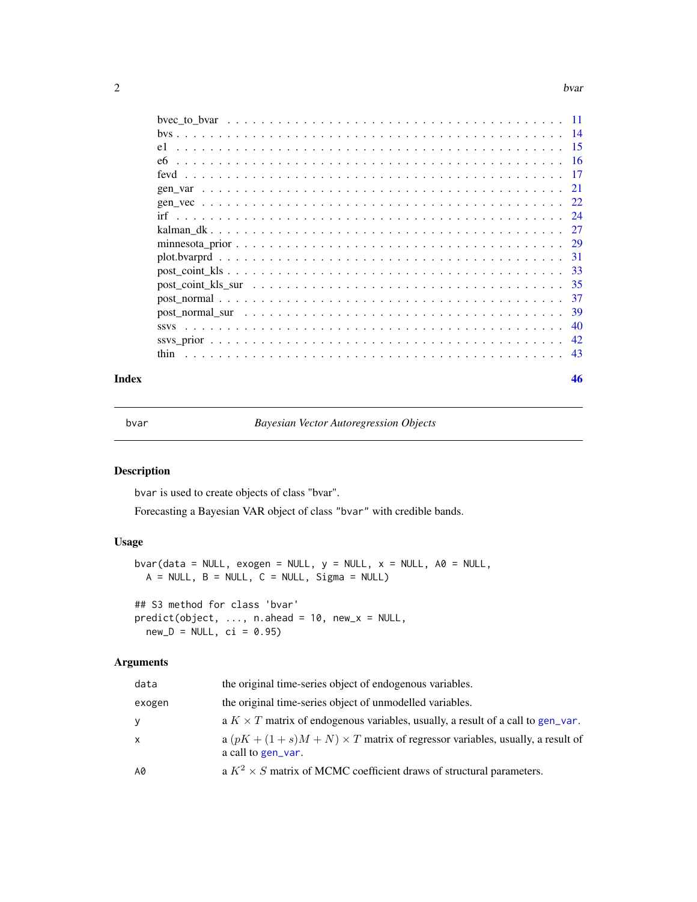| | |
|---|---|
| bvec_to_bvar | 11 |
| bvs | 14 |
| e1 | 15 |
| e6 | 16 |
| fevd | 17 |
| gen_var | 21 |
| gen_vec | 22 |
| irf | 24 |
| kalman_dk | 27 |
| minnesota_prior | 29 |
| plot.bvarprd | 31 |
| post_coint_kls | 33 |
| post_coint_kls_sur | 35 |
| post_normal | 37 |
| post_normal_sur | 39 |
| ssvs | 40 |
| ssvs_prior | 42 |
| thin | 43 |

**Index** **46**

---

bvar *Bayesian Vector Autoregression Objects*

---

## Description

bvar is used to create objects of class "bvar".

Forecasting a Bayesian VAR object of class "bvar" with credible bands.

## Usage

```
bvar(data = NULL, exogen = NULL, y = NULL, x = NULL, A0 = NULL,
  A = NULL, B = NULL, C = NULL, Sigma = NULL)

## S3 method for class 'bvar'
predict(object, ..., n.ahead = 10, new_x = NULL,
  new_D = NULL, ci = 0.95)
```

## Arguments

| | |
|---|---|
| data | the original time-series object of endogenous variables. |
| exogen | the original time-series object of unmodelled variables. |
| y | a $K \times T$ matrix of endogenous variables, usually, a result of a call to gen_var. |
| x | a $(pK + (1 + s)M + N) \times T$ matrix of regressor variables, usually, a result of a call to gen_var. |
| A0 | a $K^2 \times S$ matrix of MCMC coefficient draws of structural parameters. |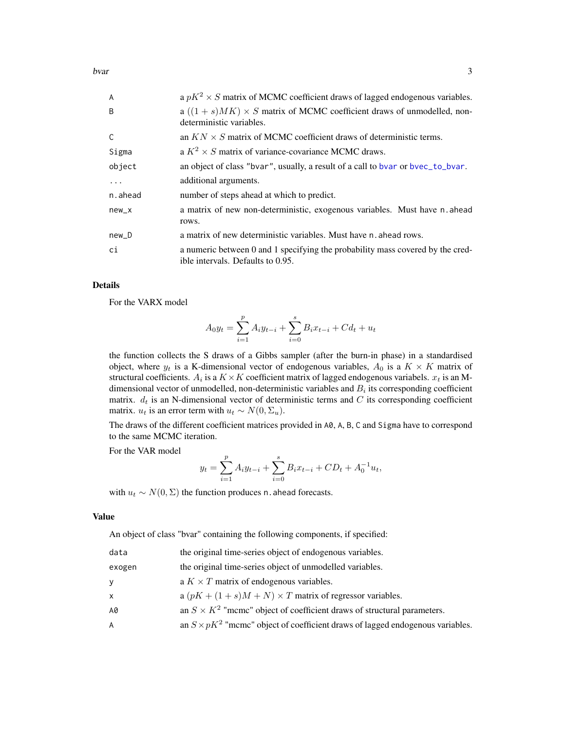| | |
|---|---|
| A | a $pK^2 \times S$ matrix of MCMC coefficient draws of lagged endogenous variables. |
| B | a $((1+s)MK) \times S$ matrix of MCMC coefficient draws of unmodelled, non-deterministic variables. |
| C | an $KN \times S$ matrix of MCMC coefficient draws of deterministic terms. |
| Sigma | a $K^2 \times S$ matrix of variance-covariance MCMC draws. |
| object | an object of class "bvar", usually, a result of a call to bvar or bvec_to_bvar. |
| ... | additional arguments. |
| n.ahead | number of steps ahead at which to predict. |
| new_x | a matrix of new non-deterministic, exogenous variables. Must have n.ahead rows. |
| new_D | a matrix of new deterministic variables. Must have n.ahead rows. |
| ci | a numeric between 0 and 1 specifying the probability mass covered by the credible intervals. Defaults to 0.95. |

## Details

For the VARX model

$$A_0 y_t = \sum_{i=1}^{p} A_i y_{t-i} + \sum_{i=0}^{s} B_i x_{t-i} + C d_t + u_t$$

the function collects the S draws of a Gibbs sampler (after the burn-in phase) in a standardised object, where $y_t$ is a K-dimensional vector of endogenous variables, $A_0$ is a $K \times K$ matrix of structural coefficients. $A_i$ is a $K \times K$ coefficient matrix of lagged endogenous variabels. $x_t$ is an M-dimensional vector of unmodelled, non-deterministic variables and $B_i$ its corresponding coefficient matrix. $d_t$ is an N-dimensional vector of deterministic terms and $C$ its corresponding coefficient matrix. $u_t$ is an error term with $u_t \sim N(0, \Sigma_u)$.

The draws of the different coefficient matrices provided in A0, A, B, C and Sigma have to correspond to the same MCMC iteration.

For the VAR model

$$y_t = \sum_{i=1}^{p} A_i y_{t-i} + \sum_{i=0}^{s} B_i x_{t-i} + C D_t + A_0^{-1} u_t,$$

with $u_t \sim N(0, \Sigma)$ the function produces n.ahead forecasts.

## Value

An object of class "bvar" containing the following components, if specified:

| | |
|---|---|
| data | the original time-series object of endogenous variables. |
| exogen | the original time-series object of unmodelled variables. |
| y | a $K \times T$ matrix of endogenous variables. |
| x | a $(pK + (1+s)M + N) \times T$ matrix of regressor variables. |
| A0 | an $S \times K^2$ "mcmc" object of coefficient draws of structural parameters. |
| A | an $S \times pK^2$ "mcmc" object of coefficient draws of lagged endogenous variables. |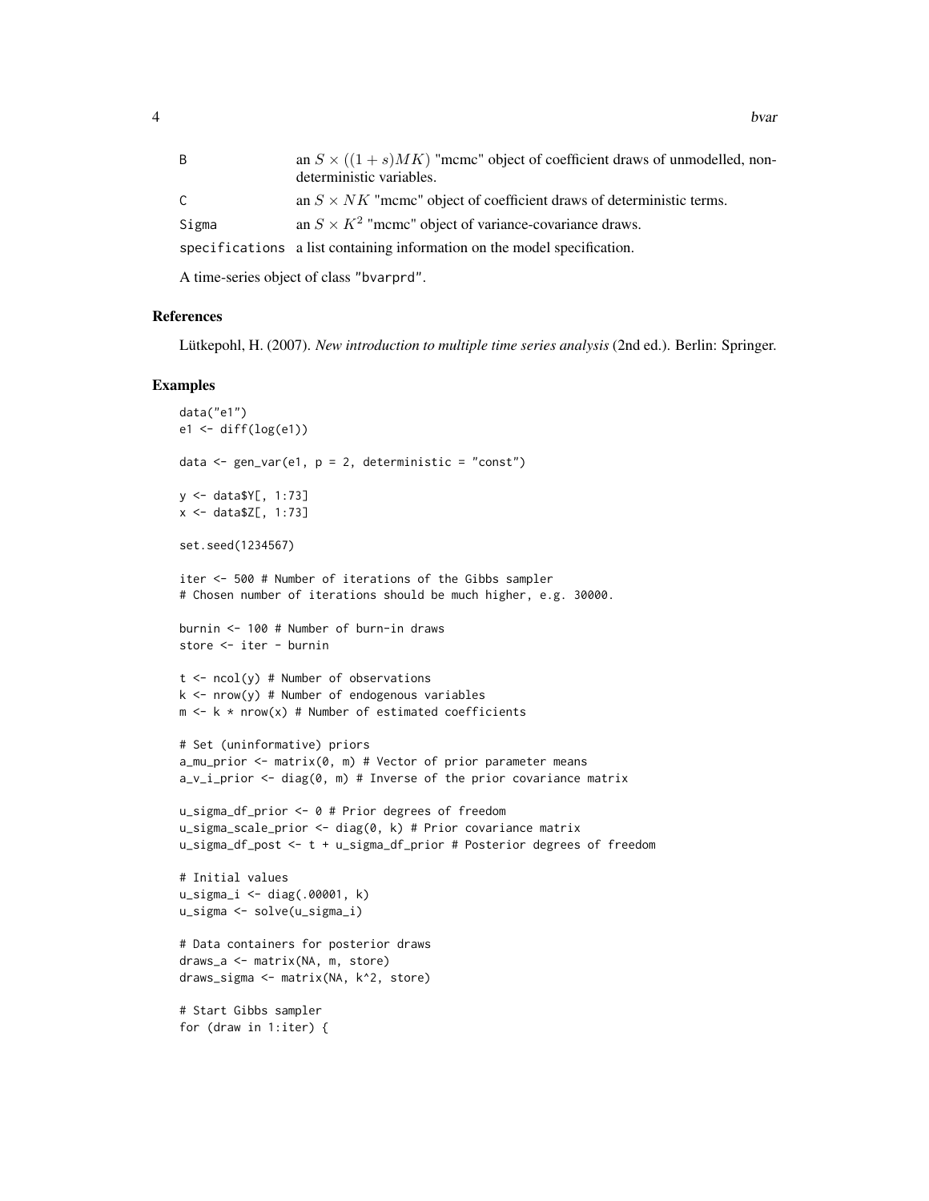| | |
|---|---|
| B | an $S \times ((1+s)MK)$ "mcmc" object of coefficient draws of unmodelled, non-deterministic variables. |
| C | an $S \times NK$ "mcmc" object of coefficient draws of deterministic terms. |
| Sigma | an $S \times K^2$ "mcmc" object of variance-covariance draws. |
| specifications | a list containing information on the model specification. |

A time-series object of class "bvarprd".

## References

Lütkepohl, H. (2007). *New introduction to multiple time series analysis* (2nd ed.). Berlin: Springer.

## Examples

```
data("e1")
e1 <- diff(log(e1))

data <- gen_var(e1, p = 2, deterministic = "const")

y <- data$Y[, 1:73]
x <- data$Z[, 1:73]

set.seed(1234567)

iter <- 500 # Number of iterations of the Gibbs sampler
# Chosen number of iterations should be much higher, e.g. 30000.

burnin <- 100 # Number of burn-in draws
store <- iter - burnin

t <- ncol(y) # Number of observations
k <- nrow(y) # Number of endogenous variables
m <- k * nrow(x) # Number of estimated coefficients

# Set (uninformative) priors
a_mu_prior <- matrix(0, m) # Vector of prior parameter means
a_v_i_prior <- diag(0, m) # Inverse of the prior covariance matrix

u_sigma_df_prior <- 0 # Prior degrees of freedom
u_sigma_scale_prior <- diag(0, k) # Prior covariance matrix
u_sigma_df_post <- t + u_sigma_df_prior # Posterior degrees of freedom

# Initial values
u_sigma_i <- diag(.00001, k)
u_sigma <- solve(u_sigma_i)

# Data containers for posterior draws
draws_a <- matrix(NA, m, store)
draws_sigma <- matrix(NA, k^2, store)

# Start Gibbs sampler
for (draw in 1:iter) {
```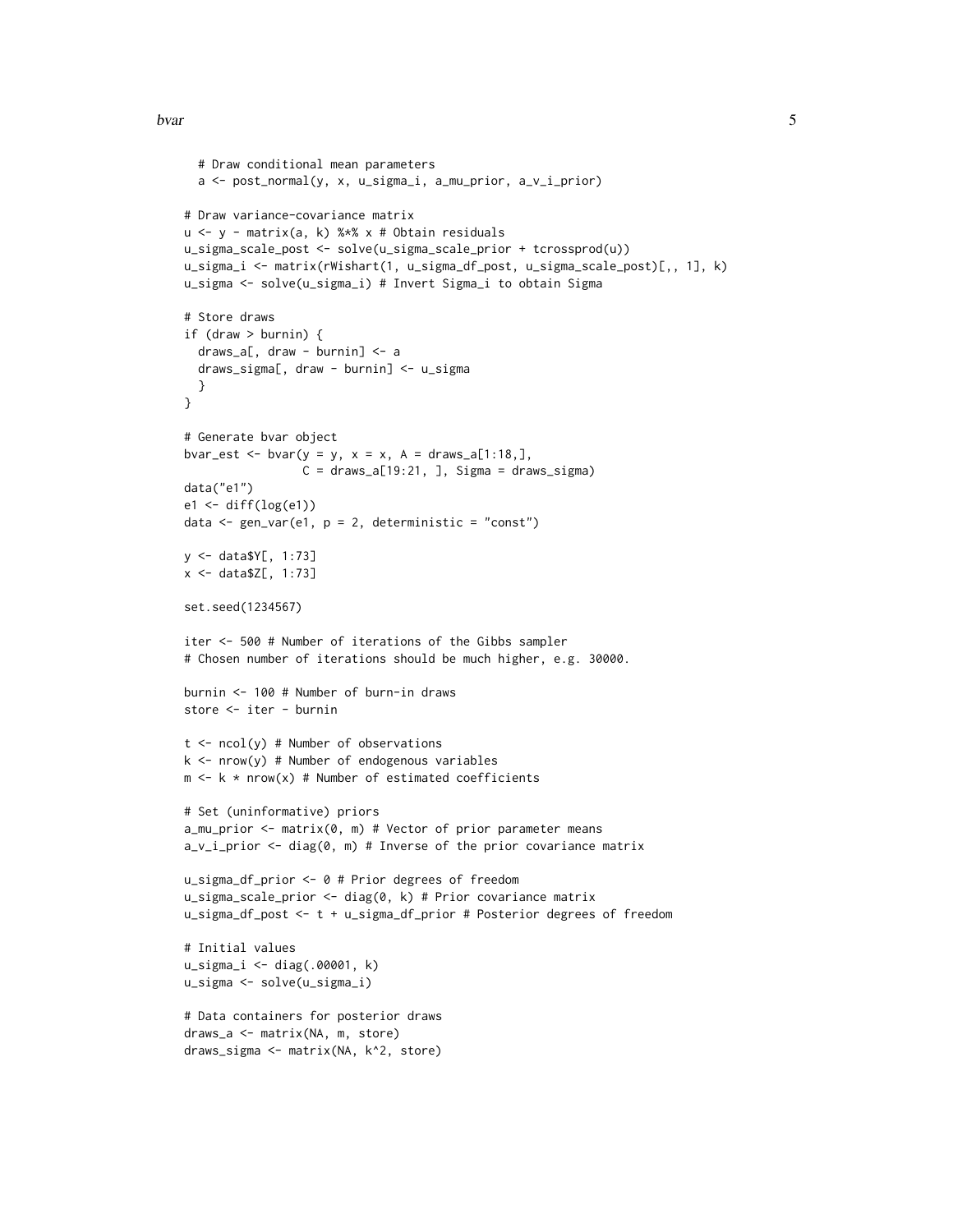```
    # Draw conditional mean parameters
    a <- post_normal(y, x, u_sigma_i, a_mu_prior, a_v_i_prior)

  # Draw variance-covariance matrix
  u <- y - matrix(a, k) %*% x # Obtain residuals
  u_sigma_scale_post <- solve(u_sigma_scale_prior + tcrossprod(u))
  u_sigma_i <- matrix(rWishart(1, u_sigma_df_post, u_sigma_scale_post)[,, 1], k)
  u_sigma <- solve(u_sigma_i) # Invert Sigma_i to obtain Sigma

  # Store draws
  if (draw > burnin) {
    draws_a[, draw - burnin] <- a
    draws_sigma[, draw - burnin] <- u_sigma
    }
  }

  # Generate bvar object
  bvar_est <- bvar(y = y, x = x, A = draws_a[1:18,],
                   C = draws_a[19:21, ], Sigma = draws_sigma)
  data("e1")
  e1 <- diff(log(e1))
  data <- gen_var(e1, p = 2, deterministic = "const")

  y <- data$Y[, 1:73]
  x <- data$Z[, 1:73]

  set.seed(1234567)

  iter <- 500 # Number of iterations of the Gibbs sampler
  # Chosen number of iterations should be much higher, e.g. 30000.

  burnin <- 100 # Number of burn-in draws
  store <- iter - burnin

  t <- ncol(y) # Number of observations
  k <- nrow(y) # Number of endogenous variables
  m <- k * nrow(x) # Number of estimated coefficients

  # Set (uninformative) priors
  a_mu_prior <- matrix(0, m) # Vector of prior parameter means
  a_v_i_prior <- diag(0, m) # Inverse of the prior covariance matrix

  u_sigma_df_prior <- 0 # Prior degrees of freedom
  u_sigma_scale_prior <- diag(0, k) # Prior covariance matrix
  u_sigma_df_post <- t + u_sigma_df_prior # Posterior degrees of freedom

  # Initial values
  u_sigma_i <- diag(.00001, k)
  u_sigma <- solve(u_sigma_i)

  # Data containers for posterior draws
  draws_a <- matrix(NA, m, store)
  draws_sigma <- matrix(NA, k^2, store)
```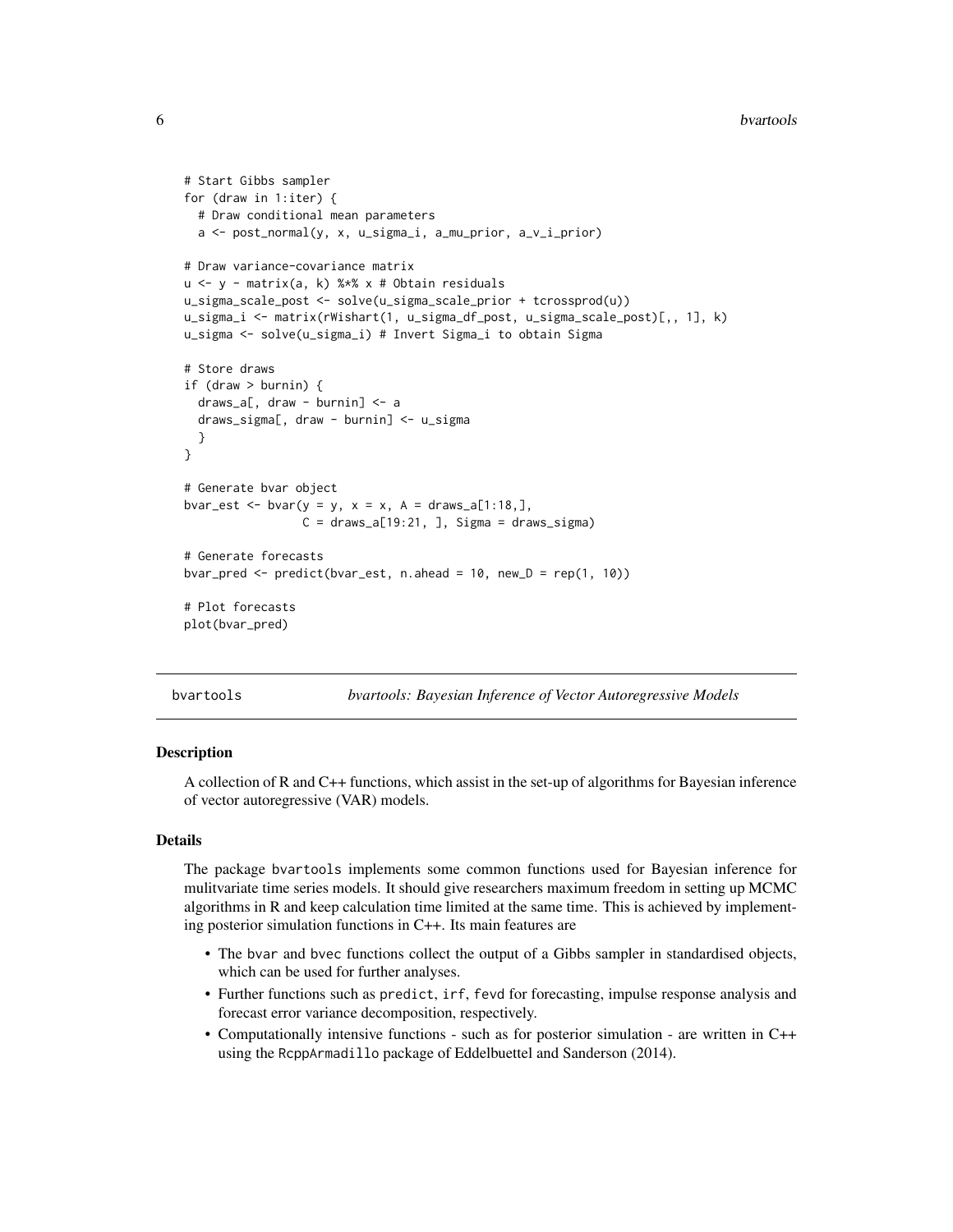```
# Start Gibbs sampler
for (draw in 1:iter) {
  # Draw conditional mean parameters
  a <- post_normal(y, x, u_sigma_i, a_mu_prior, a_v_i_prior)

# Draw variance-covariance matrix
u <- y - matrix(a, k) %*% x # Obtain residuals
u_sigma_scale_post <- solve(u_sigma_scale_prior + tcrossprod(u))
u_sigma_i <- matrix(rWishart(1, u_sigma_df_post, u_sigma_scale_post)[,, 1], k)
u_sigma <- solve(u_sigma_i) # Invert Sigma_i to obtain Sigma

# Store draws
if (draw > burnin) {
  draws_a[, draw - burnin] <- a
  draws_sigma[, draw - burnin] <- u_sigma
  }
}

# Generate bvar object
bvar_est <- bvar(y = y, x = x, A = draws_a[1:18,],
                 C = draws_a[19:21, ], Sigma = draws_sigma)

# Generate forecasts
bvar_pred <- predict(bvar_est, n.ahead = 10, new_D = rep(1, 10))

# Plot forecasts
plot(bvar_pred)
```

---

## bvartools — *bvartools: Bayesian Inference of Vector Autoregressive Models*

### Description

A collection of R and C++ functions, which assist in the set-up of algorithms for Bayesian inference of vector autoregressive (VAR) models.

### Details

The package bvartools implements some common functions used for Bayesian inference for mulitvariate time series models. It should give researchers maximum freedom in setting up MCMC algorithms in R and keep calculation time limited at the same time. This is achieved by implementing posterior simulation functions in C++. Its main features are

- The bvar and bvec functions collect the output of a Gibbs sampler in standardised objects, which can be used for further analyses.
- Further functions such as predict, irf, fevd for forecasting, impulse response analysis and forecast error variance decomposition, respectively.
- Computationally intensive functions - such as for posterior simulation - are written in C++ using the RcppArmadillo package of Eddelbuettel and Sanderson (2014).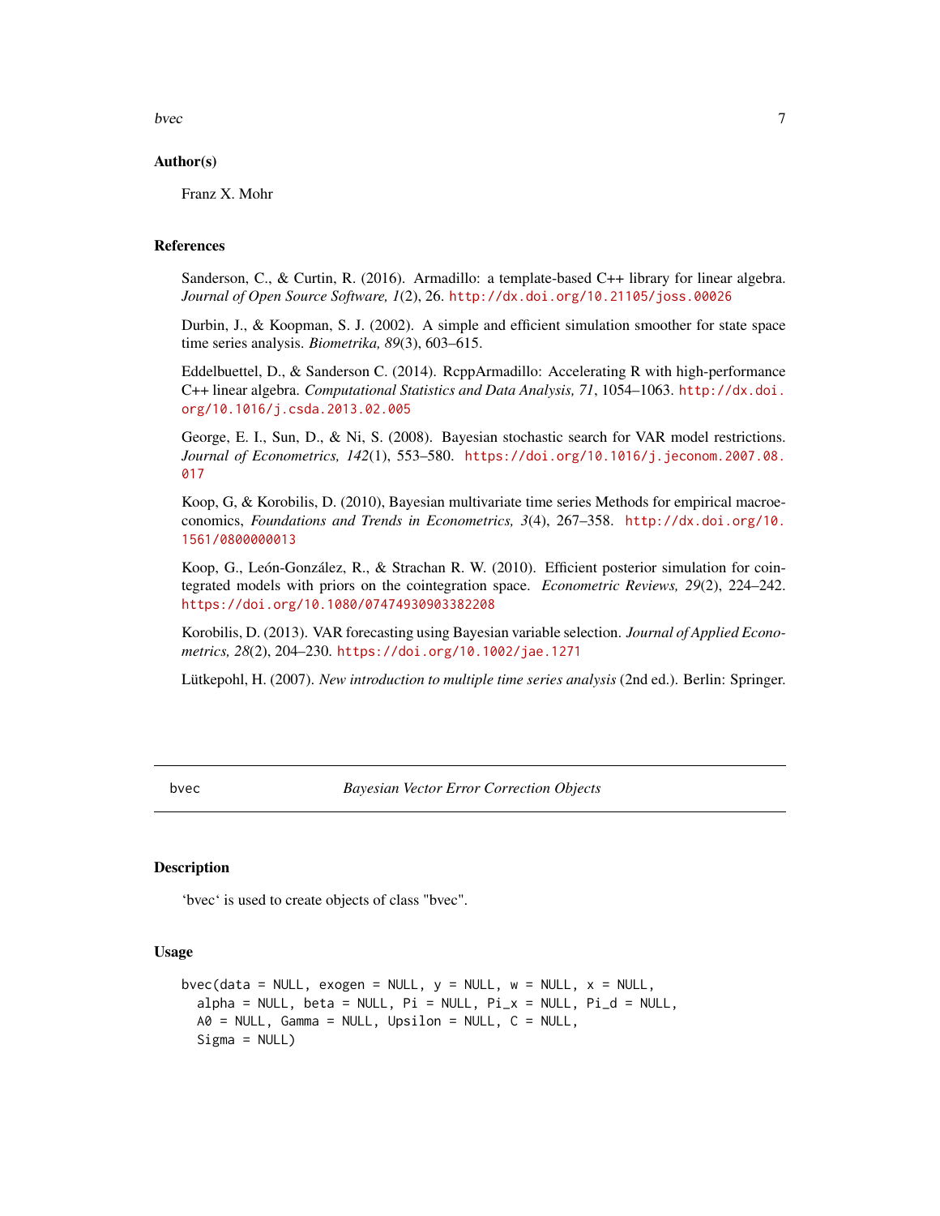### Author(s)

Franz X. Mohr

### References

Sanderson, C., & Curtin, R. (2016). Armadillo: a template-based C++ library for linear algebra. *Journal of Open Source Software, 1*(2), 26. http://dx.doi.org/10.21105/joss.00026

Durbin, J., & Koopman, S. J. (2002). A simple and efficient simulation smoother for state space time series analysis. *Biometrika, 89*(3), 603–615.

Eddelbuettel, D., & Sanderson C. (2014). RcppArmadillo: Accelerating R with high-performance C++ linear algebra. *Computational Statistics and Data Analysis, 71*, 1054–1063. http://dx.doi.org/10.1016/j.csda.2013.02.005

George, E. I., Sun, D., & Ni, S. (2008). Bayesian stochastic search for VAR model restrictions. *Journal of Econometrics, 142*(1), 553–580. https://doi.org/10.1016/j.jeconom.2007.08.017

Koop, G, & Korobilis, D. (2010), Bayesian multivariate time series Methods for empirical macroeconomics, *Foundations and Trends in Econometrics, 3*(4), 267–358. http://dx.doi.org/10.1561/0800000013

Koop, G., León-González, R., & Strachan R. W. (2010). Efficient posterior simulation for cointegrated models with priors on the cointegration space. *Econometric Reviews, 29*(2), 224–242. https://doi.org/10.1080/07474930903382208

Korobilis, D. (2013). VAR forecasting using Bayesian variable selection. *Journal of Applied Econometrics, 28*(2), 204–230. https://doi.org/10.1002/jae.1271

Lütkepohl, H. (2007). *New introduction to multiple time series analysis* (2nd ed.). Berlin: Springer.

---

## bvec — *Bayesian Vector Error Correction Objects*

### Description

'bvec' is used to create objects of class "bvec".

### Usage

```
bvec(data = NULL, exogen = NULL, y = NULL, w = NULL, x = NULL,
  alpha = NULL, beta = NULL, Pi = NULL, Pi_x = NULL, Pi_d = NULL,
  A0 = NULL, Gamma = NULL, Upsilon = NULL, C = NULL,
  Sigma = NULL)
```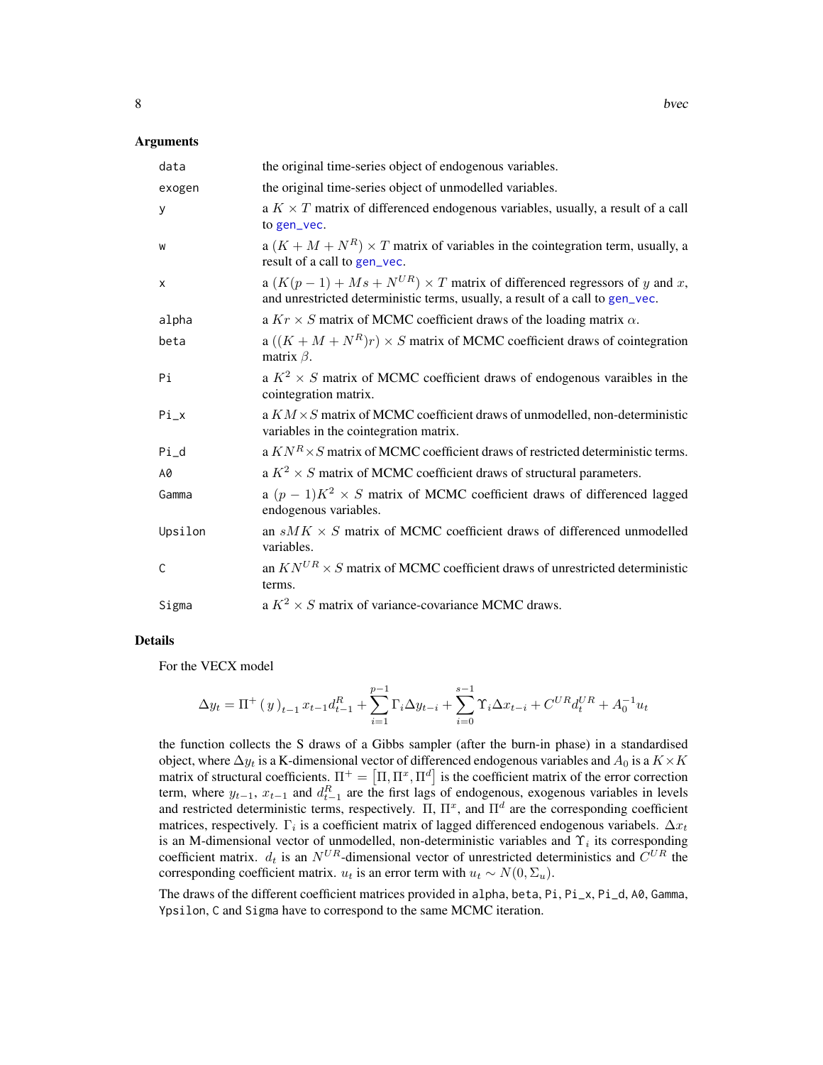## Arguments

| | |
|---|---|
| data | the original time-series object of endogenous variables. |
| exogen | the original time-series object of unmodelled variables. |
| y | a $K \times T$ matrix of differenced endogenous variables, usually, a result of a call to gen_vec. |
| w | a $(K + M + N^R) \times T$ matrix of variables in the cointegration term, usually, a result of a call to gen_vec. |
| x | a $(K(p-1) + Ms + N^{UR}) \times T$ matrix of differenced regressors of $y$ and $x$, and unrestricted deterministic terms, usually, a result of a call to gen_vec. |
| alpha | a $Kr \times S$ matrix of MCMC coefficient draws of the loading matrix $\alpha$. |
| beta | a $((K + M + N^R)r) \times S$ matrix of MCMC coefficient draws of cointegration matrix $\beta$. |
| Pi | a $K^2 \times S$ matrix of MCMC coefficient draws of endogenous varaibles in the cointegration matrix. |
| Pi_x | a $KM \times S$ matrix of MCMC coefficient draws of unmodelled, non-deterministic variables in the cointegration matrix. |
| Pi_d | a $KN^R \times S$ matrix of MCMC coefficient draws of restricted deterministic terms. |
| A0 | a $K^2 \times S$ matrix of MCMC coefficient draws of structural parameters. |
| Gamma | a $(p-1)K^2 \times S$ matrix of MCMC coefficient draws of differenced lagged endogenous variables. |
| Upsilon | an $sMK \times S$ matrix of MCMC coefficient draws of differenced unmodelled variables. |
| C | an $KN^{UR} \times S$ matrix of MCMC coefficient draws of unrestricted deterministic terms. |
| Sigma | a $K^2 \times S$ matrix of variance-covariance MCMC draws. |

## Details

For the VECX model

$$\Delta y_t = \Pi^+ \left( y \right)_{t-1} x_{t-1} d^R_{t-1} + \sum_{i=1}^{p-1} \Gamma_i \Delta y_{t-i} + \sum_{i=0}^{s-1} \Upsilon_i \Delta x_{t-i} + C^{UR} d^{UR}_t + A_0^{-1} u_t$$

the function collects the S draws of a Gibbs sampler (after the burn-in phase) in a standardised object, where $\Delta y_t$ is a K-dimensional vector of differenced endogenous variables and $A_0$ is a $K \times K$ matrix of structural coefficients. $\Pi^+ = \left[\Pi, \Pi^x, \Pi^d\right]$ is the coefficient matrix of the error correction term, where $y_{t-1}$, $x_{t-1}$ and $d^R_{t-1}$ are the first lags of endogenous, exogenous variables in levels and restricted deterministic terms, respectively. $\Pi$, $\Pi^x$, and $\Pi^d$ are the corresponding coefficient matrices, respectively. $\Gamma_i$ is a coefficient matrix of lagged differenced endogenous variabels. $\Delta x_t$ is an M-dimensional vector of unmodelled, non-deterministic variables and $\Upsilon_i$ its corresponding coefficient matrix. $d_t$ is an $N^{UR}$-dimensional vector of unrestricted deterministics and $C^{UR}$ the corresponding coefficient matrix. $u_t$ is an error term with $u_t \sim N(0, \Sigma_u)$.

The draws of the different coefficient matrices provided in alpha, beta, Pi, Pi_x, Pi_d, A0, Gamma, Ypsilon, C and Sigma have to correspond to the same MCMC iteration.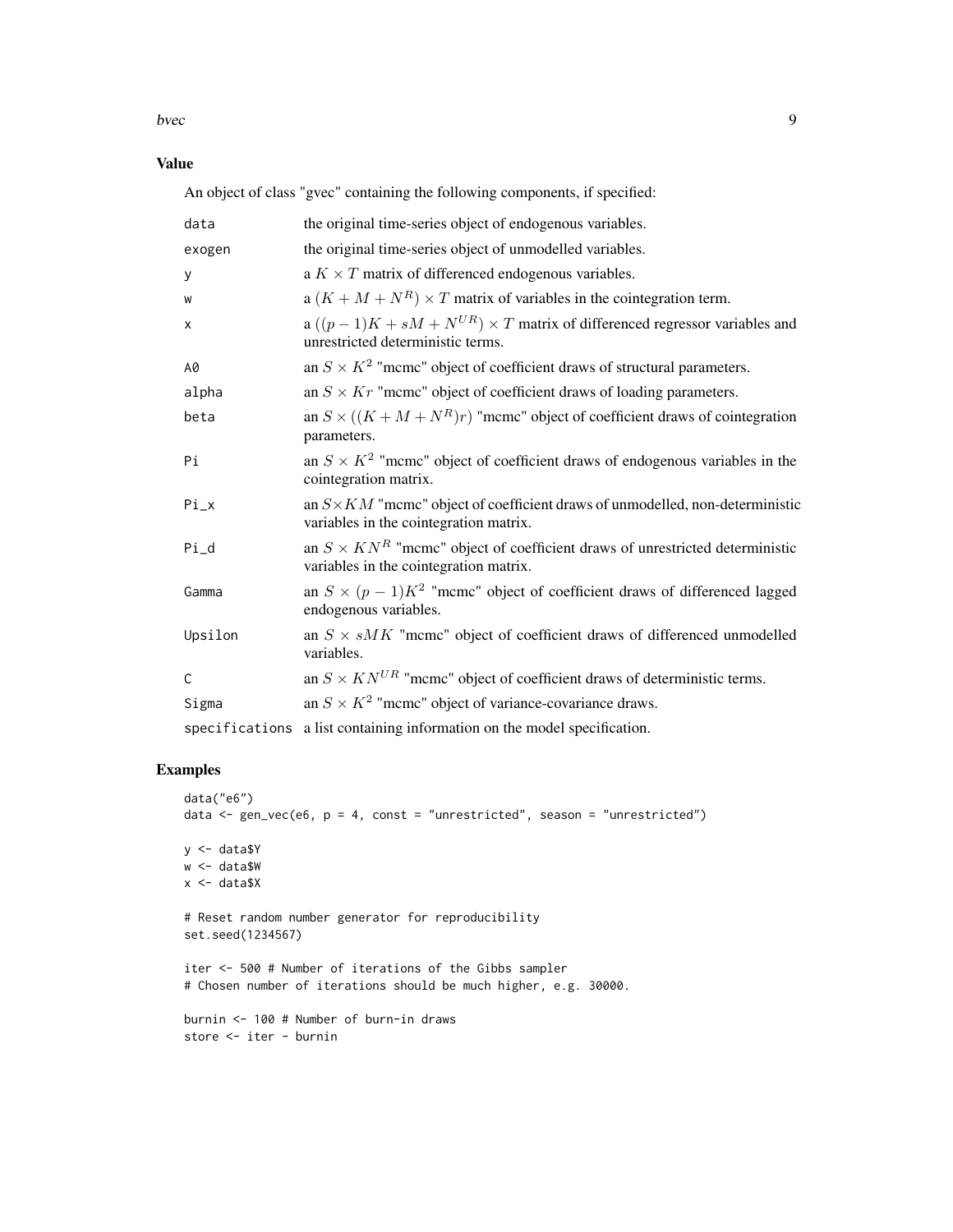## Value

An object of class "gvec" containing the following components, if specified:

| | |
|---|---|
| data | the original time-series object of endogenous variables. |
| exogen | the original time-series object of unmodelled variables. |
| y | a $K \times T$ matrix of differenced endogenous variables. |
| w | a $(K + M + N^R) \times T$ matrix of variables in the cointegration term. |
| x | a $((p - 1)K + sM + N^{UR}) \times T$ matrix of differenced regressor variables and unrestricted deterministic terms. |
| A0 | an $S \times K^2$ "mcmc" object of coefficient draws of structural parameters. |
| alpha | an $S \times Kr$ "mcmc" object of coefficient draws of loading parameters. |
| beta | an $S \times ((K + M + N^R)r)$ "mcmc" object of coefficient draws of cointegration parameters. |
| Pi | an $S \times K^2$ "mcmc" object of coefficient draws of endogenous variables in the cointegration matrix. |
| Pi_x | an $S \times KM$ "mcmc" object of coefficient draws of unmodelled, non-deterministic variables in the cointegration matrix. |
| Pi_d | an $S \times KN^R$ "mcmc" object of coefficient draws of unrestricted deterministic variables in the cointegration matrix. |
| Gamma | an $S \times (p - 1)K^2$ "mcmc" object of coefficient draws of differenced lagged endogenous variables. |
| Upsilon | an $S \times sMK$ "mcmc" object of coefficient draws of differenced unmodelled variables. |
| C | an $S \times KN^{UR}$ "mcmc" object of coefficient draws of deterministic terms. |
| Sigma | an $S \times K^2$ "mcmc" object of variance-covariance draws. |
| specifications | a list containing information on the model specification. |

## Examples

```
data("e6")
data <- gen_vec(e6, p = 4, const = "unrestricted", season = "unrestricted")

y <- data$Y
w <- data$W
x <- data$X

# Reset random number generator for reproducibility
set.seed(1234567)

iter <- 500 # Number of iterations of the Gibbs sampler
# Chosen number of iterations should be much higher, e.g. 30000.

burnin <- 100 # Number of burn-in draws
store <- iter - burnin
```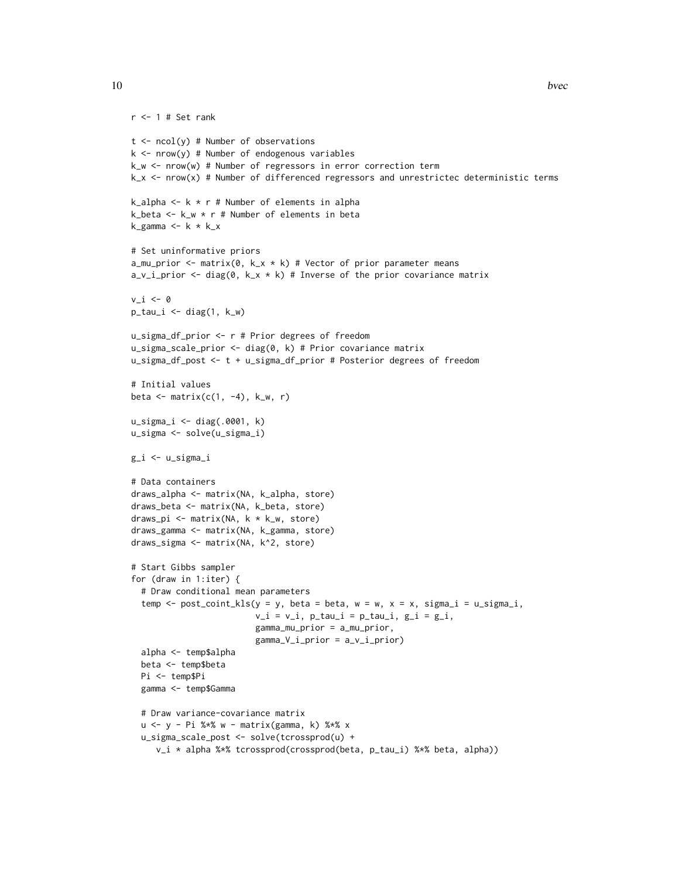```
r <- 1 # Set rank

t <- ncol(y) # Number of observations
k <- nrow(y) # Number of endogenous variables
k_w <- nrow(w) # Number of regressors in error correction term
k_x <- nrow(x) # Number of differenced regressors and unrestrictec deterministic terms

k_alpha <- k * r # Number of elements in alpha
k_beta <- k_w * r # Number of elements in beta
k_gamma <- k * k_x

# Set uninformative priors
a_mu_prior <- matrix(0, k_x * k) # Vector of prior parameter means
a_v_i_prior <- diag(0, k_x * k) # Inverse of the prior covariance matrix

v_i <- 0
p_tau_i <- diag(1, k_w)

u_sigma_df_prior <- r # Prior degrees of freedom
u_sigma_scale_prior <- diag(0, k) # Prior covariance matrix
u_sigma_df_post <- t + u_sigma_df_prior # Posterior degrees of freedom

# Initial values
beta <- matrix(c(1, -4), k_w, r)

u_sigma_i <- diag(.0001, k)
u_sigma <- solve(u_sigma_i)

g_i <- u_sigma_i

# Data containers
draws_alpha <- matrix(NA, k_alpha, store)
draws_beta <- matrix(NA, k_beta, store)
draws_pi <- matrix(NA, k * k_w, store)
draws_gamma <- matrix(NA, k_gamma, store)
draws_sigma <- matrix(NA, k^2, store)

# Start Gibbs sampler
for (draw in 1:iter) {
  # Draw conditional mean parameters
  temp <- post_coint_kls(y = y, beta = beta, w = w, x = x, sigma_i = u_sigma_i,
                         v_i = v_i, p_tau_i = p_tau_i, g_i = g_i,
                         gamma_mu_prior = a_mu_prior,
                         gamma_V_i_prior = a_v_i_prior)
  alpha <- temp$alpha
  beta <- temp$beta
  Pi <- temp$Pi
  gamma <- temp$Gamma

  # Draw variance-covariance matrix
  u <- y - Pi %*% w - matrix(gamma, k) %*% x
  u_sigma_scale_post <- solve(tcrossprod(u) +
     v_i * alpha %*% tcrossprod(crossprod(beta, p_tau_i) %*% beta, alpha))
```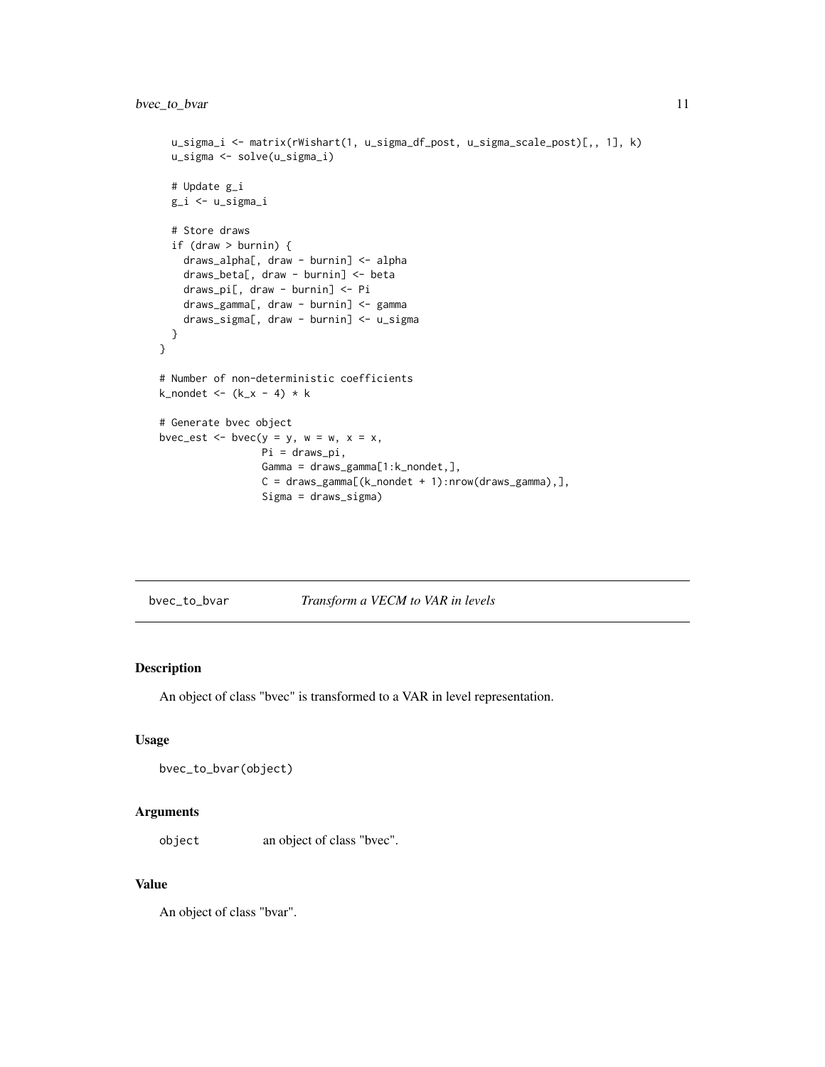```
    u_sigma_i <- matrix(rWishart(1, u_sigma_df_post, u_sigma_scale_post)[,, 1], k)
    u_sigma <- solve(u_sigma_i)

    # Update g_i
    g_i <- u_sigma_i

    # Store draws
    if (draw > burnin) {
      draws_alpha[, draw - burnin] <- alpha
      draws_beta[, draw - burnin] <- beta
      draws_pi[, draw - burnin] <- Pi
      draws_gamma[, draw - burnin] <- gamma
      draws_sigma[, draw - burnin] <- u_sigma
    }
  }

  # Number of non-deterministic coefficients
  k_nondet <- (k_x - 4) * k

  # Generate bvec object
  bvec_est <- bvec(y = y, w = w, x = x,
                   Pi = draws_pi,
                   Gamma = draws_gamma[1:k_nondet,],
                   C = draws_gamma[(k_nondet + 1):nrow(draws_gamma),],
                   Sigma = draws_sigma)
```

## bvec_to_bvar — *Transform a VECM to VAR in levels*

### Description

An object of class "bvec" is transformed to a VAR in level representation.

### Usage

```
bvec_to_bvar(object)
```

### Arguments

| | |
|---|---|
| `object` | an object of class "bvec". |

### Value

An object of class "bvar".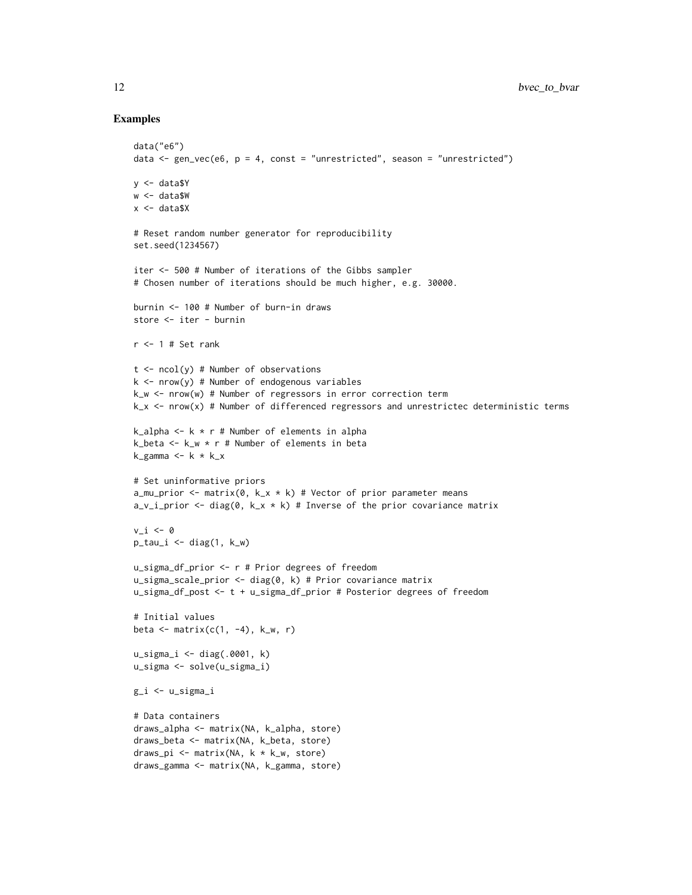## Examples

```
data("e6")
data <- gen_vec(e6, p = 4, const = "unrestricted", season = "unrestricted")

y <- data$Y
w <- data$W
x <- data$X

# Reset random number generator for reproducibility
set.seed(1234567)

iter <- 500 # Number of iterations of the Gibbs sampler
# Chosen number of iterations should be much higher, e.g. 30000.

burnin <- 100 # Number of burn-in draws
store <- iter - burnin

r <- 1 # Set rank

t <- ncol(y) # Number of observations
k <- nrow(y) # Number of endogenous variables
k_w <- nrow(w) # Number of regressors in error correction term
k_x <- nrow(x) # Number of differenced regressors and unrestrictec deterministic terms

k_alpha <- k * r # Number of elements in alpha
k_beta <- k_w * r # Number of elements in beta
k_gamma <- k * k_x

# Set uninformative priors
a_mu_prior <- matrix(0, k_x * k) # Vector of prior parameter means
a_v_i_prior <- diag(0, k_x * k) # Inverse of the prior covariance matrix

v_i <- 0
p_tau_i <- diag(1, k_w)

u_sigma_df_prior <- r # Prior degrees of freedom
u_sigma_scale_prior <- diag(0, k) # Prior covariance matrix
u_sigma_df_post <- t + u_sigma_df_prior # Posterior degrees of freedom

# Initial values
beta <- matrix(c(1, -4), k_w, r)

u_sigma_i <- diag(.0001, k)
u_sigma <- solve(u_sigma_i)

g_i <- u_sigma_i

# Data containers
draws_alpha <- matrix(NA, k_alpha, store)
draws_beta <- matrix(NA, k_beta, store)
draws_pi <- matrix(NA, k * k_w, store)
draws_gamma <- matrix(NA, k_gamma, store)
```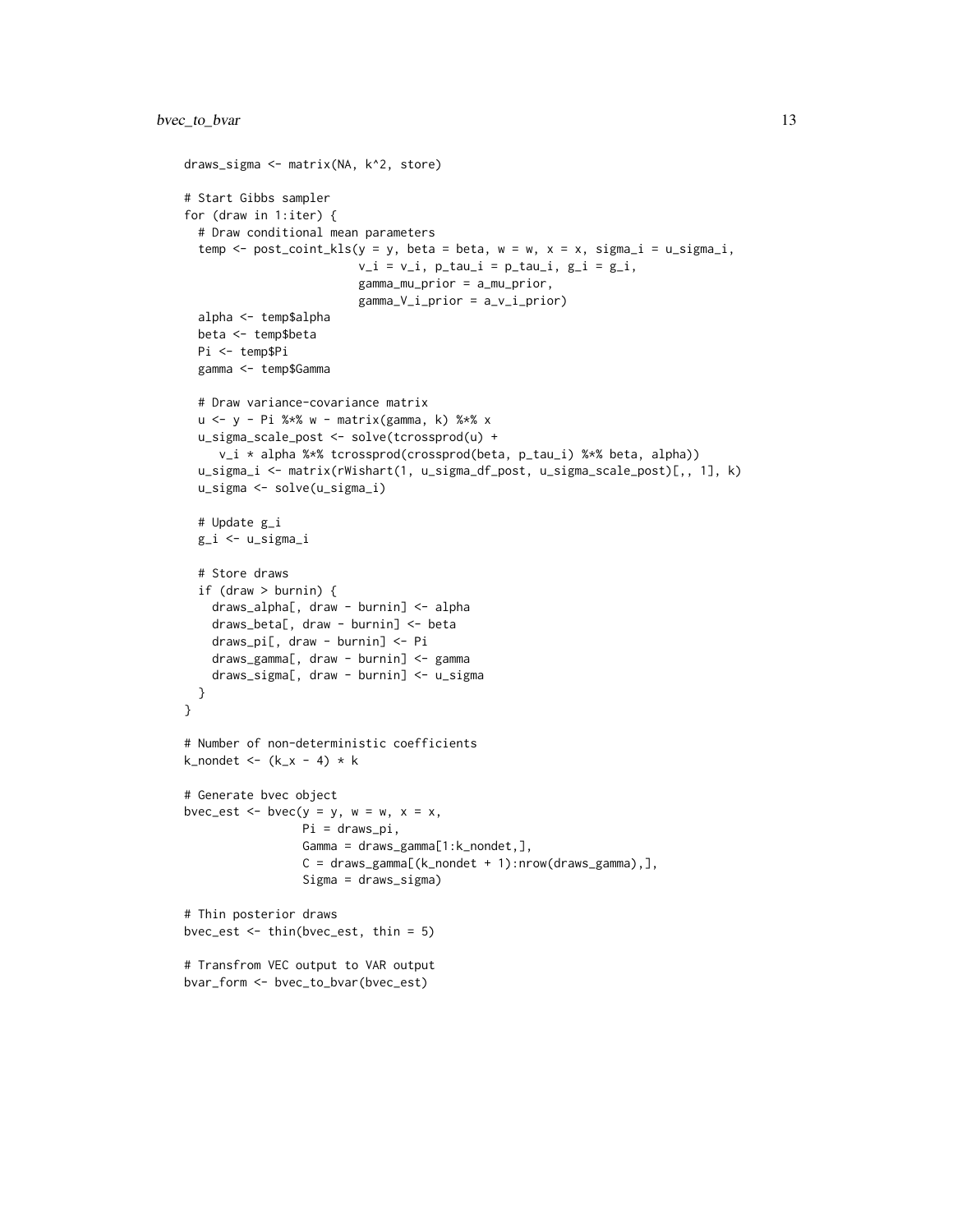```
draws_sigma <- matrix(NA, k^2, store)

# Start Gibbs sampler
for (draw in 1:iter) {
  # Draw conditional mean parameters
  temp <- post_coint_kls(y = y, beta = beta, w = w, x = x, sigma_i = u_sigma_i,
                         v_i = v_i, p_tau_i = p_tau_i, g_i = g_i,
                         gamma_mu_prior = a_mu_prior,
                         gamma_V_i_prior = a_v_i_prior)
  alpha <- temp$alpha
  beta <- temp$beta
  Pi <- temp$Pi
  gamma <- temp$Gamma

  # Draw variance-covariance matrix
  u <- y - Pi %*% w - matrix(gamma, k) %*% x
  u_sigma_scale_post <- solve(tcrossprod(u) +
     v_i * alpha %*% tcrossprod(crossprod(beta, p_tau_i) %*% beta, alpha))
  u_sigma_i <- matrix(rWishart(1, u_sigma_df_post, u_sigma_scale_post)[,, 1], k)
  u_sigma <- solve(u_sigma_i)

  # Update g_i
  g_i <- u_sigma_i

  # Store draws
  if (draw > burnin) {
    draws_alpha[, draw - burnin] <- alpha
    draws_beta[, draw - burnin] <- beta
    draws_pi[, draw - burnin] <- Pi
    draws_gamma[, draw - burnin] <- gamma
    draws_sigma[, draw - burnin] <- u_sigma
  }
}

# Number of non-deterministic coefficients
k_nondet <- (k_x - 4) * k

# Generate bvec object
bvec_est <- bvec(y = y, w = w, x = x,
                 Pi = draws_pi,
                 Gamma = draws_gamma[1:k_nondet,],
                 C = draws_gamma[(k_nondet + 1):nrow(draws_gamma),],
                 Sigma = draws_sigma)

# Thin posterior draws
bvec_est <- thin(bvec_est, thin = 5)

# Transfrom VEC output to VAR output
bvar_form <- bvec_to_bvar(bvec_est)
```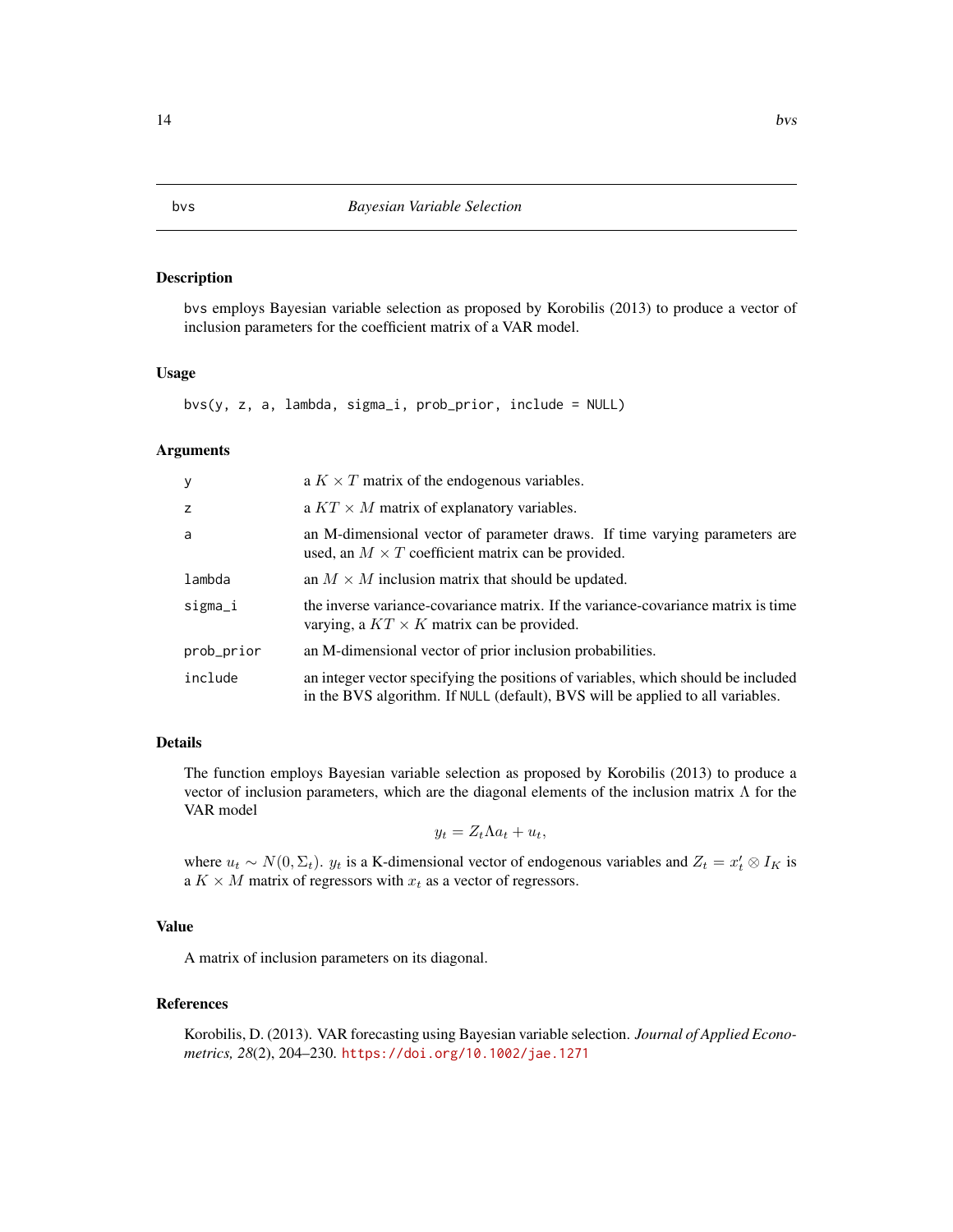# bvs — *Bayesian Variable Selection*

## Description

bvs employs Bayesian variable selection as proposed by Korobilis (2013) to produce a vector of inclusion parameters for the coefficient matrix of a VAR model.

## Usage

```
bvs(y, z, a, lambda, sigma_i, prob_prior, include = NULL)
```

## Arguments

| | |
|---|---|
| y | a $K \times T$ matrix of the endogenous variables. |
| z | a $KT \times M$ matrix of explanatory variables. |
| a | an M-dimensional vector of parameter draws. If time varying parameters are used, an $M \times T$ coefficient matrix can be provided. |
| lambda | an $M \times M$ inclusion matrix that should be updated. |
| sigma_i | the inverse variance-covariance matrix. If the variance-covariance matrix is time varying, a $KT \times K$ matrix can be provided. |
| prob_prior | an M-dimensional vector of prior inclusion probabilities. |
| include | an integer vector specifying the positions of variables, which should be included in the BVS algorithm. If NULL (default), BVS will be applied to all variables. |

## Details

The function employs Bayesian variable selection as proposed by Korobilis (2013) to produce a vector of inclusion parameters, which are the diagonal elements of the inclusion matrix $\Lambda$ for the VAR model

$$y_t = Z_t \Lambda a_t + u_t,$$

where $u_t \sim N(0, \Sigma_t)$. $y_t$ is a K-dimensional vector of endogenous variables and $Z_t = x_t' \otimes I_K$ is a $K \times M$ matrix of regressors with $x_t$ as a vector of regressors.

## Value

A matrix of inclusion parameters on its diagonal.

## References

Korobilis, D. (2013). VAR forecasting using Bayesian variable selection. *Journal of Applied Econometrics, 28*(2), 204–230. https://doi.org/10.1002/jae.1271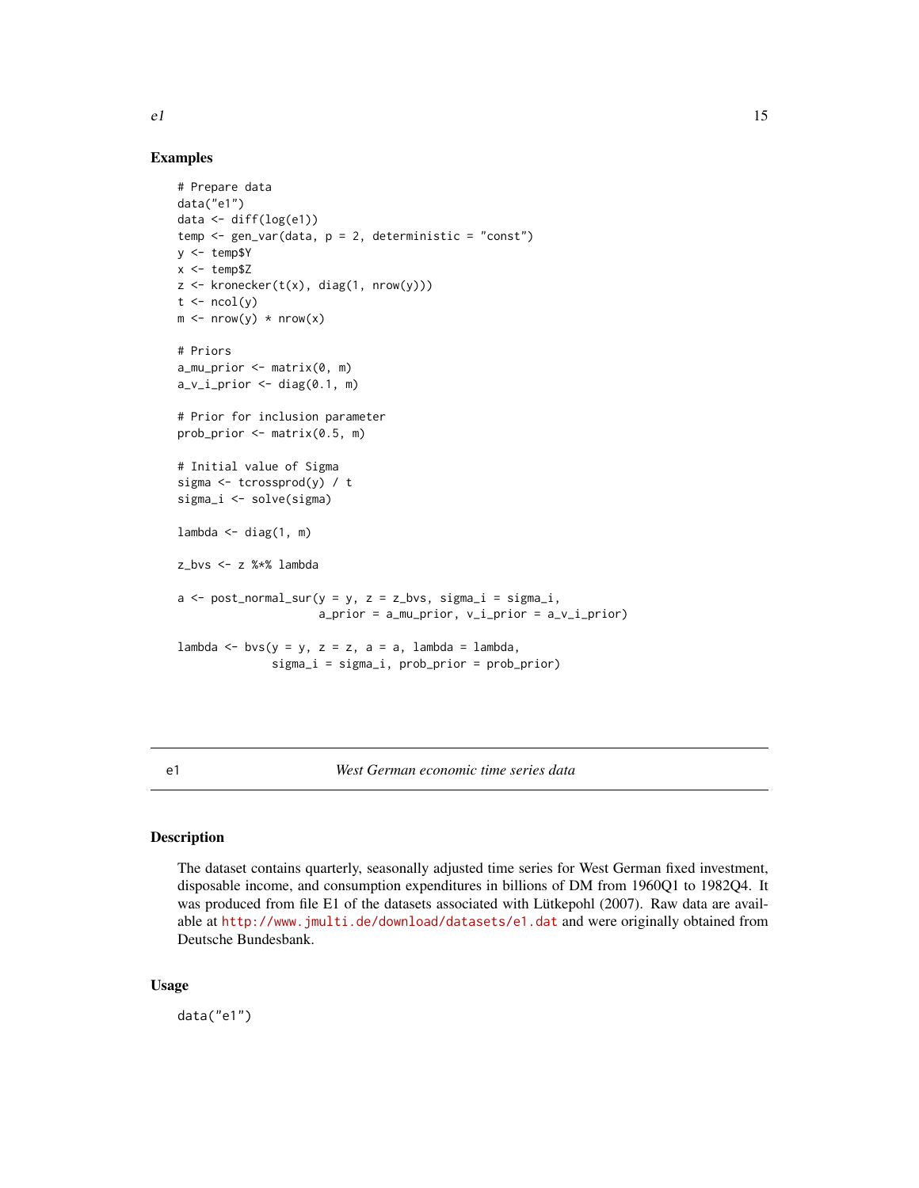## Examples

```
# Prepare data
data("e1")
data <- diff(log(e1))
temp <- gen_var(data, p = 2, deterministic = "const")
y <- temp$Y
x <- temp$Z
z <- kronecker(t(x), diag(1, nrow(y)))
t <- ncol(y)
m <- nrow(y) * nrow(x)

# Priors
a_mu_prior <- matrix(0, m)
a_v_i_prior <- diag(0.1, m)

# Prior for inclusion parameter
prob_prior <- matrix(0.5, m)

# Initial value of Sigma
sigma <- tcrossprod(y) / t
sigma_i <- solve(sigma)

lambda <- diag(1, m)

z_bvs <- z %*% lambda

a <- post_normal_sur(y = y, z = z_bvs, sigma_i = sigma_i,
                     a_prior = a_mu_prior, v_i_prior = a_v_i_prior)

lambda <- bvs(y = y, z = z, a = a, lambda = lambda,
              sigma_i = sigma_i, prob_prior = prob_prior)
```

---

# e1 — *West German economic time series data*

## Description

The dataset contains quarterly, seasonally adjusted time series for West German fixed investment, disposable income, and consumption expenditures in billions of DM from 1960Q1 to 1982Q4. It was produced from file E1 of the datasets associated with Lütkepohl (2007). Raw data are available at http://www.jmulti.de/download/datasets/e1.dat and were originally obtained from Deutsche Bundesbank.

## Usage

```
data("e1")
```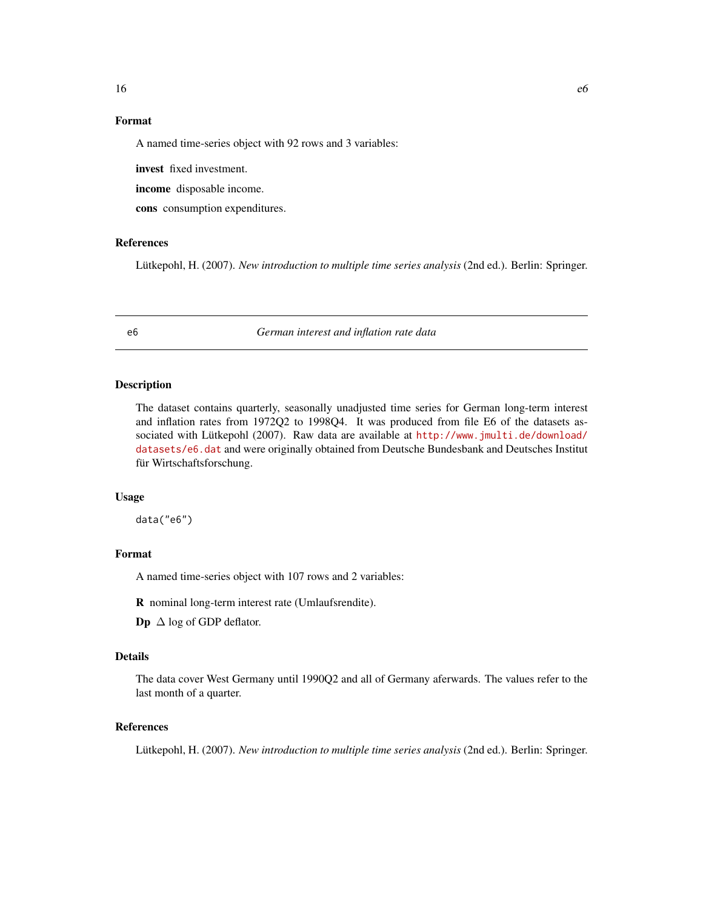### Format

A named time-series object with 92 rows and 3 variables:

**invest** fixed investment.

**income** disposable income.

**cons** consumption expenditures.

### References

Lütkepohl, H. (2007). *New introduction to multiple time series analysis* (2nd ed.). Berlin: Springer.

---

## e6 — *German interest and inflation rate data*

### Description

The dataset contains quarterly, seasonally unadjusted time series for German long-term interest and inflation rates from 1972Q2 to 1998Q4. It was produced from file E6 of the datasets associated with Lütkepohl (2007). Raw data are available at http://www.jmulti.de/download/datasets/e6.dat and were originally obtained from Deutsche Bundesbank and Deutsches Institut für Wirtschaftsforschung.

### Usage

```
data("e6")
```

### Format

A named time-series object with 107 rows and 2 variables:

**R** nominal long-term interest rate (Umlaufsrendite).

**Dp** $\Delta$ log of GDP deflator.

### Details

The data cover West Germany until 1990Q2 and all of Germany aferwards. The values refer to the last month of a quarter.

### References

Lütkepohl, H. (2007). *New introduction to multiple time series analysis* (2nd ed.). Berlin: Springer.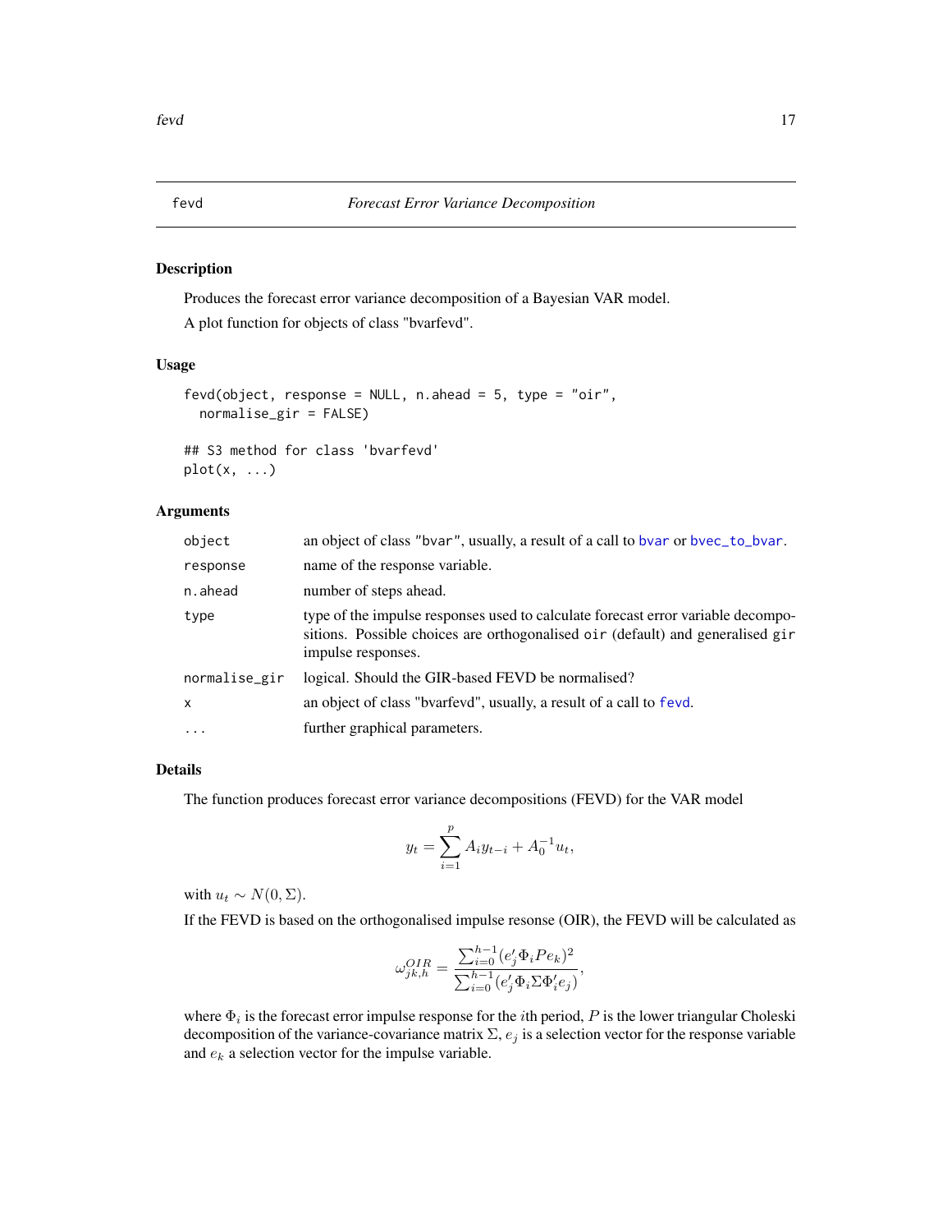# fevd — *Forecast Error Variance Decomposition*

## Description

Produces the forecast error variance decomposition of a Bayesian VAR model.

A plot function for objects of class "bvarfevd".

## Usage

```
fevd(object, response = NULL, n.ahead = 5, type = "oir",
  normalise_gir = FALSE)

## S3 method for class 'bvarfevd'
plot(x, ...)
```

## Arguments

| | |
|---|---|
| `object` | an object of class "bvar", usually, a result of a call to `bvar` or `bvec_to_bvar`. |
| `response` | name of the response variable. |
| `n.ahead` | number of steps ahead. |
| `type` | type of the impulse responses used to calculate forecast error variable decompositions. Possible choices are orthogonalised `oir` (default) and generalised `gir` impulse responses. |
| `normalise_gir` | logical. Should the GIR-based FEVD be normalised? |
| `x` | an object of class "bvarfevd", usually, a result of a call to `fevd`. |
| `...` | further graphical parameters. |

## Details

The function produces forecast error variance decompositions (FEVD) for the VAR model

$$y_t = \sum_{i=1}^{p} A_i y_{t-i} + A_0^{-1} u_t,$$

with $u_t \sim N(0, \Sigma)$.

If the FEVD is based on the orthogonalised impulse resonse (OIR), the FEVD will be calculated as

$$\omega_{jk,h}^{OIR} = \frac{\sum_{i=0}^{h-1} (e_j' \Phi_i P e_k)^2}{\sum_{i=0}^{h-1} (e_j' \Phi_i \Sigma \Phi_i' e_j)},$$

where $\Phi_i$ is the forecast error impulse response for the $i$th period, $P$ is the lower triangular Choleski decomposition of the variance-covariance matrix $\Sigma$, $e_j$ is a selection vector for the response variable and $e_k$ a selection vector for the impulse variable.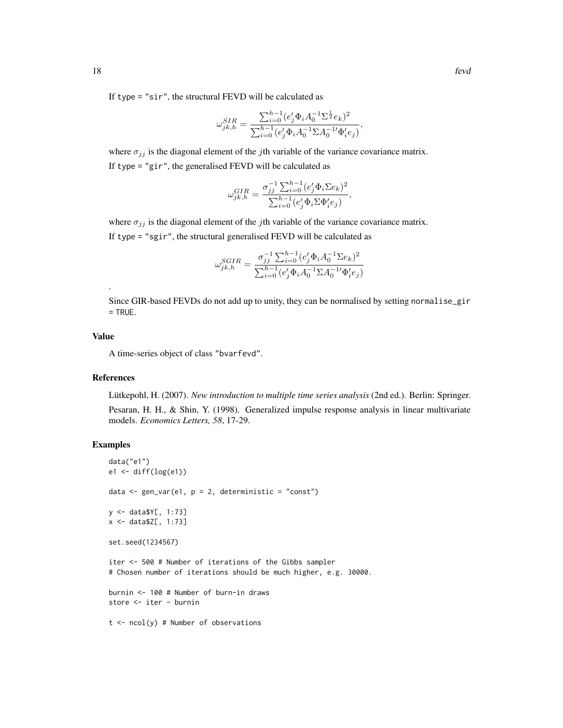If type = "sir", the structural FEVD will be calculated as

$$\omega_{jk,h}^{SIR} = \frac{\sum_{i=0}^{h-1} (e_j' \Phi_i A_0^{-1} \Sigma^{\frac{1}{2}} e_k)^2}{\sum_{i=0}^{h-1} (e_j' \Phi_i A_0^{-1} \Sigma A_0^{-1\prime} \Phi_i' e_j)},$$

where $\sigma_{jj}$ is the diagonal element of the $j$th variable of the variance covariance matrix.

If type = "gir", the generalised FEVD will be calculated as

$$\omega_{jk,h}^{GIR} = \frac{\sigma_{jj}^{-1} \sum_{i=0}^{h-1} (e_j' \Phi_i \Sigma e_k)^2}{\sum_{i=0}^{h-1} (e_j' \Phi_i \Sigma \Phi_i' e_j)},$$

where $\sigma_{jj}$ is the diagonal element of the $j$th variable of the variance covariance matrix.

If type = "sgir", the structural generalised FEVD will be calculated as

$$\omega_{jk,h}^{SGIR} = \frac{\sigma_{jj}^{-1} \sum_{i=0}^{h-1} (e_j' \Phi_i A_0^{-1} \Sigma e_k)^2}{\sum_{i=0}^{h-1} (e_j' \Phi_i A_0^{-1} \Sigma A_0^{-1\prime} \Phi_i' e_j)}$$

.

Since GIR-based FEVDs do not add up to unity, they can be normalised by setting normalise_gir = TRUE.

## Value

A time-series object of class "bvarfevd".

## References

Lütkepohl, H. (2007). *New introduction to multiple time series analysis* (2nd ed.). Berlin: Springer.

Pesaran, H. H., & Shin, Y. (1998). Generalized impulse response analysis in linear multivariate models. *Economics Letters, 58*, 17-29.

## Examples

```
data("e1")
e1 <- diff(log(e1))

data <- gen_var(e1, p = 2, deterministic = "const")

y <- data$Y[, 1:73]
x <- data$Z[, 1:73]

set.seed(1234567)

iter <- 500 # Number of iterations of the Gibbs sampler
# Chosen number of iterations should be much higher, e.g. 30000.

burnin <- 100 # Number of burn-in draws
store <- iter - burnin

t <- ncol(y) # Number of observations
```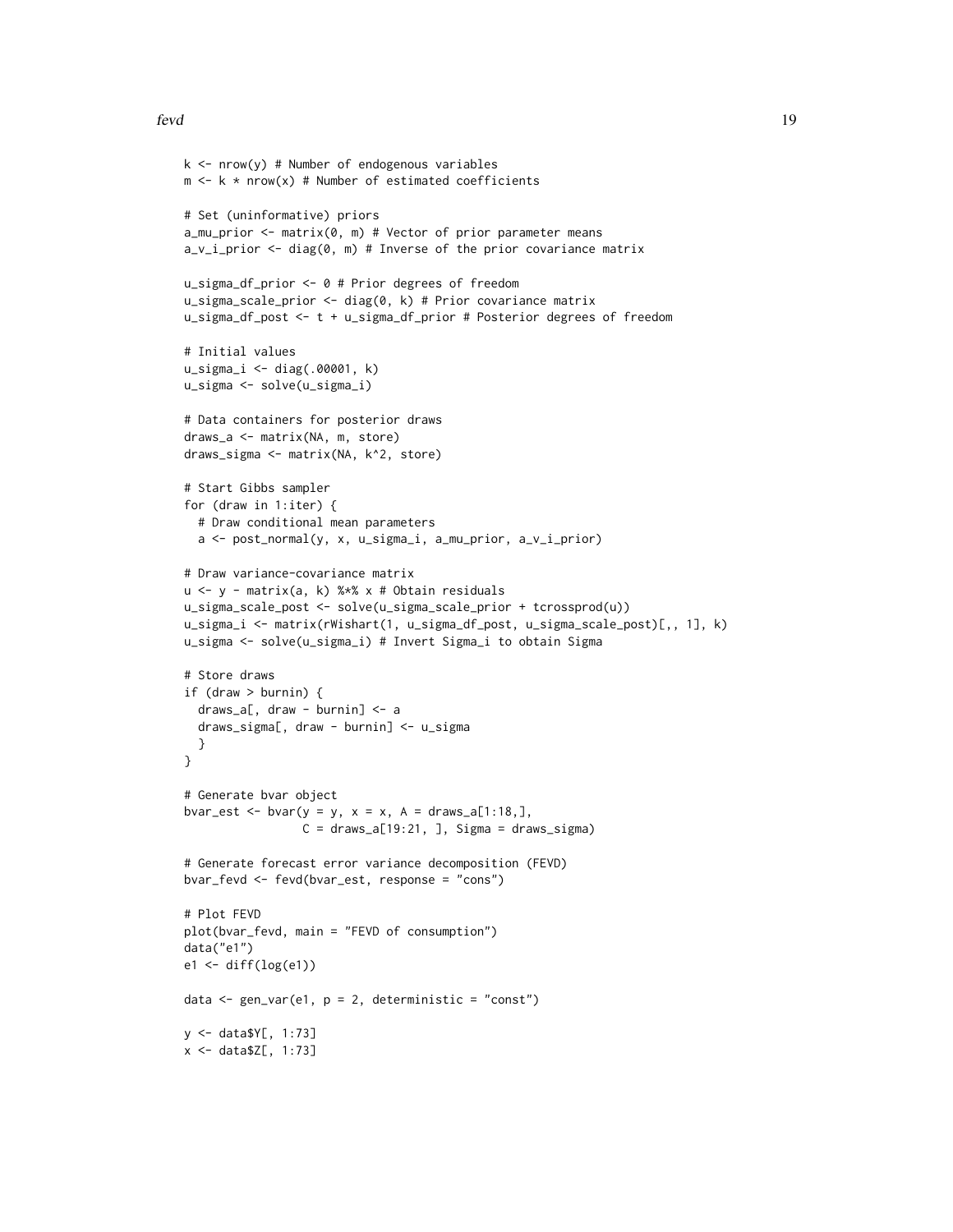```
k <- nrow(y) # Number of endogenous variables
m <- k * nrow(x) # Number of estimated coefficients

# Set (uninformative) priors
a_mu_prior <- matrix(0, m) # Vector of prior parameter means
a_v_i_prior <- diag(0, m) # Inverse of the prior covariance matrix

u_sigma_df_prior <- 0 # Prior degrees of freedom
u_sigma_scale_prior <- diag(0, k) # Prior covariance matrix
u_sigma_df_post <- t + u_sigma_df_prior # Posterior degrees of freedom

# Initial values
u_sigma_i <- diag(.00001, k)
u_sigma <- solve(u_sigma_i)

# Data containers for posterior draws
draws_a <- matrix(NA, m, store)
draws_sigma <- matrix(NA, k^2, store)

# Start Gibbs sampler
for (draw in 1:iter) {
  # Draw conditional mean parameters
  a <- post_normal(y, x, u_sigma_i, a_mu_prior, a_v_i_prior)

# Draw variance-covariance matrix
u <- y - matrix(a, k) %*% x # Obtain residuals
u_sigma_scale_post <- solve(u_sigma_scale_prior + tcrossprod(u))
u_sigma_i <- matrix(rWishart(1, u_sigma_df_post, u_sigma_scale_post)[,, 1], k)
u_sigma <- solve(u_sigma_i) # Invert Sigma_i to obtain Sigma

# Store draws
if (draw > burnin) {
  draws_a[, draw - burnin] <- a
  draws_sigma[, draw - burnin] <- u_sigma
  }
}

# Generate bvar object
bvar_est <- bvar(y = y, x = x, A = draws_a[1:18,],
                 C = draws_a[19:21, ], Sigma = draws_sigma)

# Generate forecast error variance decomposition (FEVD)
bvar_fevd <- fevd(bvar_est, response = "cons")

# Plot FEVD
plot(bvar_fevd, main = "FEVD of consumption")
data("e1")
e1 <- diff(log(e1))

data <- gen_var(e1, p = 2, deterministic = "const")

y <- data$Y[, 1:73]
x <- data$Z[, 1:73]
```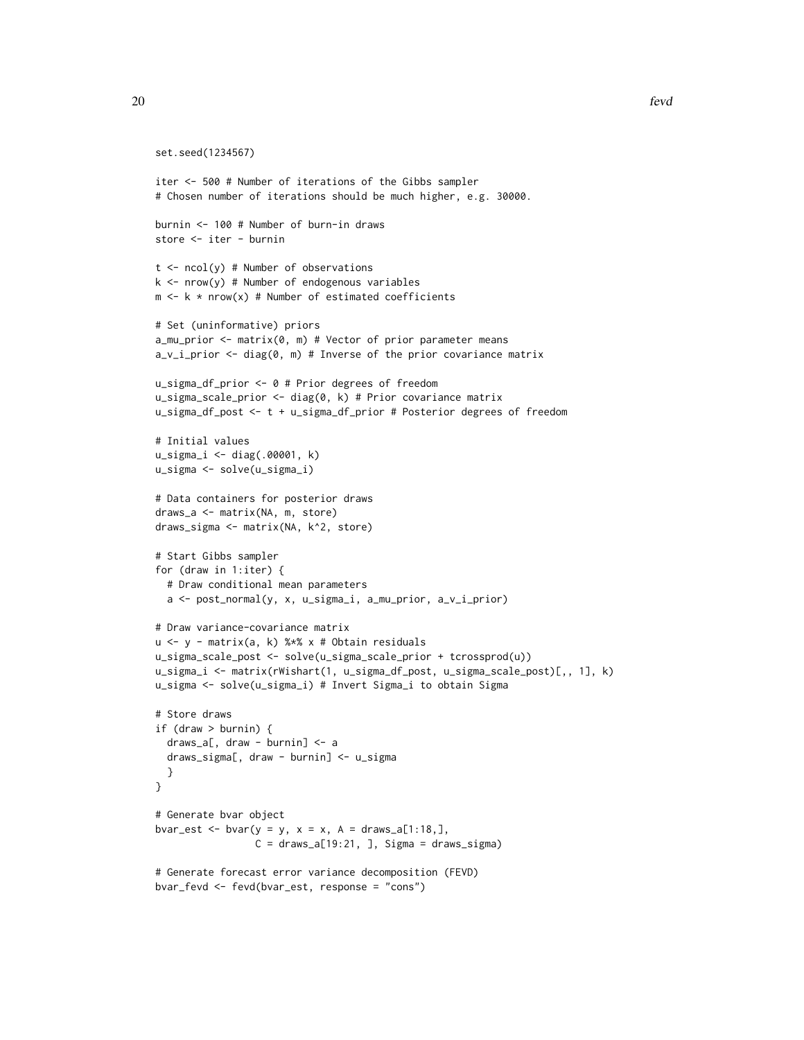```
set.seed(1234567)

iter <- 500 # Number of iterations of the Gibbs sampler
# Chosen number of iterations should be much higher, e.g. 30000.

burnin <- 100 # Number of burn-in draws
store <- iter - burnin

t <- ncol(y) # Number of observations
k <- nrow(y) # Number of endogenous variables
m <- k * nrow(x) # Number of estimated coefficients

# Set (uninformative) priors
a_mu_prior <- matrix(0, m) # Vector of prior parameter means
a_v_i_prior <- diag(0, m) # Inverse of the prior covariance matrix

u_sigma_df_prior <- 0 # Prior degrees of freedom
u_sigma_scale_prior <- diag(0, k) # Prior covariance matrix
u_sigma_df_post <- t + u_sigma_df_prior # Posterior degrees of freedom

# Initial values
u_sigma_i <- diag(.00001, k)
u_sigma <- solve(u_sigma_i)

# Data containers for posterior draws
draws_a <- matrix(NA, m, store)
draws_sigma <- matrix(NA, k^2, store)

# Start Gibbs sampler
for (draw in 1:iter) {
  # Draw conditional mean parameters
  a <- post_normal(y, x, u_sigma_i, a_mu_prior, a_v_i_prior)

# Draw variance-covariance matrix
u <- y - matrix(a, k) %*% x # Obtain residuals
u_sigma_scale_post <- solve(u_sigma_scale_prior + tcrossprod(u))
u_sigma_i <- matrix(rWishart(1, u_sigma_df_post, u_sigma_scale_post)[,, 1], k)
u_sigma <- solve(u_sigma_i) # Invert Sigma_i to obtain Sigma

# Store draws
if (draw > burnin) {
  draws_a[, draw - burnin] <- a
  draws_sigma[, draw - burnin] <- u_sigma
  }
}

# Generate bvar object
bvar_est <- bvar(y = y, x = x, A = draws_a[1:18,],
                 C = draws_a[19:21, ], Sigma = draws_sigma)

# Generate forecast error variance decomposition (FEVD)
bvar_fevd <- fevd(bvar_est, response = "cons")
```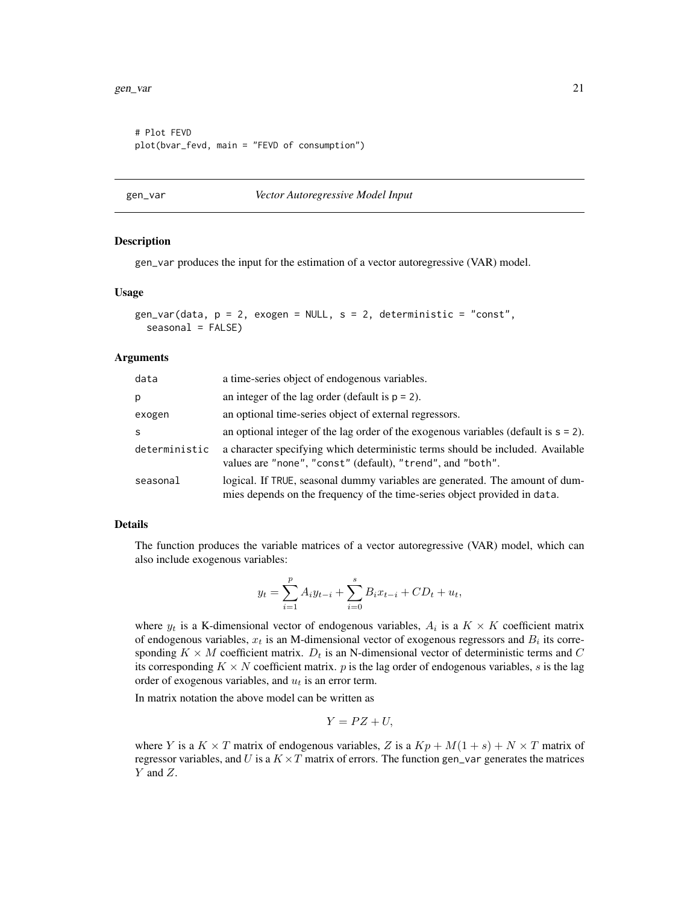```
# Plot FEVD
plot(bvar_fevd, main = "FEVD of consumption")
```

## gen_var — *Vector Autoregressive Model Input*

### Description

gen_var produces the input for the estimation of a vector autoregressive (VAR) model.

### Usage

```
gen_var(data, p = 2, exogen = NULL, s = 2, deterministic = "const",
  seasonal = FALSE)
```

### Arguments

| | |
|---|---|
| data | a time-series object of endogenous variables. |
| p | an integer of the lag order (default is p = 2). |
| exogen | an optional time-series object of external regressors. |
| s | an optional integer of the lag order of the exogenous variables (default is s = 2). |
| deterministic | a character specifying which deterministic terms should be included. Available values are "none", "const" (default), "trend", and "both". |
| seasonal | logical. If TRUE, seasonal dummy variables are generated. The amount of dummies depends on the frequency of the time-series object provided in data. |

### Details

The function produces the variable matrices of a vector autoregressive (VAR) model, which can also include exogenous variables:

$$y_t = \sum_{i=1}^{p} A_i y_{t-i} + \sum_{i=0}^{s} B_i x_{t-i} + CD_t + u_t,$$

where $y_t$ is a K-dimensional vector of endogenous variables, $A_i$ is a $K \times K$ coefficient matrix of endogenous variables, $x_t$ is an M-dimensional vector of exogenous regressors and $B_i$ its corresponding $K \times M$ coefficient matrix. $D_t$ is an N-dimensional vector of deterministic terms and $C$ its corresponding $K \times N$ coefficient matrix. $p$ is the lag order of endogenous variables, $s$ is the lag order of exogenous variables, and $u_t$ is an error term.

In matrix notation the above model can be written as

$$Y = PZ + U,$$

where $Y$ is a $K \times T$ matrix of endogenous variables, $Z$ is a $Kp + M(1 + s) + N \times T$ matrix of regressor variables, and $U$ is a $K \times T$ matrix of errors. The function gen_var generates the matrices $Y$ and $Z$.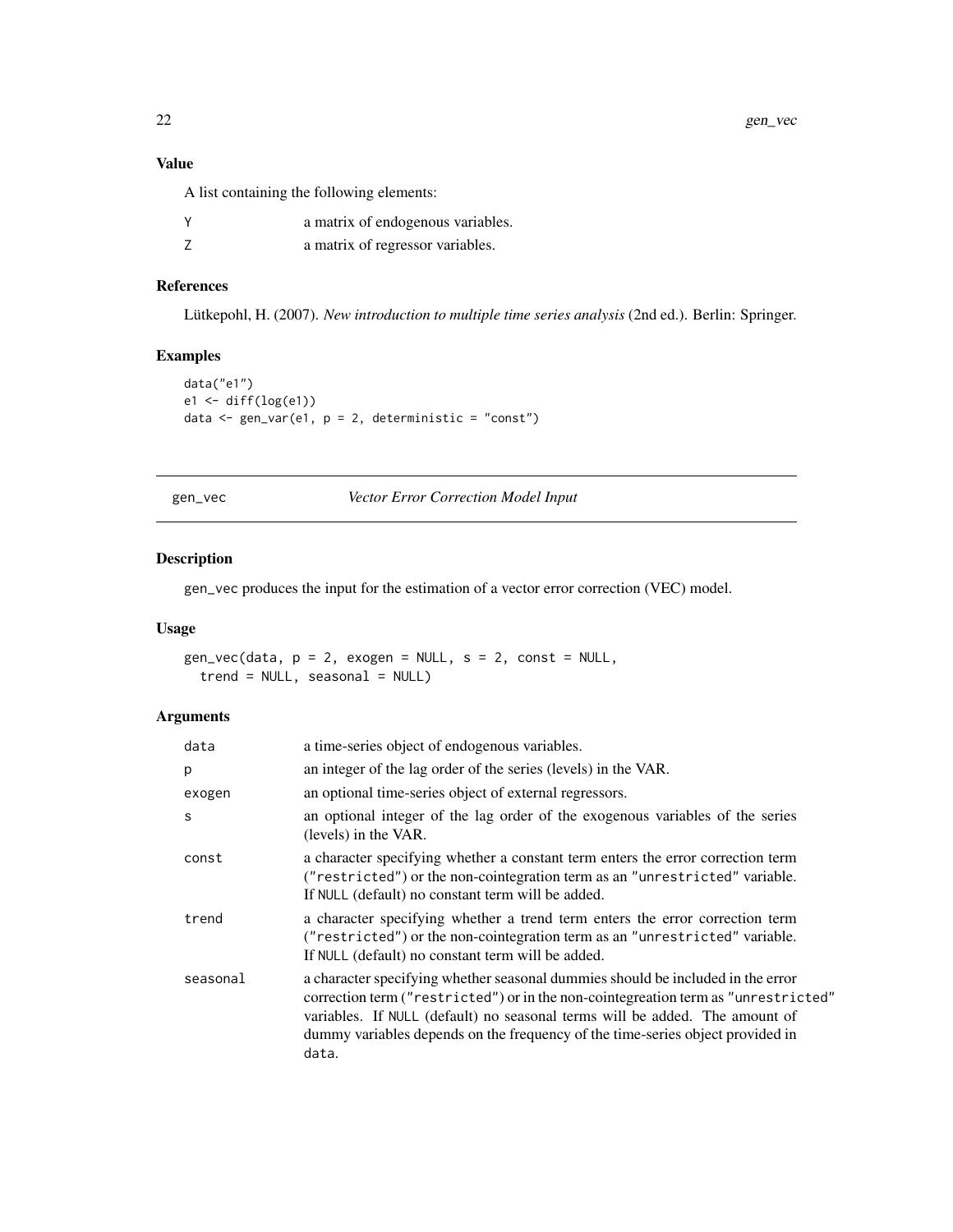### Value

A list containing the following elements:

| | |
|---|---|
| `Y` | a matrix of endogenous variables. |
| `Z` | a matrix of regressor variables. |

### References

Lütkepohl, H. (2007). *New introduction to multiple time series analysis* (2nd ed.). Berlin: Springer.

### Examples

```
data("e1")
e1 <- diff(log(e1))
data <- gen_var(e1, p = 2, deterministic = "const")
```

---

## gen_vec — *Vector Error Correction Model Input*

---

### Description

gen_vec produces the input for the estimation of a vector error correction (VEC) model.

### Usage

```
gen_vec(data, p = 2, exogen = NULL, s = 2, const = NULL,
  trend = NULL, seasonal = NULL)
```

### Arguments

| | |
|---|---|
| `data` | a time-series object of endogenous variables. |
| `p` | an integer of the lag order of the series (levels) in the VAR. |
| `exogen` | an optional time-series object of external regressors. |
| `s` | an optional integer of the lag order of the exogenous variables of the series (levels) in the VAR. |
| `const` | a character specifying whether a constant term enters the error correction term (`"restricted"`) or the non-cointegration term as an `"unrestricted"` variable. If `NULL` (default) no constant term will be added. |
| `trend` | a character specifying whether a trend term enters the error correction term (`"restricted"`) or the non-cointegration term as an `"unrestricted"` variable. If `NULL` (default) no constant term will be added. |
| `seasonal` | a character specifying whether seasonal dummies should be included in the error correction term (`"restricted"`) or in the non-cointegreation term as `"unrestricted"` variables. If `NULL` (default) no seasonal terms will be added. The amount of dummy variables depends on the frequency of the time-series object provided in `data`. |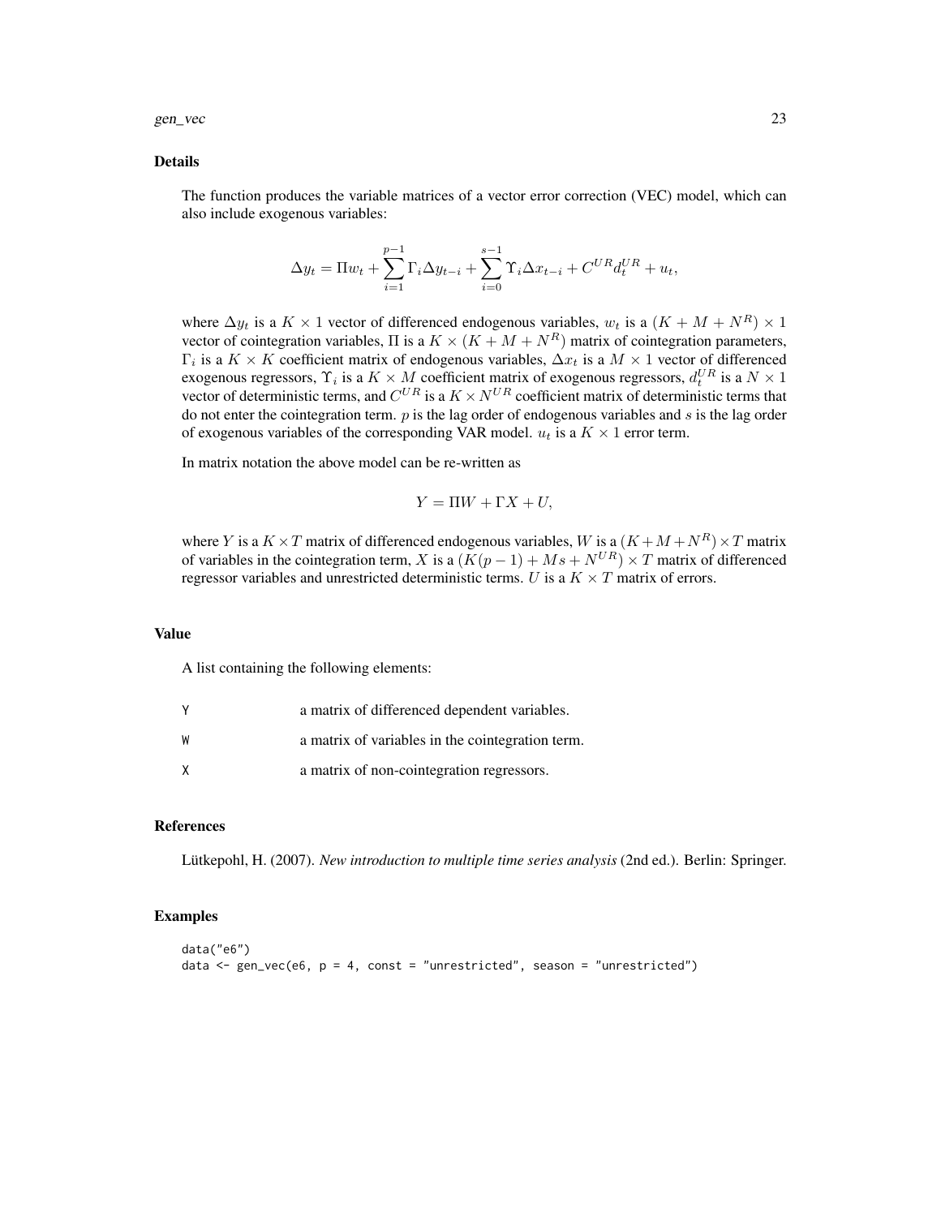### Details

The function produces the variable matrices of a vector error correction (VEC) model, which can also include exogenous variables:

$$\Delta y_t = \Pi w_t + \sum_{i=1}^{p-1} \Gamma_i \Delta y_{t-i} + \sum_{i=0}^{s-1} \Upsilon_i \Delta x_{t-i} + C^{UR} d_t^{UR} + u_t,$$

where $\Delta y_t$ is a $K \times 1$ vector of differenced endogenous variables, $w_t$ is a $(K + M + N^R) \times 1$ vector of cointegration variables, $\Pi$ is a $K \times (K + M + N^R)$ matrix of cointegration parameters, $\Gamma_i$ is a $K \times K$ coefficient matrix of endogenous variables, $\Delta x_t$ is a $M \times 1$ vector of differenced exogenous regressors, $\Upsilon_i$ is a $K \times M$ coefficient matrix of exogenous regressors, $d_t^{UR}$ is a $N \times 1$ vector of deterministic terms, and $C^{UR}$ is a $K \times N^{UR}$ coefficient matrix of deterministic terms that do not enter the cointegration term. $p$ is the lag order of endogenous variables and $s$ is the lag order of exogenous variables of the corresponding VAR model. $u_t$ is a $K \times 1$ error term.

In matrix notation the above model can be re-written as

$$Y = \Pi W + \Gamma X + U,$$

where $Y$ is a $K \times T$ matrix of differenced endogenous variables, $W$ is a $(K + M + N^R) \times T$ matrix of variables in the cointegration term, $X$ is a $(K(p-1) + Ms + N^{UR}) \times T$ matrix of differenced regressor variables and unrestricted deterministic terms. $U$ is a $K \times T$ matrix of errors.

### Value

A list containing the following elements:

- `Y` a matrix of differenced dependent variables.
- `W` a matrix of variables in the cointegration term.
- `X` a matrix of non-cointegration regressors.

### References

Lütkepohl, H. (2007). *New introduction to multiple time series analysis* (2nd ed.). Berlin: Springer.

### Examples

```
data("e6")
data <- gen_vec(e6, p = 4, const = "unrestricted", season = "unrestricted")
```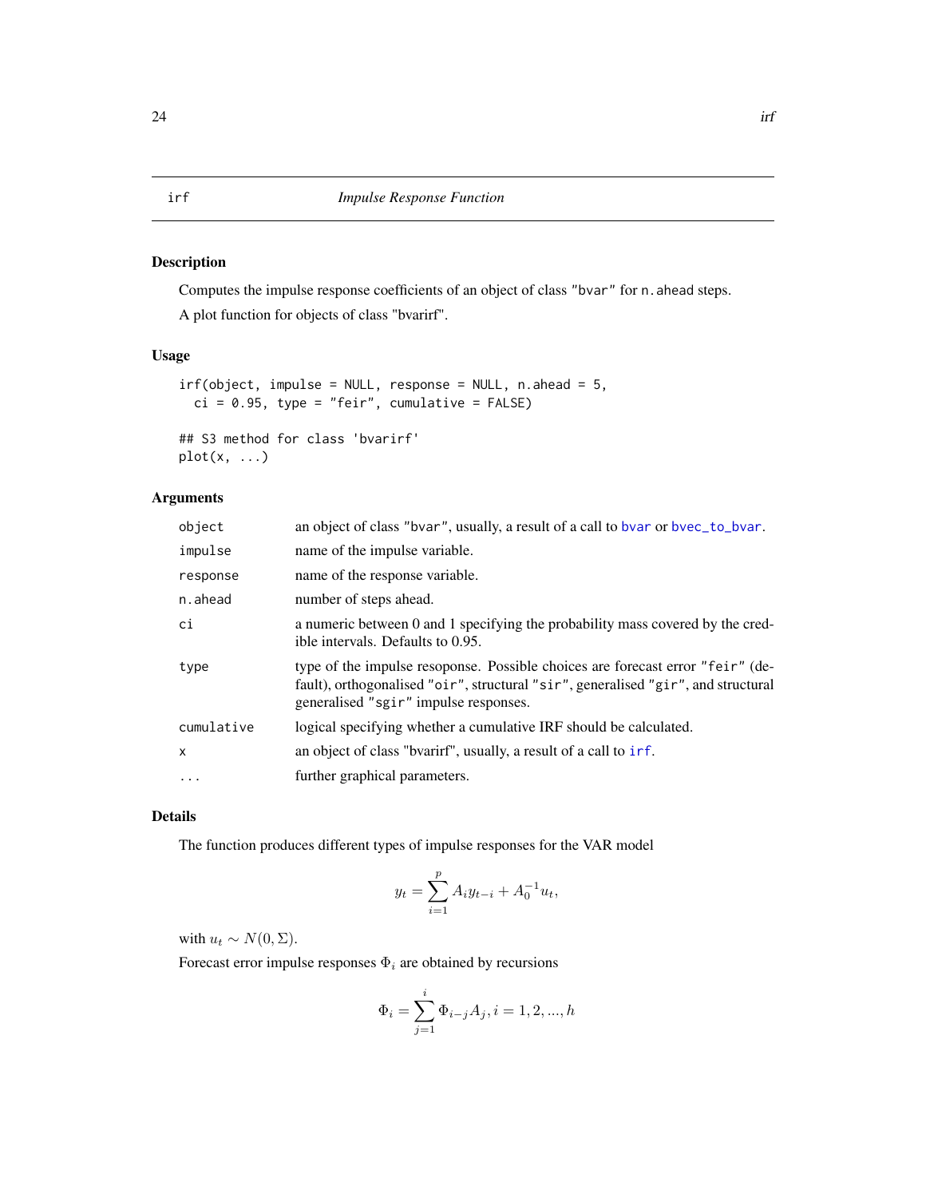## irf — *Impulse Response Function*

### Description

Computes the impulse response coefficients of an object of class "bvar" for n.ahead steps.

A plot function for objects of class "bvarirf".

### Usage

```
irf(object, impulse = NULL, response = NULL, n.ahead = 5,
  ci = 0.95, type = "feir", cumulative = FALSE)

## S3 method for class 'bvarirf'
plot(x, ...)
```

### Arguments

| | |
|---|---|
| object | an object of class "bvar", usually, a result of a call to bvar or bvec_to_bvar. |
| impulse | name of the impulse variable. |
| response | name of the response variable. |
| n.ahead | number of steps ahead. |
| ci | a numeric between 0 and 1 specifying the probability mass covered by the credible intervals. Defaults to 0.95. |
| type | type of the impulse resoponse. Possible choices are forecast error "feir" (default), orthogonalised "oir", structural "sir", generalised "gir", and structural generalised "sgir" impulse responses. |
| cumulative | logical specifying whether a cumulative IRF should be calculated. |
| x | an object of class "bvarirf", usually, a result of a call to irf. |
| ... | further graphical parameters. |

### Details

The function produces different types of impulse responses for the VAR model

$$y_t = \sum_{i=1}^{p} A_i y_{t-i} + A_0^{-1} u_t,$$

with $u_t \sim N(0, \Sigma)$.

Forecast error impulse responses $\Phi_i$ are obtained by recursions

$$\Phi_i = \sum_{j=1}^{i} \Phi_{i-j} A_j, i = 1, 2, ..., h$$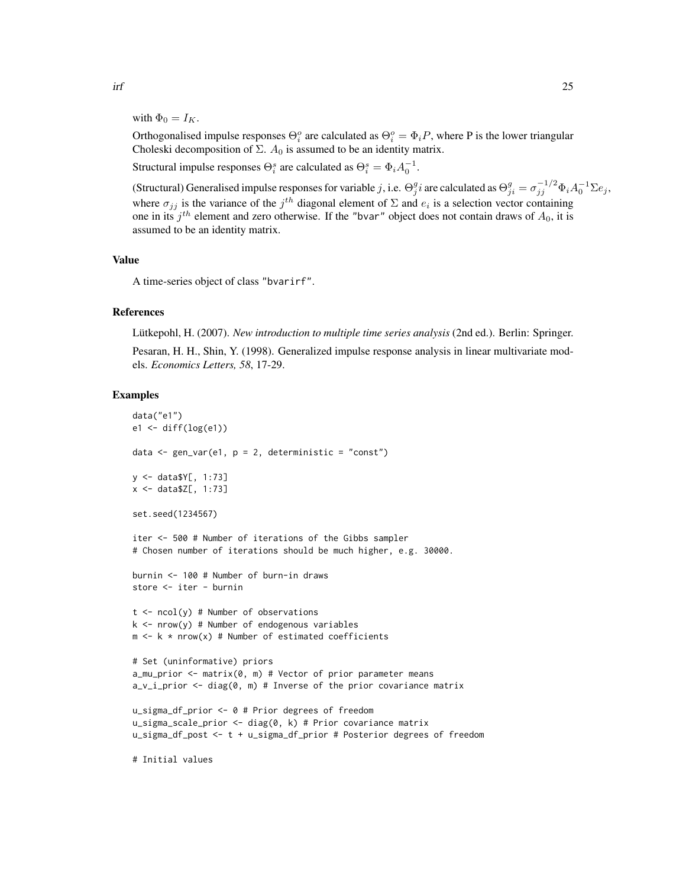with $\Phi_0 = I_K$.

Orthogonalised impulse responses $\Theta^o_i$ are calculated as $\Theta^o_i = \Phi_i P$, where P is the lower triangular Choleski decomposition of $\Sigma$. $A_0$ is assumed to be an identity matrix.

Structural impulse responses $\Theta^s_i$ are calculated as $\Theta^s_i = \Phi_i A_0^{-1}$.

(Structural) Generalised impulse responses for variable $j$, i.e. $\Theta^g_j i$ are calculated as $\Theta^g_{ji} = \sigma_{jj}^{-1/2} \Phi_i A_0^{-1} \Sigma e_j$, where $\sigma_{jj}$ is the variance of the $j^{th}$ diagonal element of $\Sigma$ and $e_i$ is a selection vector containing one in its $j^{th}$ element and zero otherwise. If the "bvar" object does not contain draws of $A_0$, it is assumed to be an identity matrix.

### Value

A time-series object of class "bvarirf".

### References

Lütkepohl, H. (2007). *New introduction to multiple time series analysis* (2nd ed.). Berlin: Springer.

Pesaran, H. H., Shin, Y. (1998). Generalized impulse response analysis in linear multivariate models. *Economics Letters, 58*, 17-29.

### Examples

```
data("e1")
e1 <- diff(log(e1))

data <- gen_var(e1, p = 2, deterministic = "const")

y <- data$Y[, 1:73]
x <- data$Z[, 1:73]

set.seed(1234567)

iter <- 500 # Number of iterations of the Gibbs sampler
# Chosen number of iterations should be much higher, e.g. 30000.

burnin <- 100 # Number of burn-in draws
store <- iter - burnin

t <- ncol(y) # Number of observations
k <- nrow(y) # Number of endogenous variables
m <- k * nrow(x) # Number of estimated coefficients

# Set (uninformative) priors
a_mu_prior <- matrix(0, m) # Vector of prior parameter means
a_v_i_prior <- diag(0, m) # Inverse of the prior covariance matrix

u_sigma_df_prior <- 0 # Prior degrees of freedom
u_sigma_scale_prior <- diag(0, k) # Prior covariance matrix
u_sigma_df_post <- t + u_sigma_df_prior # Posterior degrees of freedom

# Initial values
```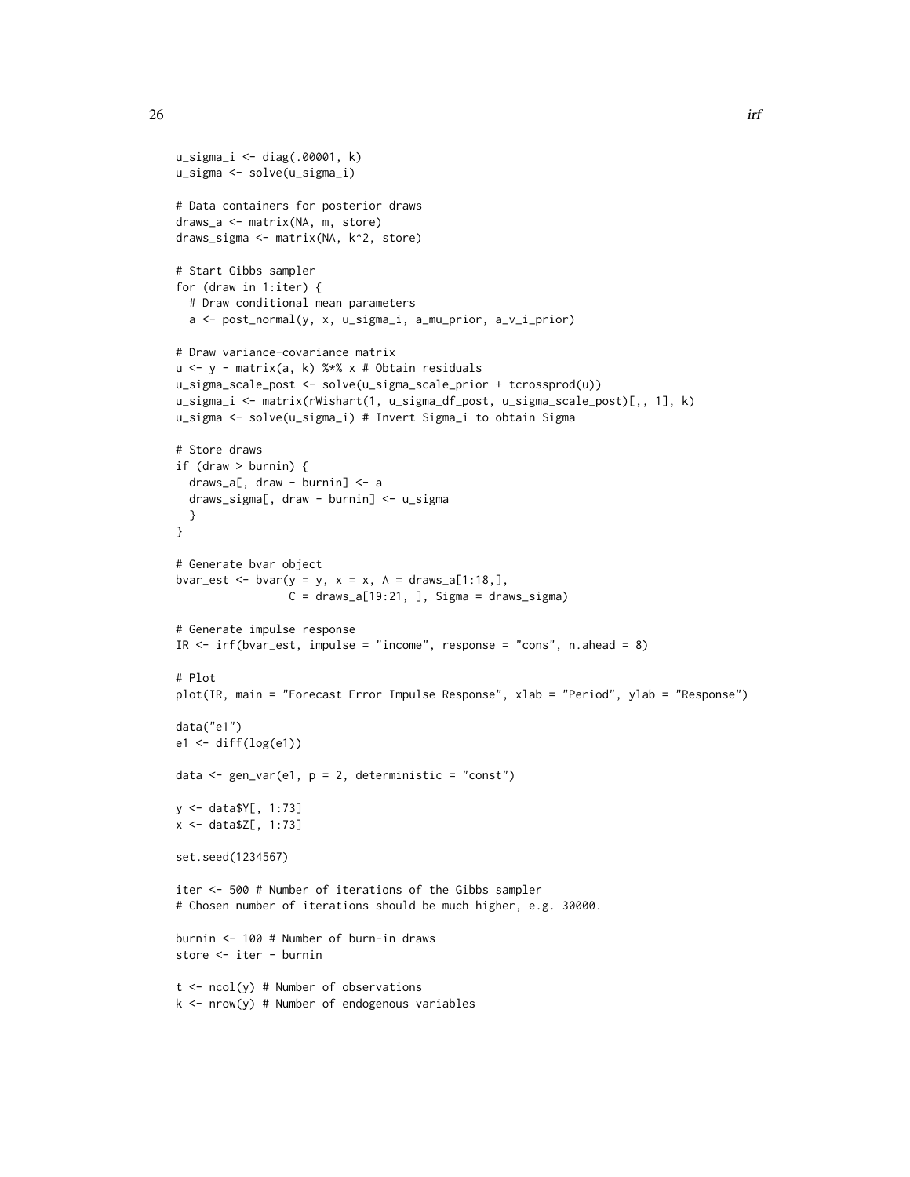```
u_sigma_i <- diag(.00001, k)
u_sigma <- solve(u_sigma_i)

# Data containers for posterior draws
draws_a <- matrix(NA, m, store)
draws_sigma <- matrix(NA, k^2, store)

# Start Gibbs sampler
for (draw in 1:iter) {
  # Draw conditional mean parameters
  a <- post_normal(y, x, u_sigma_i, a_mu_prior, a_v_i_prior)

# Draw variance-covariance matrix
u <- y - matrix(a, k) %*% x # Obtain residuals
u_sigma_scale_post <- solve(u_sigma_scale_prior + tcrossprod(u))
u_sigma_i <- matrix(rWishart(1, u_sigma_df_post, u_sigma_scale_post)[,, 1], k)
u_sigma <- solve(u_sigma_i) # Invert Sigma_i to obtain Sigma

# Store draws
if (draw > burnin) {
  draws_a[, draw - burnin] <- a
  draws_sigma[, draw - burnin] <- u_sigma
  }
}

# Generate bvar object
bvar_est <- bvar(y = y, x = x, A = draws_a[1:18,],
                 C = draws_a[19:21, ], Sigma = draws_sigma)

# Generate impulse response
IR <- irf(bvar_est, impulse = "income", response = "cons", n.ahead = 8)

# Plot
plot(IR, main = "Forecast Error Impulse Response", xlab = "Period", ylab = "Response")

data("e1")
e1 <- diff(log(e1))

data <- gen_var(e1, p = 2, deterministic = "const")

y <- data$Y[, 1:73]
x <- data$Z[, 1:73]

set.seed(1234567)

iter <- 500 # Number of iterations of the Gibbs sampler
# Chosen number of iterations should be much higher, e.g. 30000.

burnin <- 100 # Number of burn-in draws
store <- iter - burnin

t <- ncol(y) # Number of observations
k <- nrow(y) # Number of endogenous variables
```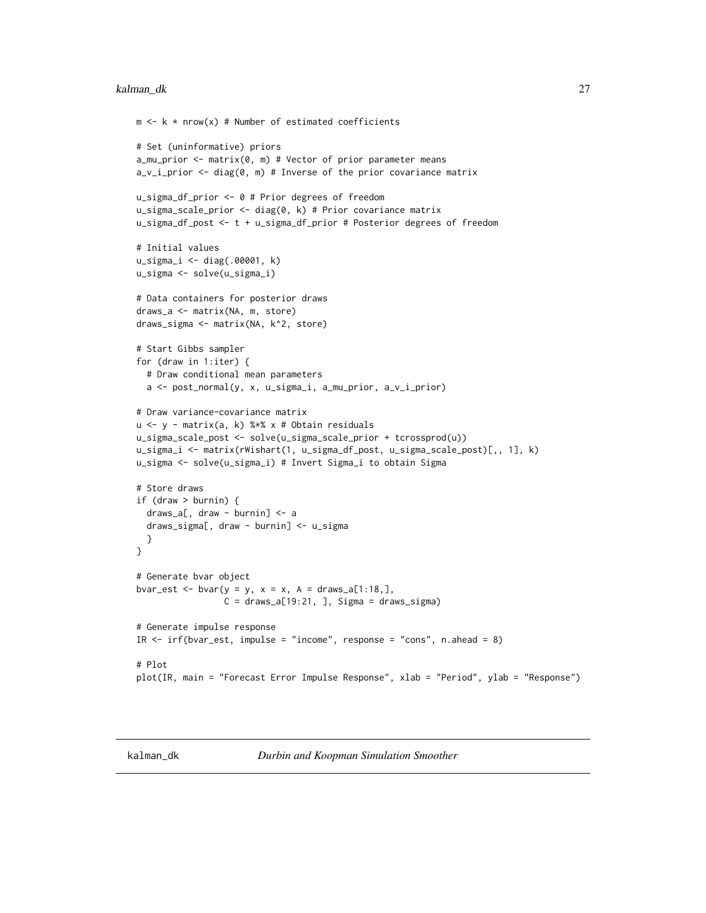```
m <- k * nrow(x) # Number of estimated coefficients

# Set (uninformative) priors
a_mu_prior <- matrix(0, m) # Vector of prior parameter means
a_v_i_prior <- diag(0, m) # Inverse of the prior covariance matrix

u_sigma_df_prior <- 0 # Prior degrees of freedom
u_sigma_scale_prior <- diag(0, k) # Prior covariance matrix
u_sigma_df_post <- t + u_sigma_df_prior # Posterior degrees of freedom

# Initial values
u_sigma_i <- diag(.00001, k)
u_sigma <- solve(u_sigma_i)

# Data containers for posterior draws
draws_a <- matrix(NA, m, store)
draws_sigma <- matrix(NA, k^2, store)

# Start Gibbs sampler
for (draw in 1:iter) {
  # Draw conditional mean parameters
  a <- post_normal(y, x, u_sigma_i, a_mu_prior, a_v_i_prior)

# Draw variance-covariance matrix
u <- y - matrix(a, k) %*% x # Obtain residuals
u_sigma_scale_post <- solve(u_sigma_scale_prior + tcrossprod(u))
u_sigma_i <- matrix(rWishart(1, u_sigma_df_post, u_sigma_scale_post)[,, 1], k)
u_sigma <- solve(u_sigma_i) # Invert Sigma_i to obtain Sigma

# Store draws
if (draw > burnin) {
  draws_a[, draw - burnin] <- a
  draws_sigma[, draw - burnin] <- u_sigma
  }
}

# Generate bvar object
bvar_est <- bvar(y = y, x = x, A = draws_a[1:18,],
                 C = draws_a[19:21, ], Sigma = draws_sigma)

# Generate impulse response
IR <- irf(bvar_est, impulse = "income", response = "cons", n.ahead = 8)

# Plot
plot(IR, main = "Forecast Error Impulse Response", xlab = "Period", ylab = "Response")
```

## kalman_dk *Durbin and Koopman Simulation Smoother*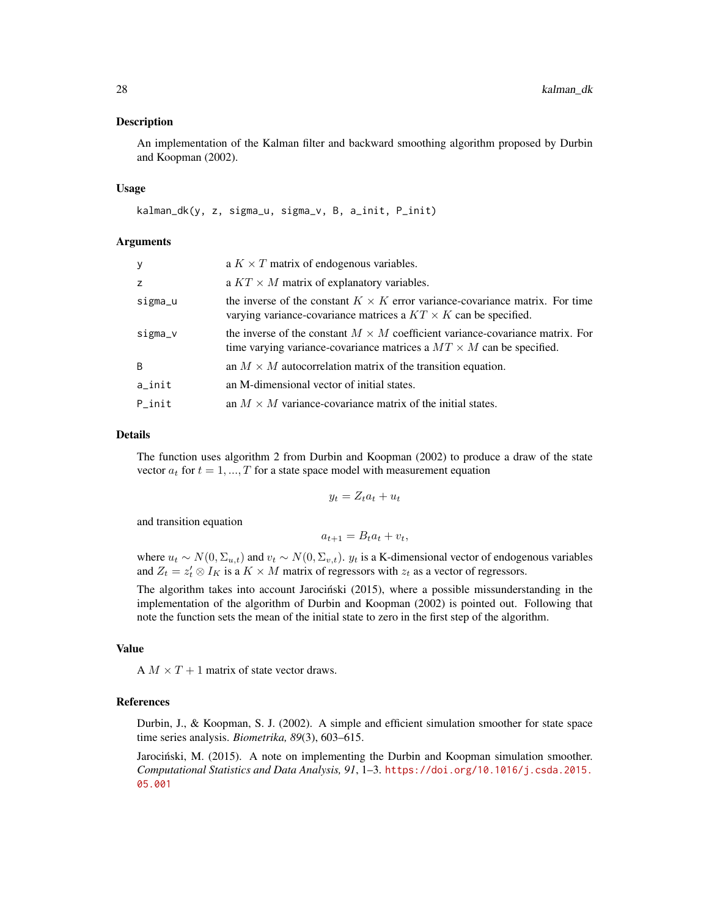## Description

An implementation of the Kalman filter and backward smoothing algorithm proposed by Durbin and Koopman (2002).

## Usage

```
kalman_dk(y, z, sigma_u, sigma_v, B, a_init, P_init)
```

## Arguments

| | |
|---|---|
| `y` | a $K \times T$ matrix of endogenous variables. |
| `z` | a $KT \times M$ matrix of explanatory variables. |
| `sigma_u` | the inverse of the constant $K \times K$ error variance-covariance matrix. For time varying variance-covariance matrices a $KT \times K$ can be specified. |
| `sigma_v` | the inverse of the constant $M \times M$ coefficient variance-covariance matrix. For time varying variance-covariance matrices a $MT \times M$ can be specified. |
| `B` | an $M \times M$ autocorrelation matrix of the transition equation. |
| `a_init` | an M-dimensional vector of initial states. |
| `P_init` | an $M \times M$ variance-covariance matrix of the initial states. |

## Details

The function uses algorithm 2 from Durbin and Koopman (2002) to produce a draw of the state vector $a_t$ for $t = 1, ..., T$ for a state space model with measurement equation

$$y_t = Z_t a_t + u_t$$

and transition equation

$$a_{t+1} = B_t a_t + v_t,$$

where $u_t \sim N(0, \Sigma_{u,t})$ and $v_t \sim N(0, \Sigma_{v,t})$. $y_t$ is a K-dimensional vector of endogenous variables and $Z_t = z_t' \otimes I_K$ is a $K \times M$ matrix of regressors with $z_t$ as a vector of regressors.

The algorithm takes into account Jarociński (2015), where a possible missunderstanding in the implementation of the algorithm of Durbin and Koopman (2002) is pointed out. Following that note the function sets the mean of the initial state to zero in the first step of the algorithm.

## Value

A $M \times T + 1$ matrix of state vector draws.

## References

Durbin, J., & Koopman, S. J. (2002). A simple and efficient simulation smoother for state space time series analysis. *Biometrika, 89*(3), 603–615.

Jarociński, M. (2015). A note on implementing the Durbin and Koopman simulation smoother. *Computational Statistics and Data Analysis, 91*, 1–3. https://doi.org/10.1016/j.csda.2015.05.001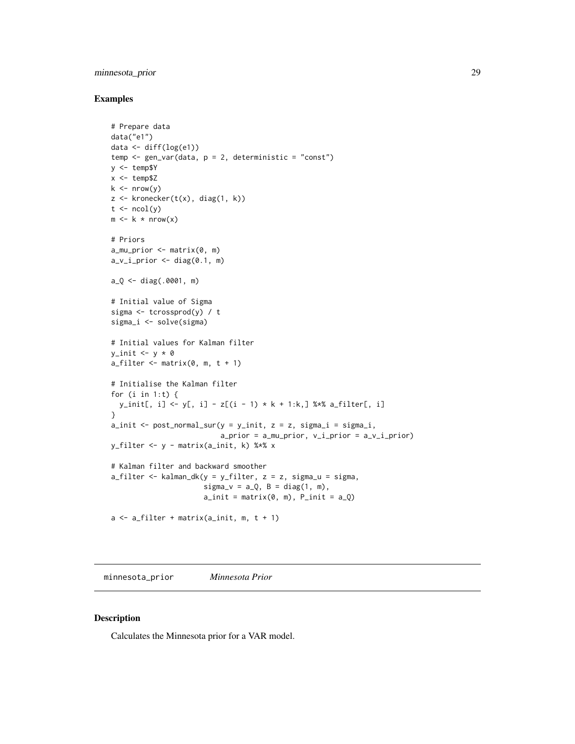## Examples

```
# Prepare data
data("e1")
data <- diff(log(e1))
temp <- gen_var(data, p = 2, deterministic = "const")
y <- temp$Y
x <- temp$Z
k <- nrow(y)
z <- kronecker(t(x), diag(1, k))
t <- ncol(y)
m <- k * nrow(x)

# Priors
a_mu_prior <- matrix(0, m)
a_v_i_prior <- diag(0.1, m)

a_Q <- diag(.0001, m)

# Initial value of Sigma
sigma <- tcrossprod(y) / t
sigma_i <- solve(sigma)

# Initial values for Kalman filter
y_init <- y * 0
a_filter <- matrix(0, m, t + 1)

# Initialise the Kalman filter
for (i in 1:t) {
  y_init[, i] <- y[, i] - z[(i - 1) * k + 1:k,] %*% a_filter[, i]
}
a_init <- post_normal_sur(y = y_init, z = z, sigma_i = sigma_i,
                          a_prior = a_mu_prior, v_i_prior = a_v_i_prior)
y_filter <- y - matrix(a_init, k) %*% x

# Kalman filter and backward smoother
a_filter <- kalman_dk(y = y_filter, z = z, sigma_u = sigma,
                      sigma_v = a_Q, B = diag(1, m),
                      a_init = matrix(0, m), P_init = a_Q)

a <- a_filter + matrix(a_init, m, t + 1)
```

---

# minnesota_prior *Minnesota Prior*

## Description

Calculates the Minnesota prior for a VAR model.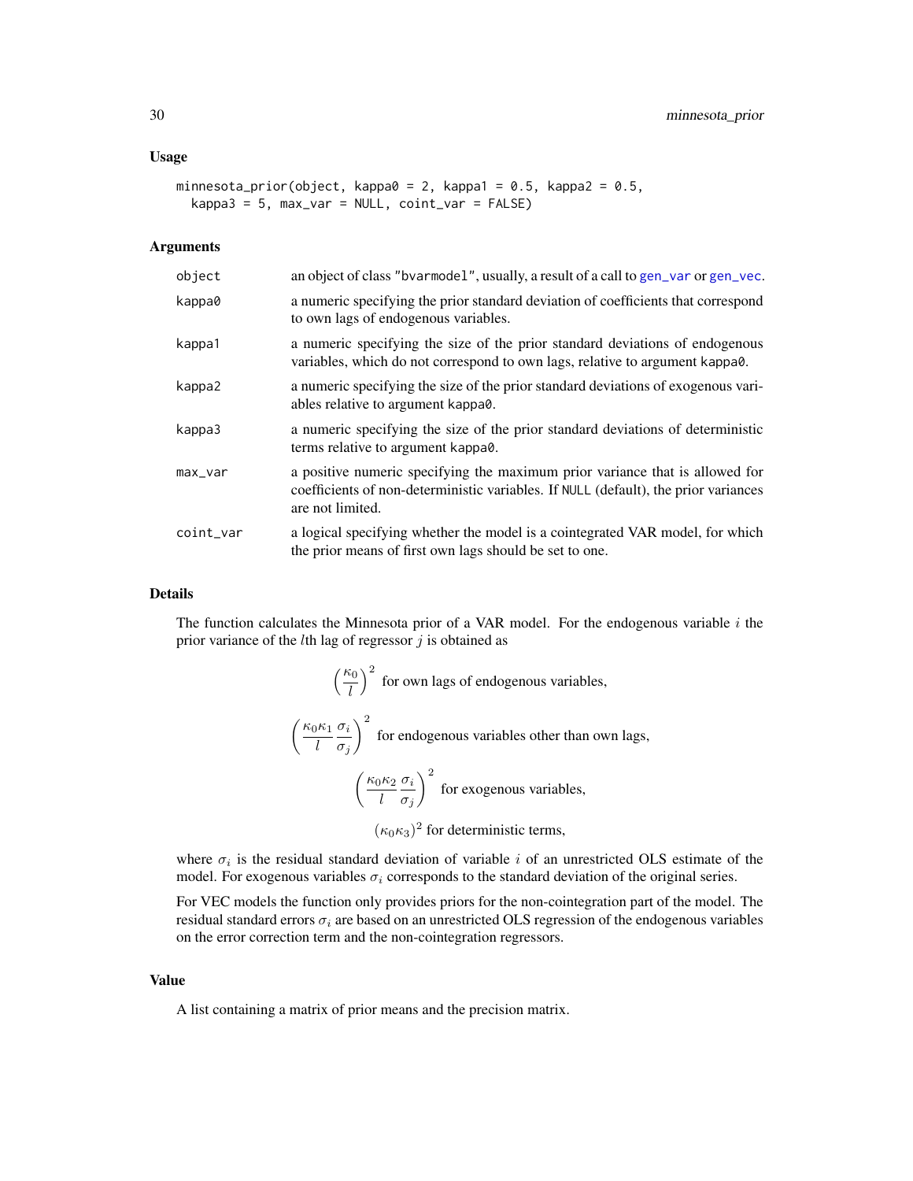### Usage

```
minnesota_prior(object, kappa0 = 2, kappa1 = 0.5, kappa2 = 0.5,
  kappa3 = 5, max_var = NULL, coint_var = FALSE)
```

### Arguments

| | |
|---|---|
| object | an object of class "bvarmodel", usually, a result of a call to gen_var or gen_vec. |
| kappa0 | a numeric specifying the prior standard deviation of coefficients that correspond to own lags of endogenous variables. |
| kappa1 | a numeric specifying the size of the prior standard deviations of endogenous variables, which do not correspond to own lags, relative to argument kappa0. |
| kappa2 | a numeric specifying the size of the prior standard deviations of exogenous variables relative to argument kappa0. |
| kappa3 | a numeric specifying the size of the prior standard deviations of deterministic terms relative to argument kappa0. |
| max_var | a positive numeric specifying the maximum prior variance that is allowed for coefficients of non-deterministic variables. If NULL (default), the prior variances are not limited. |
| coint_var | a logical specifying whether the model is a cointegrated VAR model, for which the prior means of first own lags should be set to one. |

### Details

The function calculates the Minnesota prior of a VAR model. For the endogenous variable $i$ the prior variance of the $l$th lag of regressor $j$ is obtained as

$$\left(\frac{\kappa_0}{l}\right)^2 \text{ for own lags of endogenous variables,}$$

$$\left(\frac{\kappa_0 \kappa_1}{l} \frac{\sigma_i}{\sigma_j}\right)^2 \text{ for endogenous variables other than own lags,}$$

$$\left(\frac{\kappa_0 \kappa_2}{l} \frac{\sigma_i}{\sigma_j}\right)^2 \text{ for exogenous variables,}$$

$$(\kappa_0 \kappa_3)^2 \text{ for deterministic terms,}$$

where $\sigma_i$ is the residual standard deviation of variable $i$ of an unrestricted OLS estimate of the model. For exogenous variables $\sigma_i$ corresponds to the standard deviation of the original series.

For VEC models the function only provides priors for the non-cointegration part of the model. The residual standard errors $\sigma_i$ are based on an unrestricted OLS regression of the endogenous variables on the error correction term and the non-cointegration regressors.

### Value

A list containing a matrix of prior means and the precision matrix.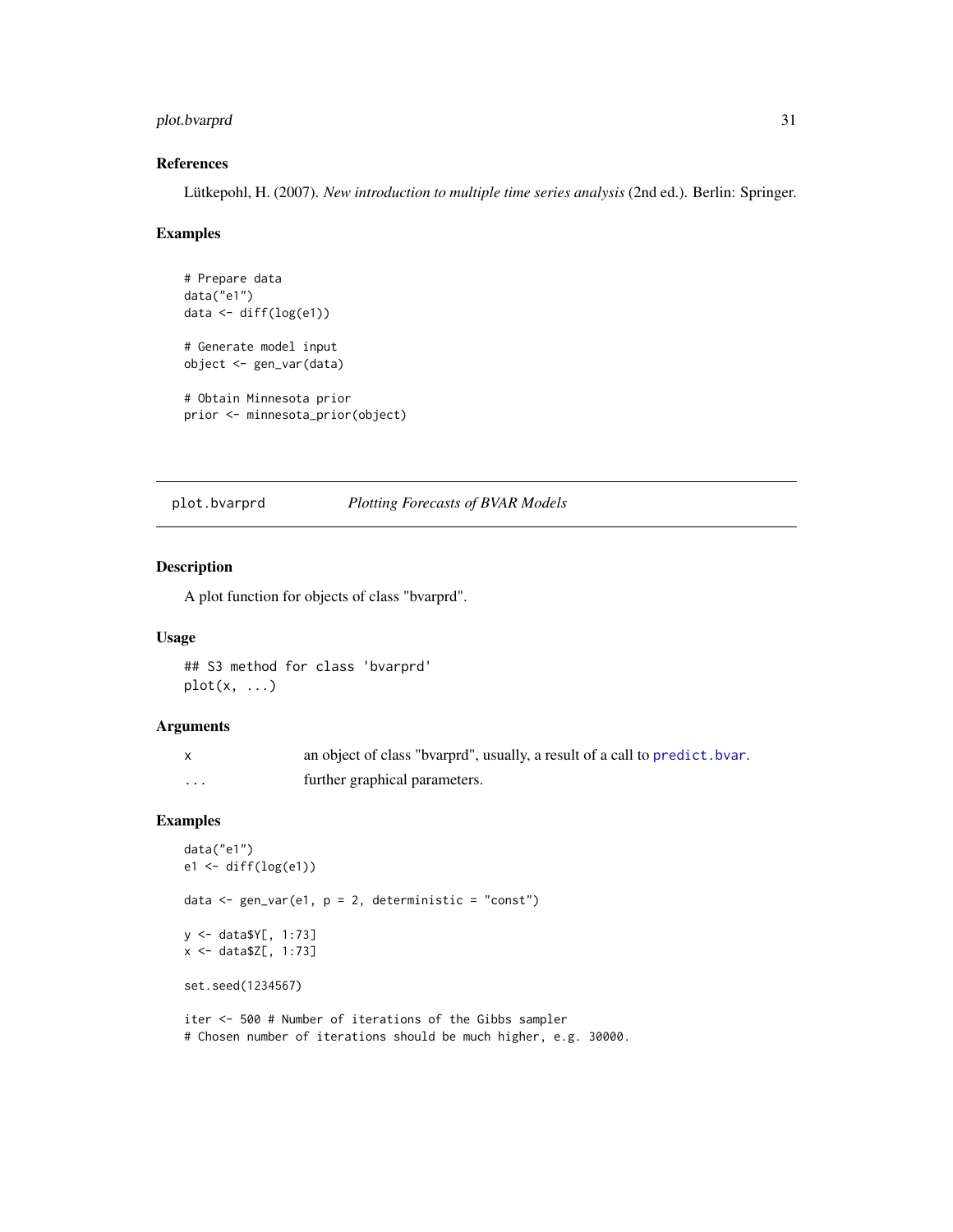### References

Lütkepohl, H. (2007). *New introduction to multiple time series analysis* (2nd ed.). Berlin: Springer.

### Examples

```
# Prepare data
data("e1")
data <- diff(log(e1))

# Generate model input
object <- gen_var(data)

# Obtain Minnesota prior
prior <- minnesota_prior(object)
```

---

## plot.bvarprd — *Plotting Forecasts of BVAR Models*

### Description

A plot function for objects of class "bvarprd".

### Usage

```
## S3 method for class 'bvarprd'
plot(x, ...)
```

### Arguments

| | |
|---|---|
| x | an object of class "bvarprd", usually, a result of a call to `predict.bvar`. |
| ... | further graphical parameters. |

### Examples

```
data("e1")
e1 <- diff(log(e1))

data <- gen_var(e1, p = 2, deterministic = "const")

y <- data$Y[, 1:73]
x <- data$Z[, 1:73]

set.seed(1234567)

iter <- 500 # Number of iterations of the Gibbs sampler
# Chosen number of iterations should be much higher, e.g. 30000.
```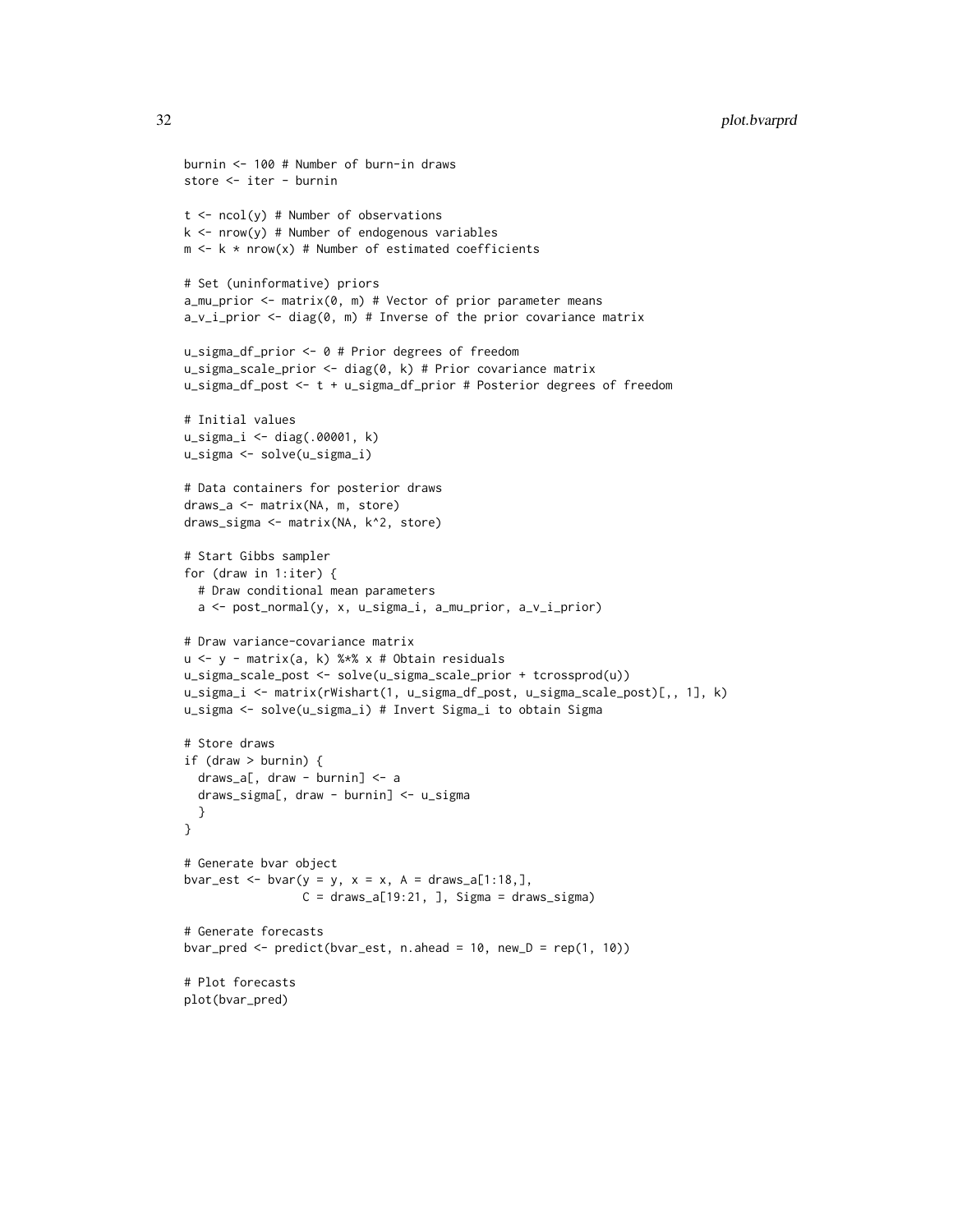```
burnin <- 100 # Number of burn-in draws
store <- iter - burnin

t <- ncol(y) # Number of observations
k <- nrow(y) # Number of endogenous variables
m <- k * nrow(x) # Number of estimated coefficients

# Set (uninformative) priors
a_mu_prior <- matrix(0, m) # Vector of prior parameter means
a_v_i_prior <- diag(0, m) # Inverse of the prior covariance matrix

u_sigma_df_prior <- 0 # Prior degrees of freedom
u_sigma_scale_prior <- diag(0, k) # Prior covariance matrix
u_sigma_df_post <- t + u_sigma_df_prior # Posterior degrees of freedom

# Initial values
u_sigma_i <- diag(.00001, k)
u_sigma <- solve(u_sigma_i)

# Data containers for posterior draws
draws_a <- matrix(NA, m, store)
draws_sigma <- matrix(NA, k^2, store)

# Start Gibbs sampler
for (draw in 1:iter) {
  # Draw conditional mean parameters
  a <- post_normal(y, x, u_sigma_i, a_mu_prior, a_v_i_prior)

# Draw variance-covariance matrix
u <- y - matrix(a, k) %*% x # Obtain residuals
u_sigma_scale_post <- solve(u_sigma_scale_prior + tcrossprod(u))
u_sigma_i <- matrix(rWishart(1, u_sigma_df_post, u_sigma_scale_post)[,, 1], k)
u_sigma <- solve(u_sigma_i) # Invert Sigma_i to obtain Sigma

# Store draws
if (draw > burnin) {
  draws_a[, draw - burnin] <- a
  draws_sigma[, draw - burnin] <- u_sigma
  }
}

# Generate bvar object
bvar_est <- bvar(y = y, x = x, A = draws_a[1:18,],
                 C = draws_a[19:21, ], Sigma = draws_sigma)

# Generate forecasts
bvar_pred <- predict(bvar_est, n.ahead = 10, new_D = rep(1, 10))

# Plot forecasts
plot(bvar_pred)
```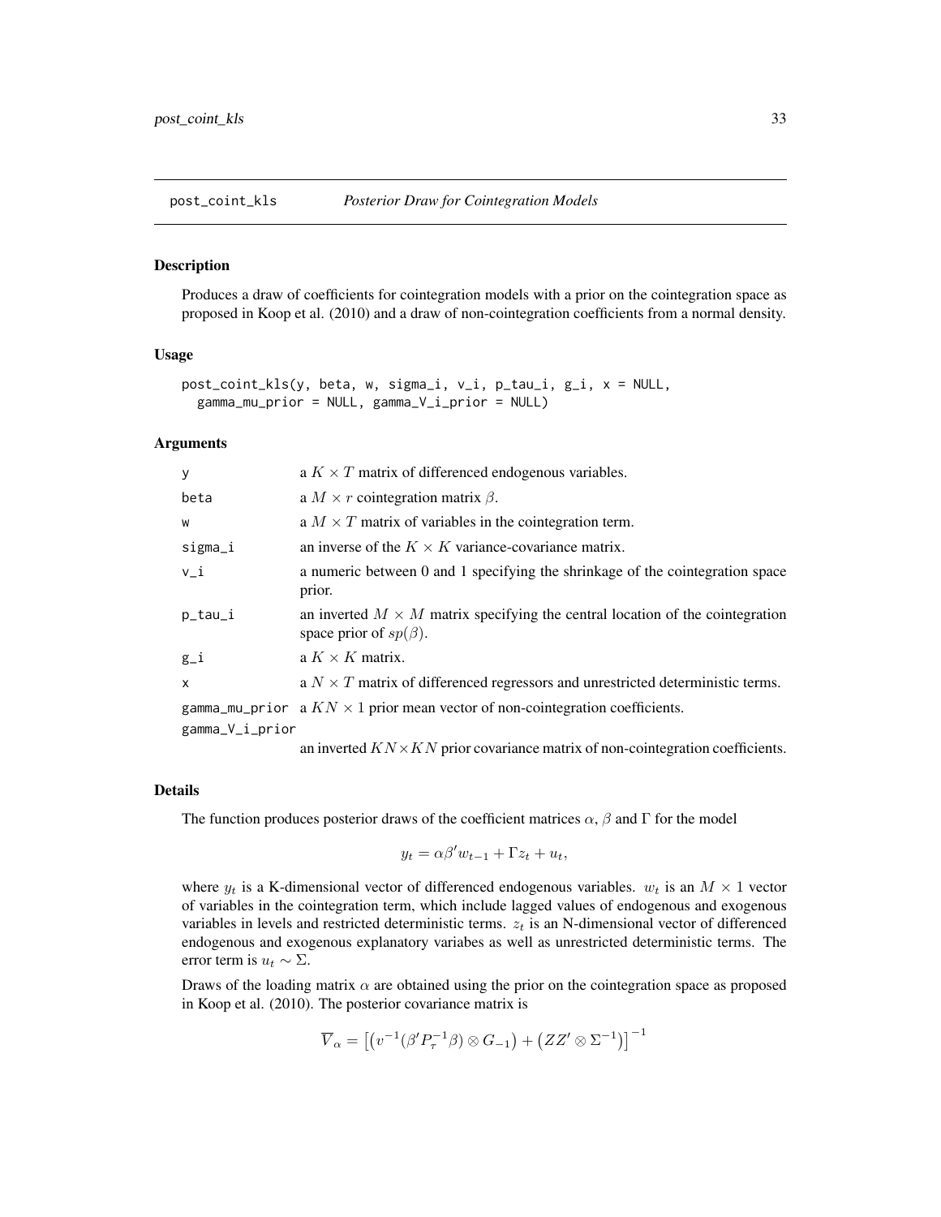# post_coint_kls *Posterior Draw for Cointegration Models*

## Description

Produces a draw of coefficients for cointegration models with a prior on the cointegration space as proposed in Koop et al. (2010) and a draw of non-cointegration coefficients from a normal density.

## Usage

```
post_coint_kls(y, beta, w, sigma_i, v_i, p_tau_i, g_i, x = NULL,
  gamma_mu_prior = NULL, gamma_V_i_prior = NULL)
```

## Arguments

| | |
|---|---|
| y | a $K \times T$ matrix of differenced endogenous variables. |
| beta | a $M \times r$ cointegration matrix $\beta$. |
| w | a $M \times T$ matrix of variables in the cointegration term. |
| sigma_i | an inverse of the $K \times K$ variance-covariance matrix. |
| v_i | a numeric between 0 and 1 specifying the shrinkage of the cointegration space prior. |
| p_tau_i | an inverted $M \times M$ matrix specifying the central location of the cointegration space prior of $sp(\beta)$. |
| g_i | a $K \times K$ matrix. |
| x | a $N \times T$ matrix of differenced regressors and unrestricted deterministic terms. |
| gamma_mu_prior | a $KN \times 1$ prior mean vector of non-cointegration coefficients. |
| gamma_V_i_prior | an inverted $KN \times KN$ prior covariance matrix of non-cointegration coefficients. |

## Details

The function produces posterior draws of the coefficient matrices $\alpha$, $\beta$ and $\Gamma$ for the model

$$y_t = \alpha \beta' w_{t-1} + \Gamma z_t + u_t,$$

where $y_t$ is a K-dimensional vector of differenced endogenous variables. $w_t$ is an $M \times 1$ vector of variables in the cointegration term, which include lagged values of endogenous and exogenous variables in levels and restricted deterministic terms. $z_t$ is an N-dimensional vector of differenced endogenous and exogenous explanatory variabes as well as unrestricted deterministic terms. The error term is $u_t \sim \Sigma$.

Draws of the loading matrix $\alpha$ are obtained using the prior on the cointegration space as proposed in Koop et al. (2010). The posterior covariance matrix is

$$\overline{V}_\alpha = \left[ \left( v^{-1} (\beta' P_\tau^{-1} \beta) \otimes G_{-1} \right) + \left( Z Z' \otimes \Sigma^{-1} \right) \right]^{-1}$$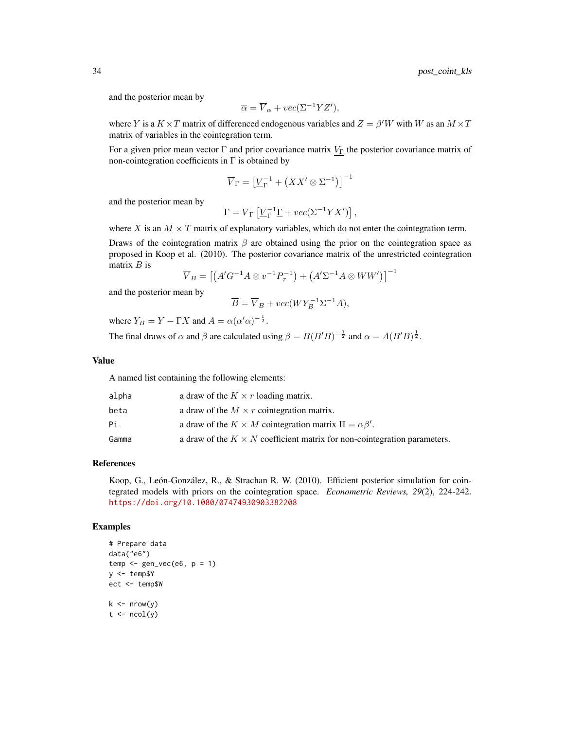and the posterior mean by

$$\overline{\alpha} = \overline{V}_{\alpha} + vec(\Sigma^{-1} Y Z'),$$

where $Y$ is a $K \times T$ matrix of differenced endogenous variables and $Z = \beta' W$ with $W$ as an $M \times T$ matrix of variables in the cointegration term.

For a given prior mean vector $\underline{\Gamma}$ and prior covariance matrix $\underline{V_{\Gamma}}$ the posterior covariance matrix of non-cointegration coefficients in $\Gamma$ is obtained by

$$\overline{V}_{\Gamma} = \left[ \underline{V}_{\Gamma}^{-1} + \left( X X' \otimes \Sigma^{-1} \right) \right]^{-1}$$

and the posterior mean by

$$\overline{\Gamma} = \overline{V}_{\Gamma} \left[ \underline{V}_{\Gamma}^{-1} \underline{\Gamma} + vec(\Sigma^{-1} Y X') \right],$$

where $X$ is an $M \times T$ matrix of explanatory variables, which do not enter the cointegration term.

Draws of the cointegration matrix $\beta$ are obtained using the prior on the cointegration space as proposed in Koop et al. (2010). The posterior covariance matrix of the unrestricted cointegration matrix $B$ is

$$\overline{V}_{B} = \left[ \left( A' G^{-1} A \otimes v^{-1} P_{\tau}^{-1} \right) + \left( A' \Sigma^{-1} A \otimes W W' \right) \right]^{-1}$$

and the posterior mean by

$$\overline{B} = \overline{V}_{B} + vec(W Y_{B}^{-1} \Sigma^{-1} A),$$

where $Y_B = Y - \Gamma X$ and $A = \alpha (\alpha' \alpha)^{-\frac{1}{2}}$.

The final draws of $\alpha$ and $\beta$ are calculated using $\beta = B(B'B)^{-\frac{1}{2}}$ and $\alpha = A(B'B)^{\frac{1}{2}}$.

## Value

A named list containing the following elements:

| | |
|---|---|
| alpha | a draw of the $K \times r$ loading matrix. |
| beta | a draw of the $M \times r$ cointegration matrix. |
| Pi | a draw of the $K \times M$ cointegration matrix $\Pi = \alpha \beta'$. |
| Gamma | a draw of the $K \times N$ coefficient matrix for non-cointegration parameters. |

## References

Koop, G., León-González, R., & Strachan R. W. (2010). Efficient posterior simulation for cointegrated models with priors on the cointegration space. *Econometric Reviews, 29*(2), 224-242. https://doi.org/10.1080/07474930903382208

## Examples

```
# Prepare data
data("e6")
temp <- gen_vec(e6, p = 1)
y <- temp$Y
ect <- temp$W

k <- nrow(y)
t <- ncol(y)
```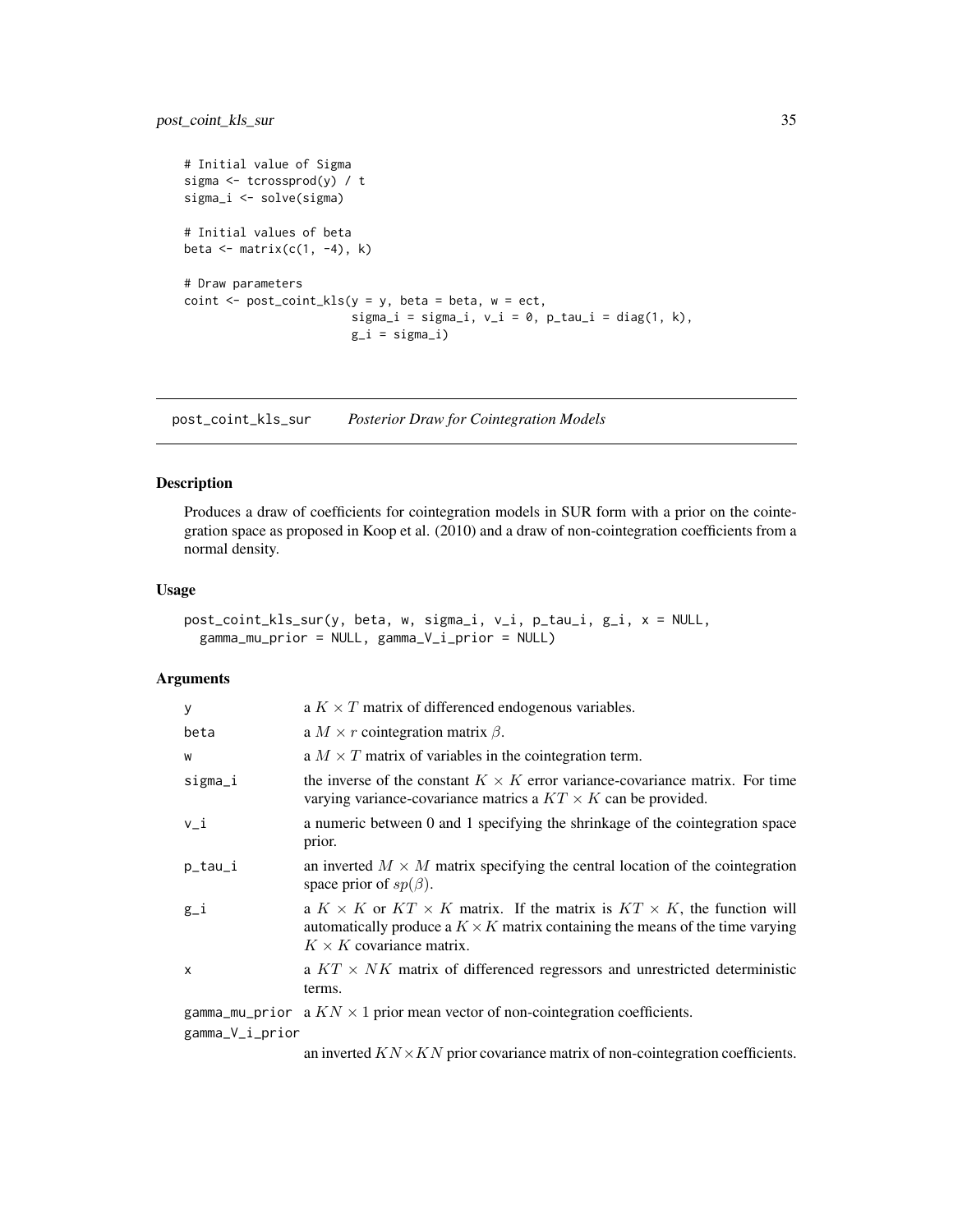```
# Initial value of Sigma
sigma <- tcrossprod(y) / t
sigma_i <- solve(sigma)

# Initial values of beta
beta <- matrix(c(1, -4), k)

# Draw parameters
coint <- post_coint_kls(y = y, beta = beta, w = ect,
                        sigma_i = sigma_i, v_i = 0, p_tau_i = diag(1, k),
                        g_i = sigma_i)
```

---

## post_coint_kls_sur    *Posterior Draw for Cointegration Models*

---

### Description

Produces a draw of coefficients for cointegration models in SUR form with a prior on the cointegration space as proposed in Koop et al. (2010) and a draw of non-cointegration coefficients from a normal density.

### Usage

```
post_coint_kls_sur(y, beta, w, sigma_i, v_i, p_tau_i, g_i, x = NULL,
  gamma_mu_prior = NULL, gamma_V_i_prior = NULL)
```

### Arguments

| | |
|---|---|
| y | a $K \times T$ matrix of differenced endogenous variables. |
| beta | a $M \times r$ cointegration matrix $\beta$. |
| w | a $M \times T$ matrix of variables in the cointegration term. |
| sigma_i | the inverse of the constant $K \times K$ error variance-covariance matrix. For time varying variance-covariance matrics a $KT \times K$ can be provided. |
| v_i | a numeric between 0 and 1 specifying the shrinkage of the cointegration space prior. |
| p_tau_i | an inverted $M \times M$ matrix specifying the central location of the cointegration space prior of $sp(\beta)$. |
| g_i | a $K \times K$ or $KT \times K$ matrix. If the matrix is $KT \times K$, the function will automatically produce a $K \times K$ matrix containing the means of the time varying $K \times K$ covariance matrix. |
| x | a $KT \times NK$ matrix of differenced regressors and unrestricted deterministic terms. |
| gamma_mu_prior | a $KN \times 1$ prior mean vector of non-cointegration coefficients. |
| gamma_V_i_prior | an inverted $KN \times KN$ prior covariance matrix of non-cointegration coefficients. |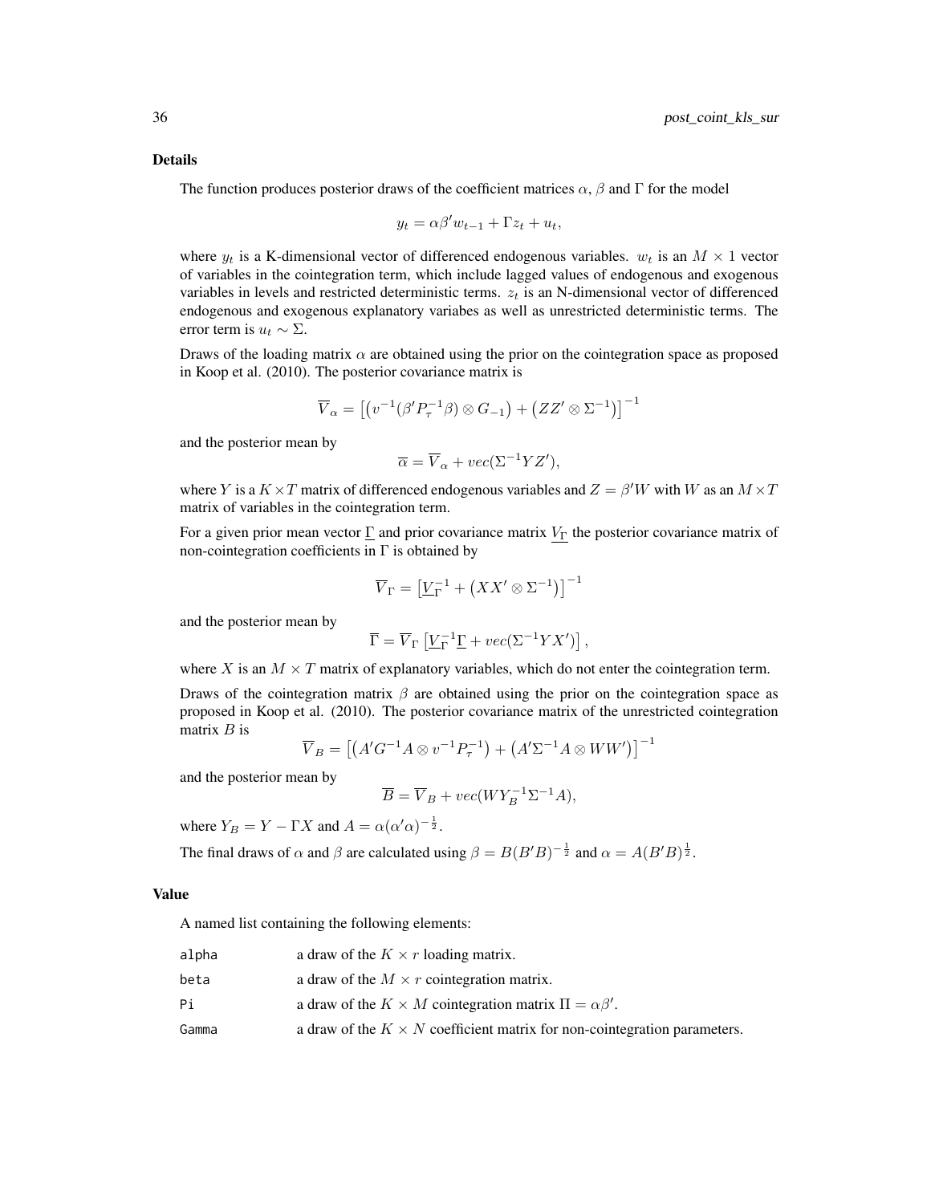### Details

The function produces posterior draws of the coefficient matrices $\alpha$, $\beta$ and $\Gamma$ for the model

$$y_t = \alpha \beta' w_{t-1} + \Gamma z_t + u_t,$$

where $y_t$ is a K-dimensional vector of differenced endogenous variables. $w_t$ is an $M \times 1$ vector of variables in the cointegration term, which include lagged values of endogenous and exogenous variables in levels and restricted deterministic terms. $z_t$ is an N-dimensional vector of differenced endogenous and exogenous explanatory variabes as well as unrestricted deterministic terms. The error term is $u_t \sim \Sigma$.

Draws of the loading matrix $\alpha$ are obtained using the prior on the cointegration space as proposed in Koop et al. (2010). The posterior covariance matrix is

$$\overline{V}_{\alpha} = \left[ \left( v^{-1} (\beta' P_{\tau}^{-1} \beta) \otimes G_{-1} \right) + \left( ZZ' \otimes \Sigma^{-1} \right) \right]^{-1}$$

and the posterior mean by

$$\overline{\alpha} = \overline{V}_{\alpha} + vec(\Sigma^{-1} Y Z'),$$

where $Y$ is a $K \times T$ matrix of differenced endogenous variables and $Z = \beta' W$ with $W$ as an $M \times T$ matrix of variables in the cointegration term.

For a given prior mean vector $\underline{\Gamma}$ and prior covariance matrix $\underline{V_{\Gamma}}$ the posterior covariance matrix of non-cointegration coefficients in $\Gamma$ is obtained by

$$\overline{V}_{\Gamma} = \left[ \underline{V}_{\Gamma}^{-1} + \left( XX' \otimes \Sigma^{-1} \right) \right]^{-1}$$

and the posterior mean by

$$\overline{\Gamma} = \overline{V}_{\Gamma} \left[ \underline{V}_{\Gamma}^{-1} \underline{\Gamma} + vec(\Sigma^{-1} Y X') \right],$$

where $X$ is an $M \times T$ matrix of explanatory variables, which do not enter the cointegration term.

Draws of the cointegration matrix $\beta$ are obtained using the prior on the cointegration space as proposed in Koop et al. (2010). The posterior covariance matrix of the unrestricted cointegration matrix $B$ is

$$\overline{V}_B = \left[ \left( A' G^{-1} A \otimes v^{-1} P_{\tau}^{-1} \right) + \left( A' \Sigma^{-1} A \otimes W W' \right) \right]^{-1}$$

and the posterior mean by

$$\overline{B} = \overline{V}_B + vec(W Y_B^{-1} \Sigma^{-1} A),$$

where $Y_B = Y - \Gamma X$ and $A = \alpha (\alpha' \alpha)^{-\frac{1}{2}}$.

The final draws of $\alpha$ and $\beta$ are calculated using $\beta = B (B' B)^{-\frac{1}{2}}$ and $\alpha = A (B' B)^{\frac{1}{2}}$.

### Value

A named list containing the following elements:

| | |
|---|---|
| alpha | a draw of the $K \times r$ loading matrix. |
| beta | a draw of the $M \times r$ cointegration matrix. |
| Pi | a draw of the $K \times M$ cointegration matrix $\Pi = \alpha \beta'$. |
| Gamma | a draw of the $K \times N$ coefficient matrix for non-cointegration parameters. |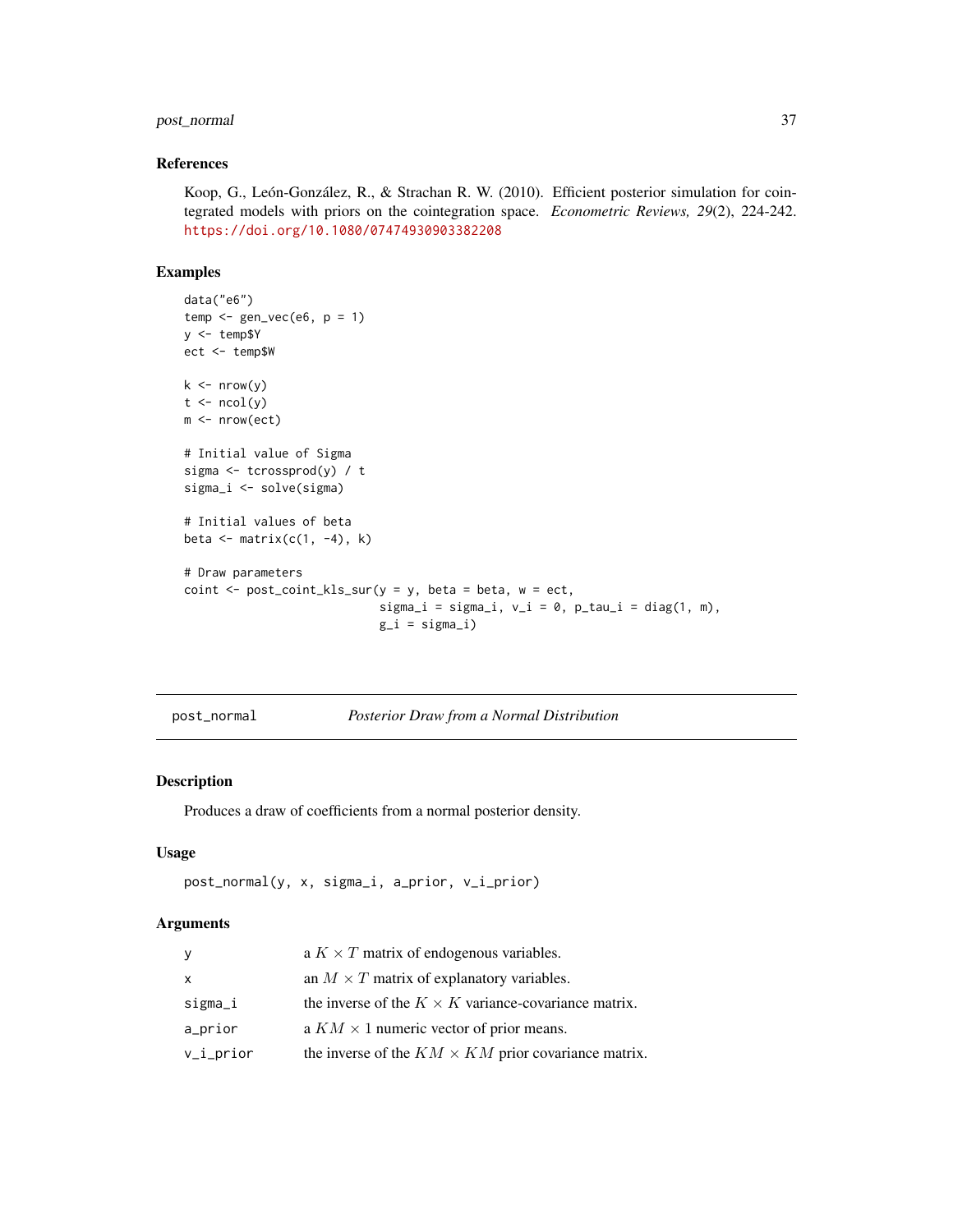## References

Koop, G., León-González, R., & Strachan R. W. (2010). Efficient posterior simulation for cointegrated models with priors on the cointegration space. *Econometric Reviews, 29*(2), 224-242. https://doi.org/10.1080/07474930903382208

## Examples

```
data("e6")
temp <- gen_vec(e6, p = 1)
y <- temp$Y
ect <- temp$W

k <- nrow(y)
t <- ncol(y)
m <- nrow(ect)

# Initial value of Sigma
sigma <- tcrossprod(y) / t
sigma_i <- solve(sigma)

# Initial values of beta
beta <- matrix(c(1, -4), k)

# Draw parameters
coint <- post_coint_kls_sur(y = y, beta = beta, w = ect,
                            sigma_i = sigma_i, v_i = 0, p_tau_i = diag(1, m),
                            g_i = sigma_i)
```

---

# post_normal — *Posterior Draw from a Normal Distribution*

## Description

Produces a draw of coefficients from a normal posterior density.

## Usage

```
post_normal(y, x, sigma_i, a_prior, v_i_prior)
```

## Arguments

| | |
|---|---|
| y | a $K \times T$ matrix of endogenous variables. |
| x | an $M \times T$ matrix of explanatory variables. |
| sigma_i | the inverse of the $K \times K$ variance-covariance matrix. |
| a_prior | a $KM \times 1$ numeric vector of prior means. |
| v_i_prior | the inverse of the $KM \times KM$ prior covariance matrix. |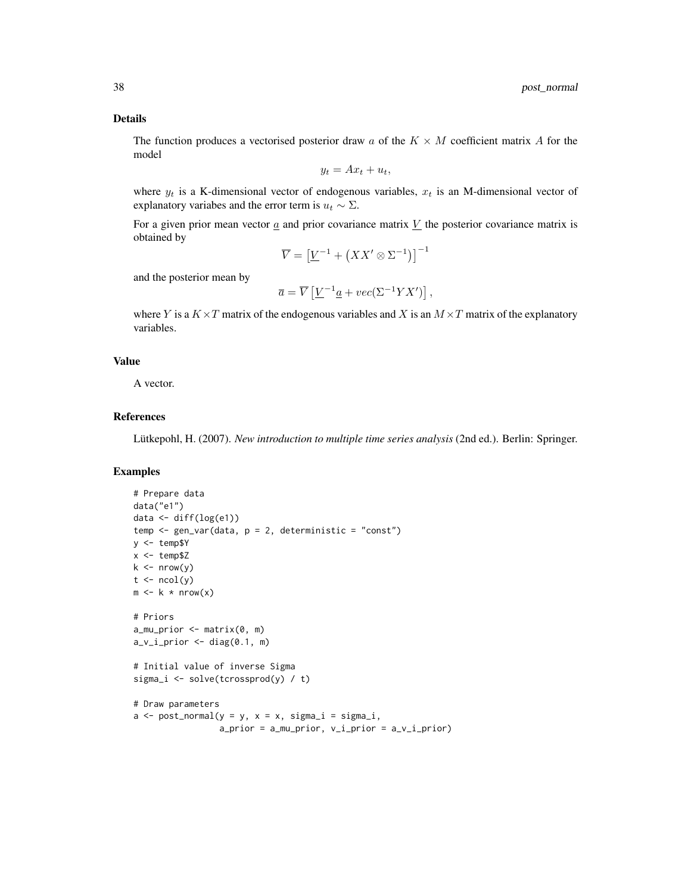### Details

The function produces a vectorised posterior draw $a$ of the $K \times M$ coefficient matrix $A$ for the model

$$y_t = Ax_t + u_t,$$

where $y_t$ is a K-dimensional vector of endogenous variables, $x_t$ is an M-dimensional vector of explanatory variabes and the error term is $u_t \sim \Sigma$.

For a given prior mean vector $\underline{a}$ and prior covariance matrix $\underline{V}$ the posterior covariance matrix is obtained by

$$\overline{V} = \left[\underline{V}^{-1} + \left(XX' \otimes \Sigma^{-1}\right)\right]^{-1}$$

and the posterior mean by

$$\overline{a} = \overline{V}\left[\underline{V}^{-1}\underline{a} + vec(\Sigma^{-1}YX')\right],$$

where $Y$ is a $K \times T$ matrix of the endogenous variables and $X$ is an $M \times T$ matrix of the explanatory variables.

### Value

A vector.

### References

Lütkepohl, H. (2007). *New introduction to multiple time series analysis* (2nd ed.). Berlin: Springer.

### Examples

```
# Prepare data
data("e1")
data <- diff(log(e1))
temp <- gen_var(data, p = 2, deterministic = "const")
y <- temp$Y
x <- temp$Z
k <- nrow(y)
t <- ncol(y)
m <- k * nrow(x)

# Priors
a_mu_prior <- matrix(0, m)
a_v_i_prior <- diag(0.1, m)

# Initial value of inverse Sigma
sigma_i <- solve(tcrossprod(y) / t)

# Draw parameters
a <- post_normal(y = y, x = x, sigma_i = sigma_i,
                 a_prior = a_mu_prior, v_i_prior = a_v_i_prior)
```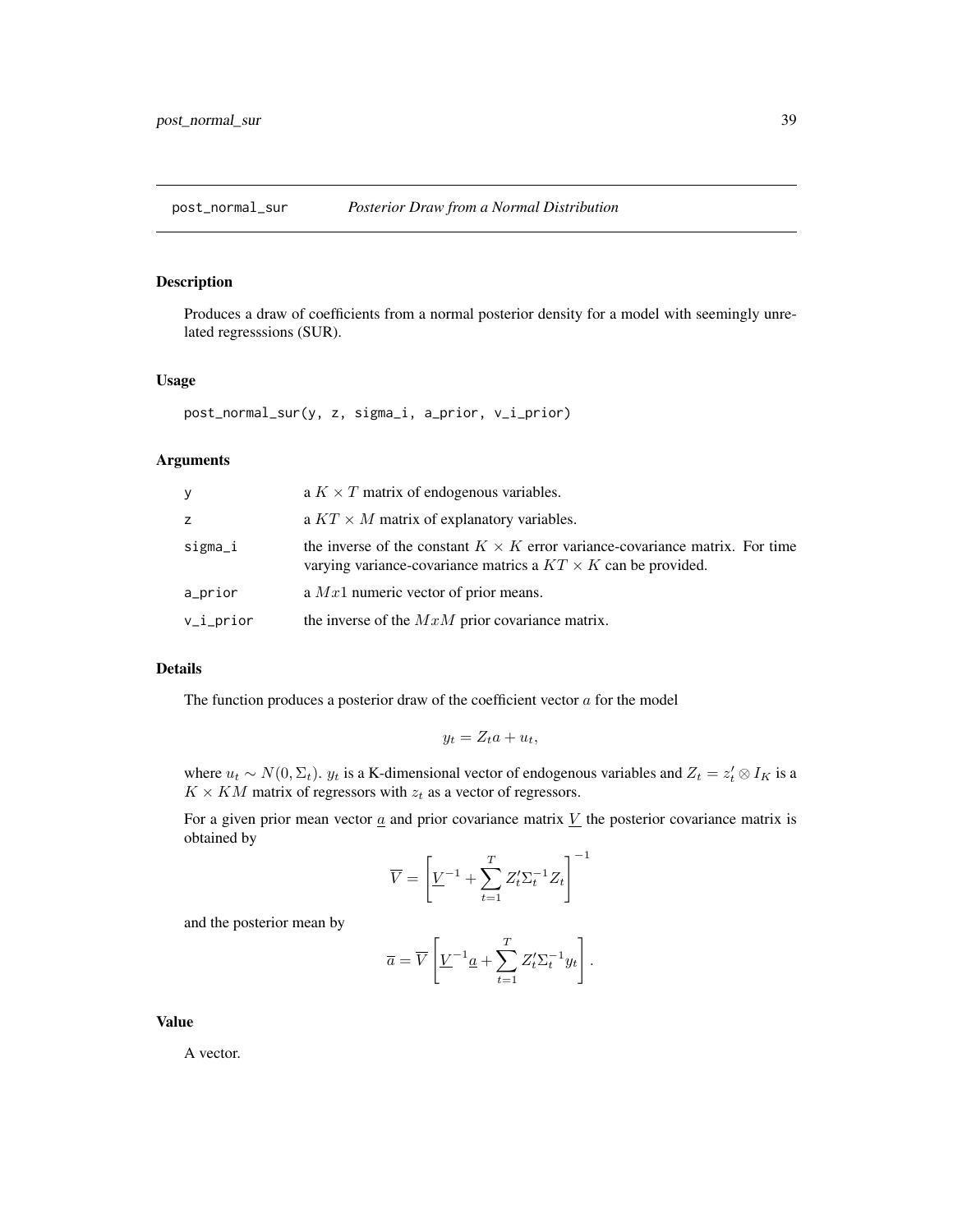## post_normal_sur *Posterior Draw from a Normal Distribution*

### Description

Produces a draw of coefficients from a normal posterior density for a model with seemingly unrelated regresssions (SUR).

### Usage

```
post_normal_sur(y, z, sigma_i, a_prior, v_i_prior)
```

### Arguments

| | |
|---|---|
| y | a $K \times T$ matrix of endogenous variables. |
| z | a $KT \times M$ matrix of explanatory variables. |
| sigma_i | the inverse of the constant $K \times K$ error variance-covariance matrix. For time varying variance-covariance matrics a $KT \times K$ can be provided. |
| a_prior | a $Mx1$ numeric vector of prior means. |
| v_i_prior | the inverse of the $MxM$ prior covariance matrix. |

### Details

The function produces a posterior draw of the coefficient vector $a$ for the model

$$y_t = Z_t a + u_t,$$

where $u_t \sim N(0, \Sigma_t)$. $y_t$ is a K-dimensional vector of endogenous variables and $Z_t = z_t' \otimes I_K$ is a $K \times KM$ matrix of regressors with $z_t$ as a vector of regressors.

For a given prior mean vector $\underline{a}$ and prior covariance matrix $\underline{V}$ the posterior covariance matrix is obtained by

$$\overline{V} = \left[ \underline{V}^{-1} + \sum_{t=1}^{T} Z_t' \Sigma_t^{-1} Z_t \right]^{-1}$$

and the posterior mean by

$$\overline{a} = \overline{V} \left[ \underline{V}^{-1} \underline{a} + \sum_{t=1}^{T} Z_t' \Sigma_t^{-1} y_t \right].$$

### Value

A vector.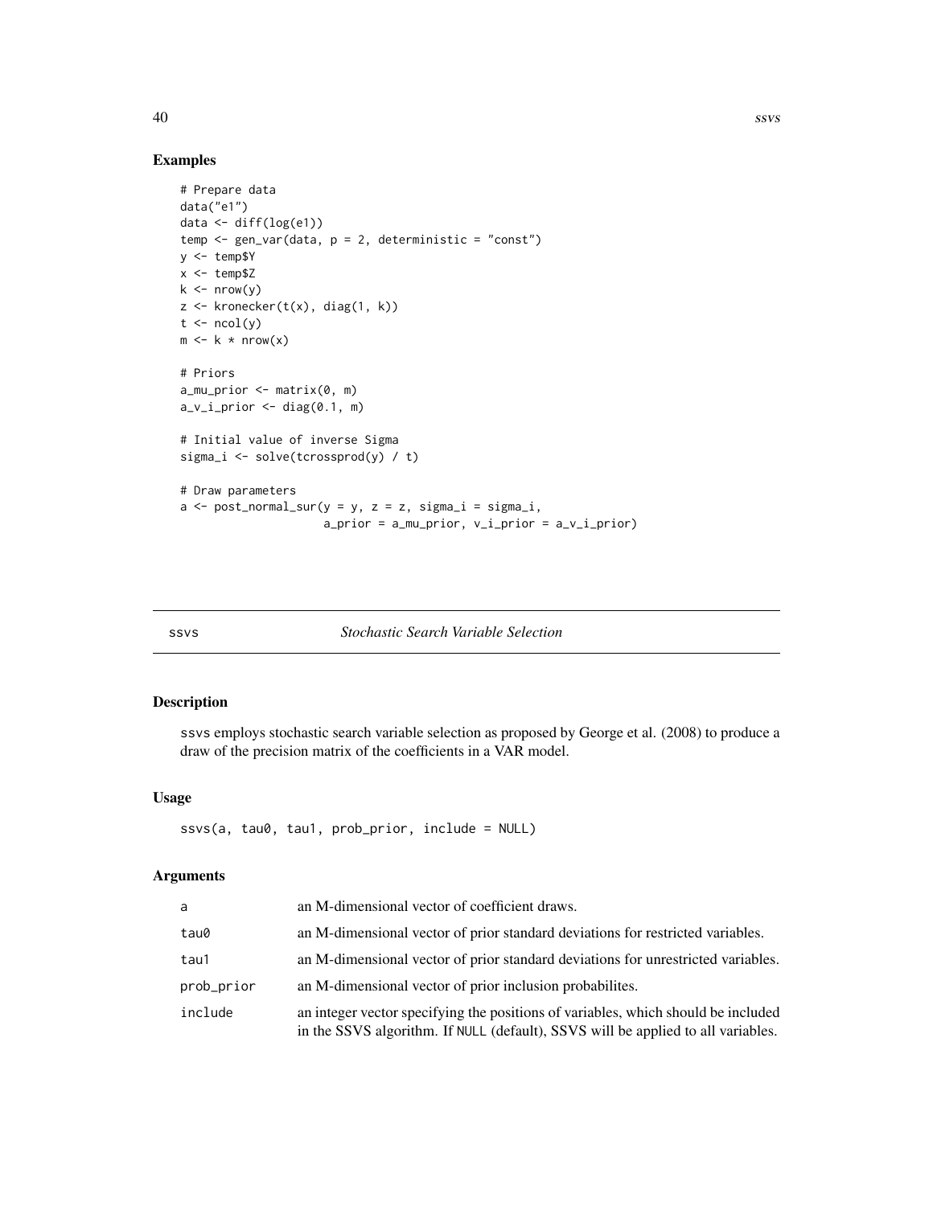## Examples

```
# Prepare data
data("e1")
data <- diff(log(e1))
temp <- gen_var(data, p = 2, deterministic = "const")
y <- temp$Y
x <- temp$Z
k <- nrow(y)
z <- kronecker(t(x), diag(1, k))
t <- ncol(y)
m <- k * nrow(x)

# Priors
a_mu_prior <- matrix(0, m)
a_v_i_prior <- diag(0.1, m)

# Initial value of inverse Sigma
sigma_i <- solve(tcrossprod(y) / t)

# Draw parameters
a <- post_normal_sur(y = y, z = z, sigma_i = sigma_i,
                     a_prior = a_mu_prior, v_i_prior = a_v_i_prior)
```

---

# ssvs — *Stochastic Search Variable Selection*

## Description

ssvs employs stochastic search variable selection as proposed by George et al. (2008) to produce a draw of the precision matrix of the coefficients in a VAR model.

## Usage

```
ssvs(a, tau0, tau1, prob_prior, include = NULL)
```

## Arguments

| | |
|---|---|
| a | an M-dimensional vector of coefficient draws. |
| tau0 | an M-dimensional vector of prior standard deviations for restricted variables. |
| tau1 | an M-dimensional vector of prior standard deviations for unrestricted variables. |
| prob_prior | an M-dimensional vector of prior inclusion probabilites. |
| include | an integer vector specifying the positions of variables, which should be included in the SSVS algorithm. If NULL (default), SSVS will be applied to all variables. |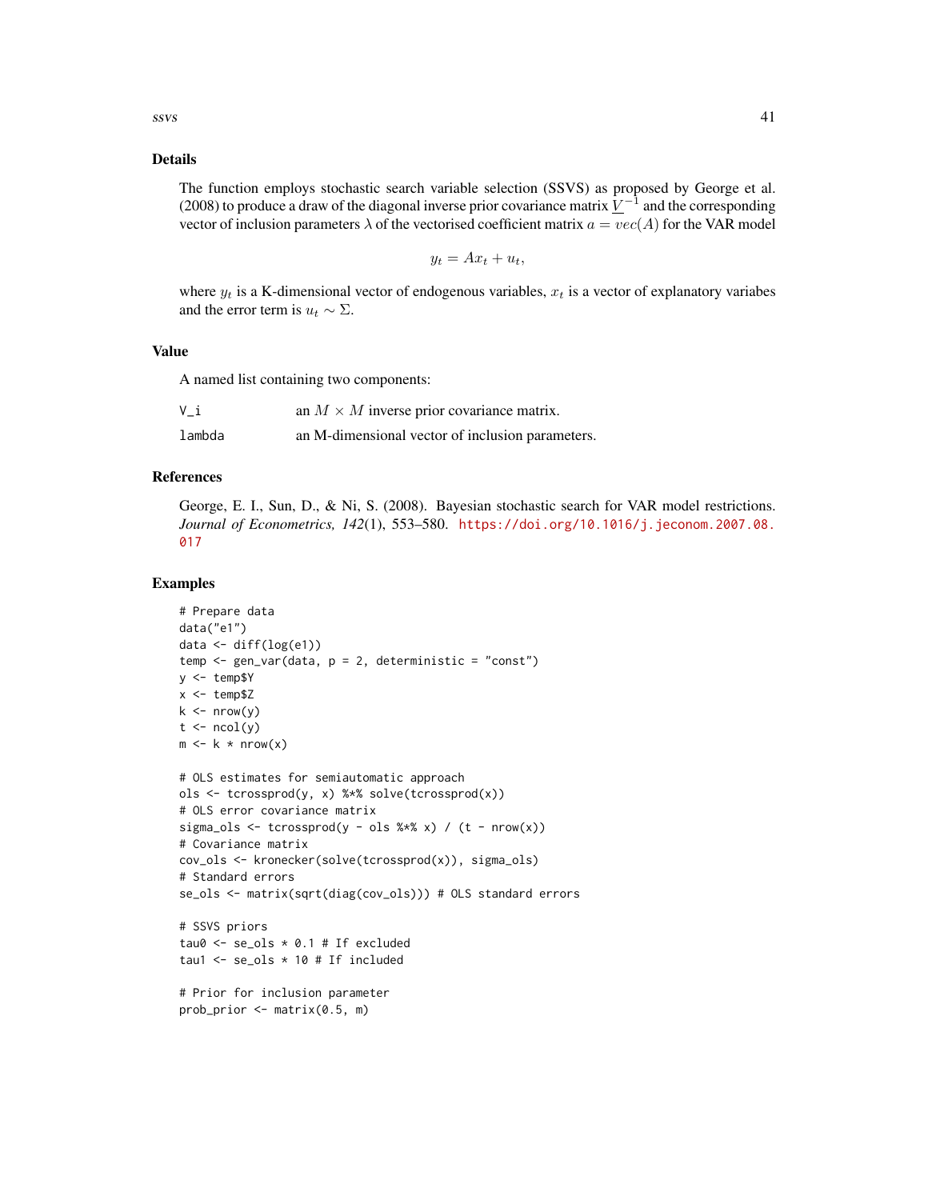## Details

The function employs stochastic search variable selection (SSVS) as proposed by George et al. (2008) to produce a draw of the diagonal inverse prior covariance matrix $\underline{V}^{-1}$ and the corresponding vector of inclusion parameters $\lambda$ of the vectorised coefficient matrix $a = vec(A)$ for the VAR model

$$y_t = Ax_t + u_t,$$

where $y_t$ is a K-dimensional vector of endogenous variables, $x_t$ is a vector of explanatory variabes and the error term is $u_t \sim \Sigma$.

## Value

A named list containing two components:

- `V_i` — an $M \times M$ inverse prior covariance matrix.
- `lambda` — an M-dimensional vector of inclusion parameters.

## References

George, E. I., Sun, D., & Ni, S. (2008). Bayesian stochastic search for VAR model restrictions. *Journal of Econometrics, 142*(1), 553–580. https://doi.org/10.1016/j.jeconom.2007.08.017

## Examples

```
# Prepare data
data("e1")
data <- diff(log(e1))
temp <- gen_var(data, p = 2, deterministic = "const")
y <- temp$Y
x <- temp$Z
k <- nrow(y)
t <- ncol(y)
m <- k * nrow(x)

# OLS estimates for semiautomatic approach
ols <- tcrossprod(y, x) %*% solve(tcrossprod(x))
# OLS error covariance matrix
sigma_ols <- tcrossprod(y - ols %*% x) / (t - nrow(x))
# Covariance matrix
cov_ols <- kronecker(solve(tcrossprod(x)), sigma_ols)
# Standard errors
se_ols <- matrix(sqrt(diag(cov_ols))) # OLS standard errors

# SSVS priors
tau0 <- se_ols * 0.1 # If excluded
tau1 <- se_ols * 10 # If included

# Prior for inclusion parameter
prob_prior <- matrix(0.5, m)
```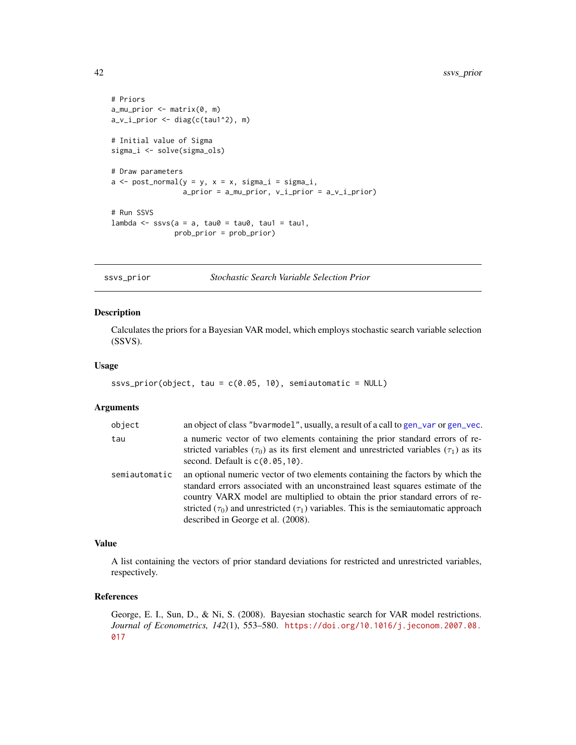```
# Priors
a_mu_prior <- matrix(0, m)
a_v_i_prior <- diag(c(tau1^2), m)

# Initial value of Sigma
sigma_i <- solve(sigma_ols)

# Draw parameters
a <- post_normal(y = y, x = x, sigma_i = sigma_i,
                 a_prior = a_mu_prior, v_i_prior = a_v_i_prior)

# Run SSVS
lambda <- ssvs(a = a, tau0 = tau0, tau1 = tau1,
               prob_prior = prob_prior)
```

---

## ssvs_prior — *Stochastic Search Variable Selection Prior*

### Description

Calculates the priors for a Bayesian VAR model, which employs stochastic search variable selection (SSVS).

### Usage

```
ssvs_prior(object, tau = c(0.05, 10), semiautomatic = NULL)
```

### Arguments

| Argument | Description |
|---|---|
| `object` | an object of class "bvarmodel", usually, a result of a call to `gen_var` or `gen_vec`. |
| `tau` | a numeric vector of two elements containing the prior standard errors of restricted variables ($\tau_0$) as its first element and unrestricted variables ($\tau_1$) as its second. Default is `c(0.05,10)`. |
| `semiautomatic` | an optional numeric vector of two elements containing the factors by which the standard errors associated with an unconstrained least squares estimate of the country VARX model are multiplied to obtain the prior standard errors of restricted ($\tau_0$) and unrestricted ($\tau_1$) variables. This is the semiautomatic approach described in George et al. (2008). |

### Value

A list containing the vectors of prior standard deviations for restricted and unrestricted variables, respectively.

### References

George, E. I., Sun, D., & Ni, S. (2008). Bayesian stochastic search for VAR model restrictions. *Journal of Econometrics, 142*(1), 553–580. https://doi.org/10.1016/j.jeconom.2007.08.017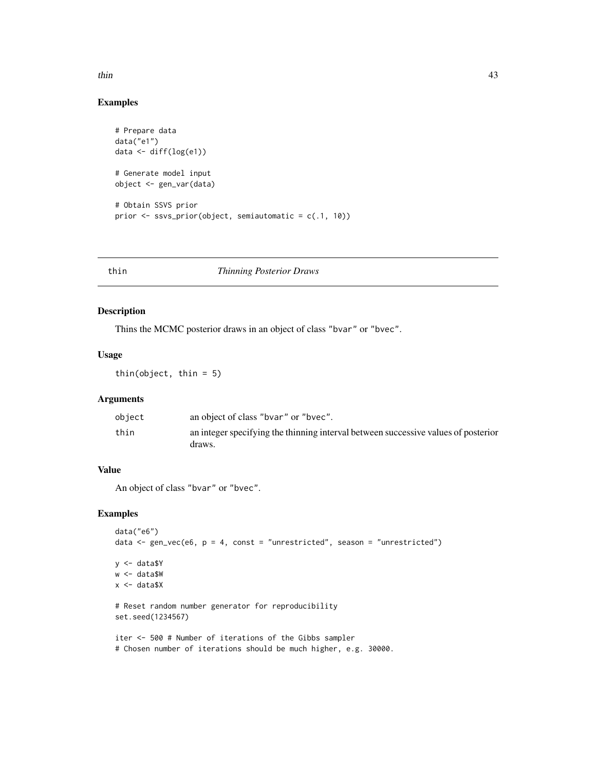## Examples

```
# Prepare data
data("e1")
data <- diff(log(e1))

# Generate model input
object <- gen_var(data)

# Obtain SSVS prior
prior <- ssvs_prior(object, semiautomatic = c(.1, 10))
```

---

# thin — *Thinning Posterior Draws*

## Description

Thins the MCMC posterior draws in an object of class "bvar" or "bvec".

## Usage

```
thin(object, thin = 5)
```

## Arguments

| | |
|---|---|
| object | an object of class "bvar" or "bvec". |
| thin | an integer specifying the thinning interval between successive values of posterior draws. |

## Value

An object of class "bvar" or "bvec".

## Examples

```
data("e6")
data <- gen_vec(e6, p = 4, const = "unrestricted", season = "unrestricted")

y <- data$Y
w <- data$W
x <- data$X

# Reset random number generator for reproducibility
set.seed(1234567)

iter <- 500 # Number of iterations of the Gibbs sampler
# Chosen number of iterations should be much higher, e.g. 30000.
```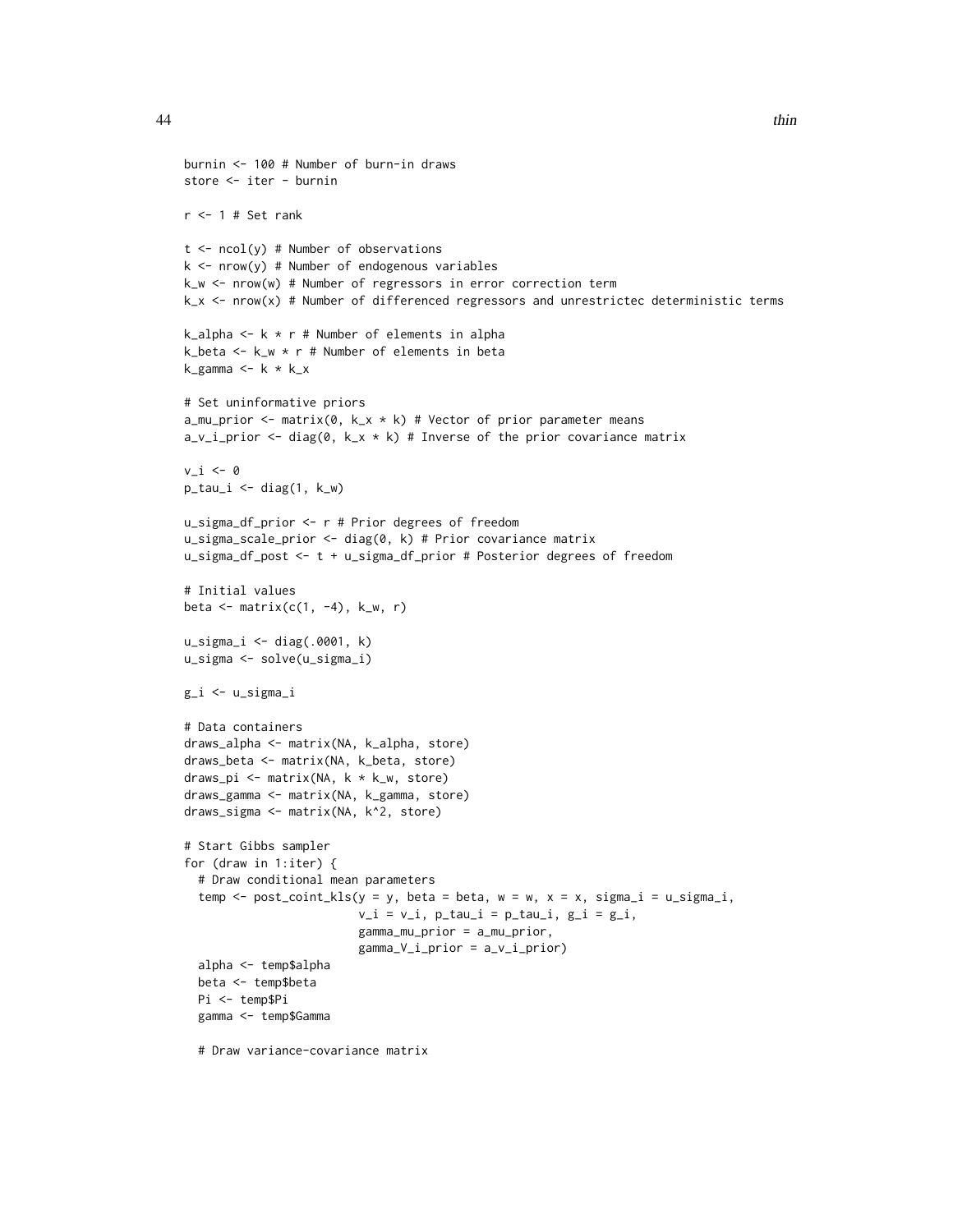```
burnin <- 100 # Number of burn-in draws
store <- iter - burnin

r <- 1 # Set rank

t <- ncol(y) # Number of observations
k <- nrow(y) # Number of endogenous variables
k_w <- nrow(w) # Number of regressors in error correction term
k_x <- nrow(x) # Number of differenced regressors and unrestrictec deterministic terms

k_alpha <- k * r # Number of elements in alpha
k_beta <- k_w * r # Number of elements in beta
k_gamma <- k * k_x

# Set uninformative priors
a_mu_prior <- matrix(0, k_x * k) # Vector of prior parameter means
a_v_i_prior <- diag(0, k_x * k) # Inverse of the prior covariance matrix

v_i <- 0
p_tau_i <- diag(1, k_w)

u_sigma_df_prior <- r # Prior degrees of freedom
u_sigma_scale_prior <- diag(0, k) # Prior covariance matrix
u_sigma_df_post <- t + u_sigma_df_prior # Posterior degrees of freedom

# Initial values
beta <- matrix(c(1, -4), k_w, r)

u_sigma_i <- diag(.0001, k)
u_sigma <- solve(u_sigma_i)

g_i <- u_sigma_i

# Data containers
draws_alpha <- matrix(NA, k_alpha, store)
draws_beta <- matrix(NA, k_beta, store)
draws_pi <- matrix(NA, k * k_w, store)
draws_gamma <- matrix(NA, k_gamma, store)
draws_sigma <- matrix(NA, k^2, store)

# Start Gibbs sampler
for (draw in 1:iter) {
  # Draw conditional mean parameters
  temp <- post_coint_kls(y = y, beta = beta, w = w, x = x, sigma_i = u_sigma_i,
                         v_i = v_i, p_tau_i = p_tau_i, g_i = g_i,
                         gamma_mu_prior = a_mu_prior,
                         gamma_V_i_prior = a_v_i_prior)
  alpha <- temp$alpha
  beta <- temp$beta
  Pi <- temp$Pi
  gamma <- temp$Gamma

  # Draw variance-covariance matrix
```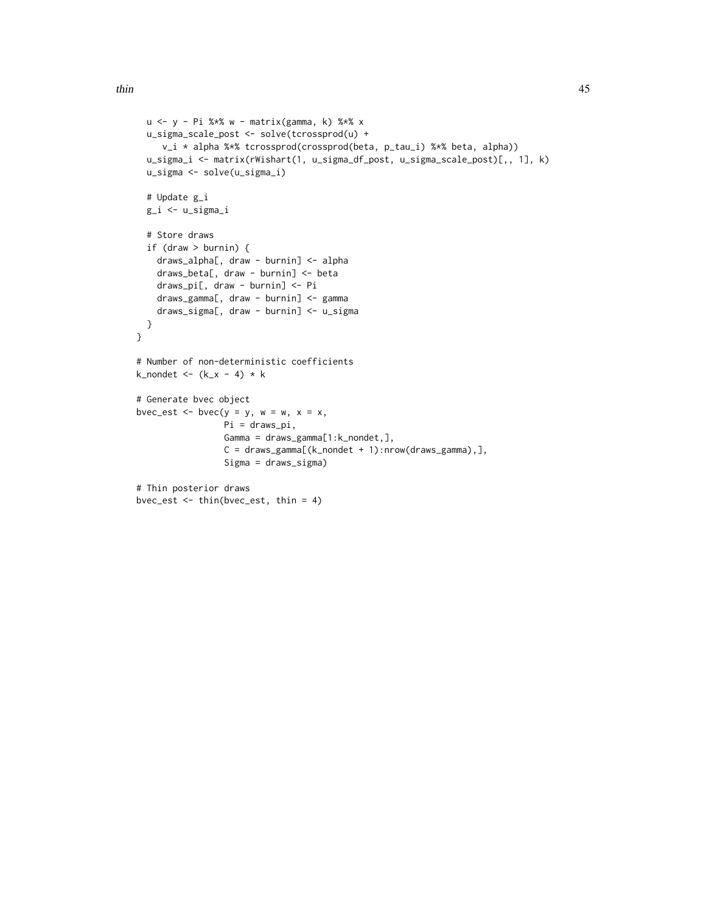```
  u <- y - Pi %*% w - matrix(gamma, k) %*% x
  u_sigma_scale_post <- solve(tcrossprod(u) +
     v_i * alpha %*% tcrossprod(crossprod(beta, p_tau_i) %*% beta, alpha))
  u_sigma_i <- matrix(rWishart(1, u_sigma_df_post, u_sigma_scale_post)[,, 1], k)
  u_sigma <- solve(u_sigma_i)

  # Update g_i
  g_i <- u_sigma_i

  # Store draws
  if (draw > burnin) {
    draws_alpha[, draw - burnin] <- alpha
    draws_beta[, draw - burnin] <- beta
    draws_pi[, draw - burnin] <- Pi
    draws_gamma[, draw - burnin] <- gamma
    draws_sigma[, draw - burnin] <- u_sigma
  }
}

# Number of non-deterministic coefficients
k_nondet <- (k_x - 4) * k

# Generate bvec object
bvec_est <- bvec(y = y, w = w, x = x,
                 Pi = draws_pi,
                 Gamma = draws_gamma[1:k_nondet,],
                 C = draws_gamma[(k_nondet + 1):nrow(draws_gamma),],
                 Sigma = draws_sigma)

# Thin posterior draws
bvec_est <- thin(bvec_est, thin = 4)
```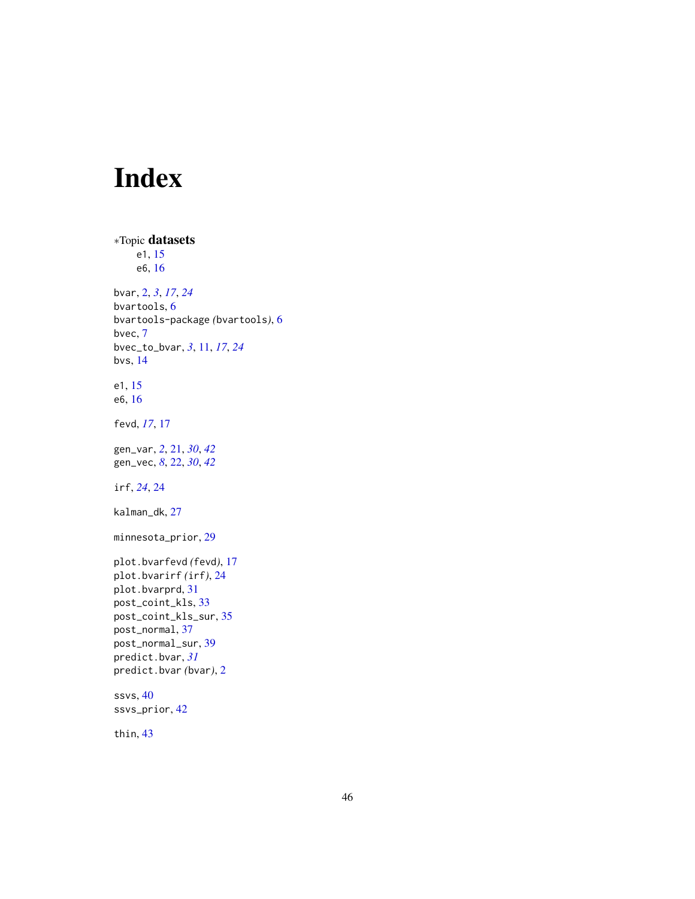# Index

*Topic **datasets**

e1, 15
e6, 16

bvar, 2, *3*, *17*, *24*
bvartools, 6
bvartools-package *(*bvartools*)*, 6
bvec, 7
bvec_to_bvar, *3*, 11, *17*, *24*
bvs, 14

e1, 15
e6, 16

fevd, *17*, 17

gen_var, *2*, 21, *30*, *42*
gen_vec, *8*, 22, *30*, *42*

irf, *24*, 24

kalman_dk, 27

minnesota_prior, 29

plot.bvarfevd *(*fevd*)*, 17
plot.bvarirf *(*irf*)*, 24
plot.bvarprd, 31
post_coint_kls, 33
post_coint_kls_sur, 35
post_normal, 37
post_normal_sur, 39
predict.bvar, *31*
predict.bvar *(*bvar*)*, 2

ssvs, 40
ssvs_prior, 42

thin, 43